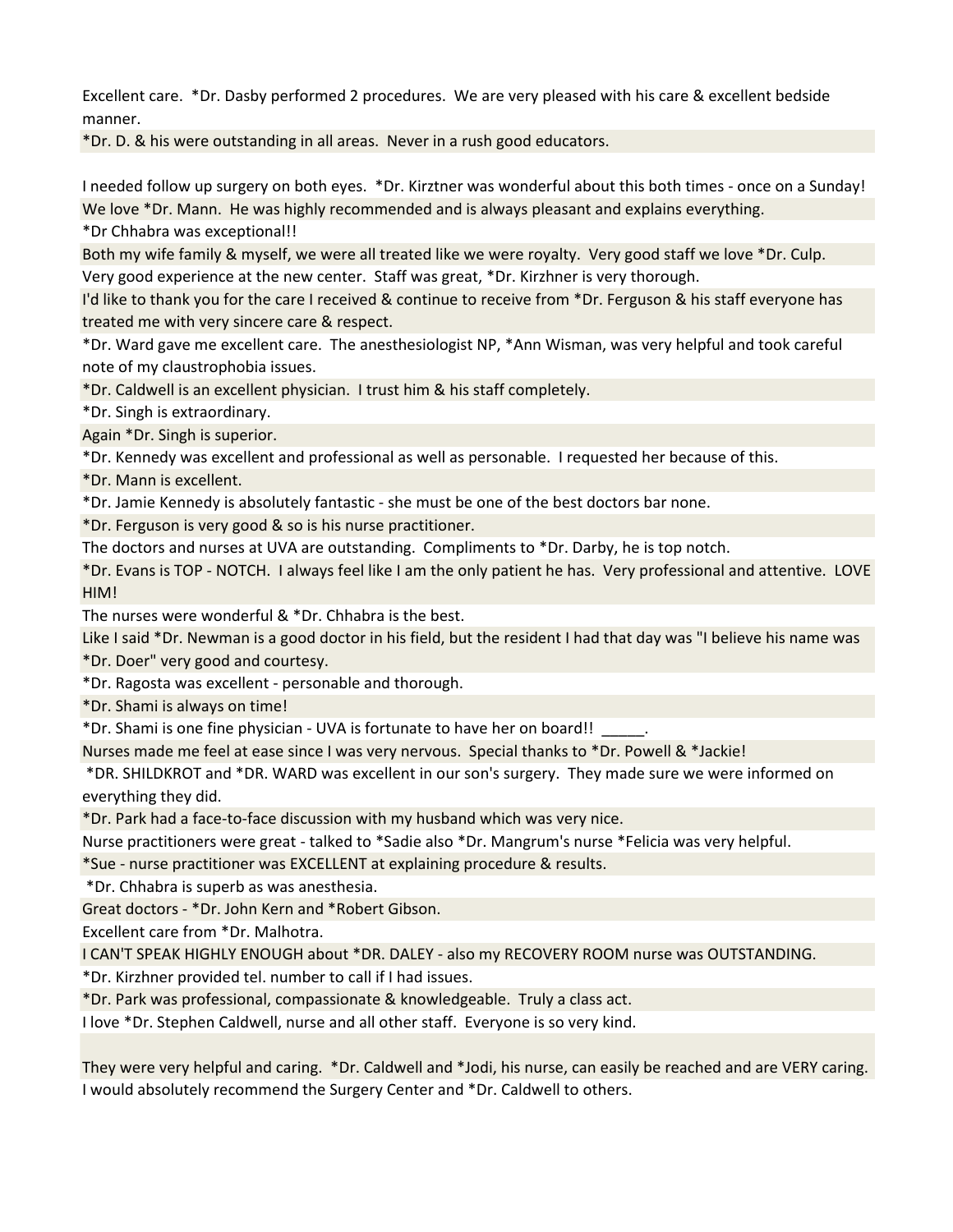Excellent care. *Dr. Dasby performed 2 procedures. We are very pleased with his care & excellent bedside manner.

*Dr. D. & his were outstanding in all areas. Never in a rush good educators.

I needed follow up surgery on both eyes. *Dr. Kirztner was wonderful about this both times - once on a Sunday!

We love *Dr. Mann. He was highly recommended and is always pleasant and explains everything.

*Dr Chhabra was exceptional!!

Both my wife family & myself, we were all treated like we were royalty. Very good staff we love *Dr. Culp.

Very good experience at the new center. Staff was great, *Dr. Kirzhner is very thorough.

I'd like to thank you for the care I received & continue to receive from *Dr. Ferguson & his staff everyone has treated me with very sincere care & respect.

*Dr. Ward gave me excellent care. The anesthesiologist NP, *Ann Wisman, was very helpful and took careful note of my claustrophobia issues.

*Dr. Caldwell is an excellent physician. I trust him & his staff completely.

*Dr. Singh is extraordinary.

Again *Dr. Singh is superior.

*Dr. Kennedy was excellent and professional as well as personable. I requested her because of this.

*Dr. Mann is excellent.

*Dr. Jamie Kennedy is absolutely fantastic - she must be one of the best doctors bar none.

*Dr. Ferguson is very good & so is his nurse practitioner.

The doctors and nurses at UVA are outstanding. Compliments to *Dr. Darby, he is top notch.

*Dr. Evans is TOP - NOTCH. I always feel like I am the only patient he has. Very professional and attentive. LOVE HIM!

The nurses were wonderful & *Dr. Chhabra is the best.

Like I said *Dr. Newman is a good doctor in his field, but the resident I had that day was "I believe his name was *Dr. Doer" very good and courtesy.

*Dr. Ragosta was excellent - personable and thorough.

*Dr. Shami is always on time!

*Dr. Shami is one fine physician - UVA is fortunate to have her on board!! _____.

Nurses made me feel at ease since I was very nervous. Special thanks to *Dr. Powell & *Jackie!

*DR. SHILDKROT and *DR. WARD was excellent in our son's surgery. They made sure we were informed on everything they did.

*Dr. Park had a face-to-face discussion with my husband which was very nice.

Nurse practitioners were great - talked to *Sadie also *Dr. Mangrum's nurse *Felicia was very helpful.

*Sue - nurse practitioner was EXCELLENT at explaining procedure & results.

*Dr. Chhabra is superb as was anesthesia.

Great doctors - *Dr. John Kern and *Robert Gibson.

Excellent care from *Dr. Malhotra.

I CAN'T SPEAK HIGHLY ENOUGH about *DR. DALEY - also my RECOVERY ROOM nurse was OUTSTANDING.

*Dr. Kirzhner provided tel. number to call if I had issues.

*Dr. Park was professional, compassionate & knowledgeable. Truly a class act.

I love *Dr. Stephen Caldwell, nurse and all other staff. Everyone is so very kind.

They were very helpful and caring. *Dr. Caldwell and *Jodi, his nurse, can easily be reached and are VERY caring.

I would absolutely recommend the Surgery Center and *Dr. Caldwell to others.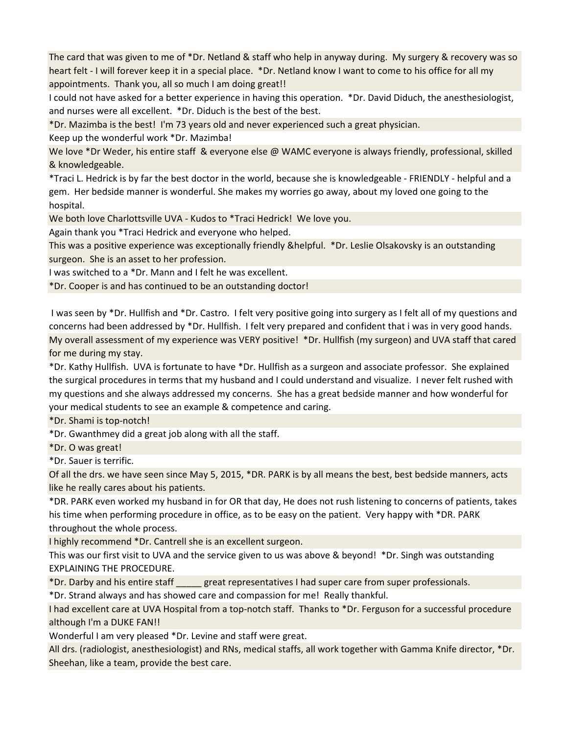The card that was given to me of *Dr. Netland & staff who help in anyway during. My surgery & recovery was so heart felt - I will forever keep it in a special place. *Dr. Netland know I want to come to his office for all my appointments. Thank you, all so much I am doing great!!

I could not have asked for a better experience in having this operation. *Dr. David Diduch, the anesthesiologist, and nurses were all excellent. *Dr. Diduch is the best of the best.

*Dr. Mazimba is the best! I'm 73 years old and never experienced such a great physician.

Keep up the wonderful work *Dr. Mazimba!

We love *Dr Weder, his entire staff & everyone else @ WAMC everyone is always friendly, professional, skilled & knowledgeable.

*Traci L. Hedrick is by far the best doctor in the world, because she is knowledgeable - FRIENDLY - helpful and a gem. Her bedside manner is wonderful. She makes my worries go away, about my loved one going to the hospital.

We both love Charlottsville UVA - Kudos to *Traci Hedrick! We love you.

Again thank you *Traci Hedrick and everyone who helped.

This was a positive experience was exceptionally friendly &helpful. *Dr. Leslie Olsakovsky is an outstanding surgeon. She is an asset to her profession.

I was switched to a *Dr. Mann and I felt he was excellent.

*Dr. Cooper is and has continued to be an outstanding doctor!

I was seen by *Dr. Hullfish and *Dr. Castro. I felt very positive going into surgery as I felt all of my questions and concerns had been addressed by *Dr. Hullfish. I felt very prepared and confident that i was in very good hands.

My overall assessment of my experience was VERY positive! *Dr. Hullfish (my surgeon) and UVA staff that cared for me during my stay.

*Dr. Kathy Hullfish. UVA is fortunate to have *Dr. Hullfish as a surgeon and associate professor. She explained the surgical procedures in terms that my husband and I could understand and visualize. I never felt rushed with my questions and she always addressed my concerns. She has a great bedside manner and how wonderful for your medical students to see an example & competence and caring.

*Dr. Shami is top-notch!

*Dr. Gwanthmey did a great job along with all the staff.

*Dr. O was great!

*Dr. Sauer is terrific.

Of all the drs. we have seen since May 5, 2015, *DR. PARK is by all means the best, best bedside manners, acts like he really cares about his patients.

*DR. PARK even worked my husband in for OR that day, He does not rush listening to concerns of patients, takes his time when performing procedure in office, as to be easy on the patient. Very happy with *DR. PARK throughout the whole process.

I highly recommend *Dr. Cantrell she is an excellent surgeon.

This was our first visit to UVA and the service given to us was above & beyond! *Dr. Singh was outstanding EXPLAINING THE PROCEDURE.

*Dr. Darby and his entire staff _____ great representatives I had super care from super professionals.

*Dr. Strand always and has showed care and compassion for me! Really thankful.

I had excellent care at UVA Hospital from a top-notch staff. Thanks to *Dr. Ferguson for a successful procedure although I'm a DUKE FAN!!

Wonderful I am very pleased *Dr. Levine and staff were great.

All drs. (radiologist, anesthesiologist) and RNs, medical staffs, all work together with Gamma Knife director, *Dr. Sheehan, like a team, provide the best care.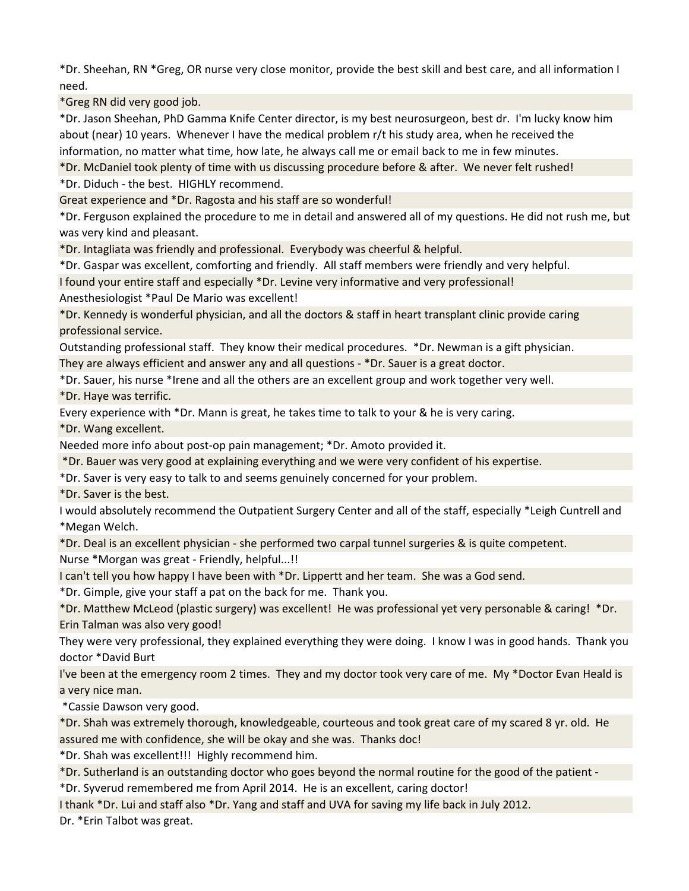*Dr. Sheehan, RN *Greg, OR nurse very close monitor, provide the best skill and best care, and all information I need.

*Greg RN did very good job.

*Dr. Jason Sheehan, PhD Gamma Knife Center director, is my best neurosurgeon, best dr. I'm lucky know him about (near) 10 years. Whenever I have the medical problem r/t his study area, when he received the information, no matter what time, how late, he always call me or email back to me in few minutes.

*Dr. McDaniel took plenty of time with us discussing procedure before & after. We never felt rushed!

*Dr. Diduch - the best. HIGHLY recommend.

Great experience and *Dr. Ragosta and his staff are so wonderful!

*Dr. Ferguson explained the procedure to me in detail and answered all of my questions. He did not rush me, but was very kind and pleasant.

*Dr. Intagliata was friendly and professional. Everybody was cheerful & helpful.

*Dr. Gaspar was excellent, comforting and friendly. All staff members were friendly and very helpful.

I found your entire staff and especially *Dr. Levine very informative and very professional!

Anesthesiologist *Paul De Mario was excellent!

*Dr. Kennedy is wonderful physician, and all the doctors & staff in heart transplant clinic provide caring professional service.

Outstanding professional staff. They know their medical procedures. *Dr. Newman is a gift physician.

They are always efficient and answer any and all questions - *Dr. Sauer is a great doctor.

*Dr. Sauer, his nurse *Irene and all the others are an excellent group and work together very well.

*Dr. Haye was terrific.

Every experience with *Dr. Mann is great, he takes time to talk to your & he is very caring.

*Dr. Wang excellent.

Needed more info about post-op pain management; *Dr. Amoto provided it.

*Dr. Bauer was very good at explaining everything and we were very confident of his expertise.

*Dr. Saver is very easy to talk to and seems genuinely concerned for your problem.

*Dr. Saver is the best.

I would absolutely recommend the Outpatient Surgery Center and all of the staff, especially *Leigh Cuntrell and *Megan Welch.

*Dr. Deal is an excellent physician - she performed two carpal tunnel surgeries & is quite competent.

Nurse *Morgan was great - Friendly, helpful...!!

I can't tell you how happy I have been with *Dr. Lippertt and her team. She was a God send.

*Dr. Gimple, give your staff a pat on the back for me. Thank you.

*Dr. Matthew McLeod (plastic surgery) was excellent! He was professional yet very personable & caring! *Dr. Erin Talman was also very good!

They were very professional, they explained everything they were doing. I know I was in good hands. Thank you doctor *David Burt

I've been at the emergency room 2 times. They and my doctor took very care of me. My *Doctor Evan Heald is a very nice man.

*Cassie Dawson very good.

*Dr. Shah was extremely thorough, knowledgeable, courteous and took great care of my scared 8 yr. old. He assured me with confidence, she will be okay and she was. Thanks doc!

*Dr. Shah was excellent!!! Highly recommend him.

*Dr. Sutherland is an outstanding doctor who goes beyond the normal routine for the good of the patient -

*Dr. Syverud remembered me from April 2014. He is an excellent, caring doctor!

I thank *Dr. Lui and staff also *Dr. Yang and staff and UVA for saving my life back in July 2012.

Dr. *Erin Talbot was great.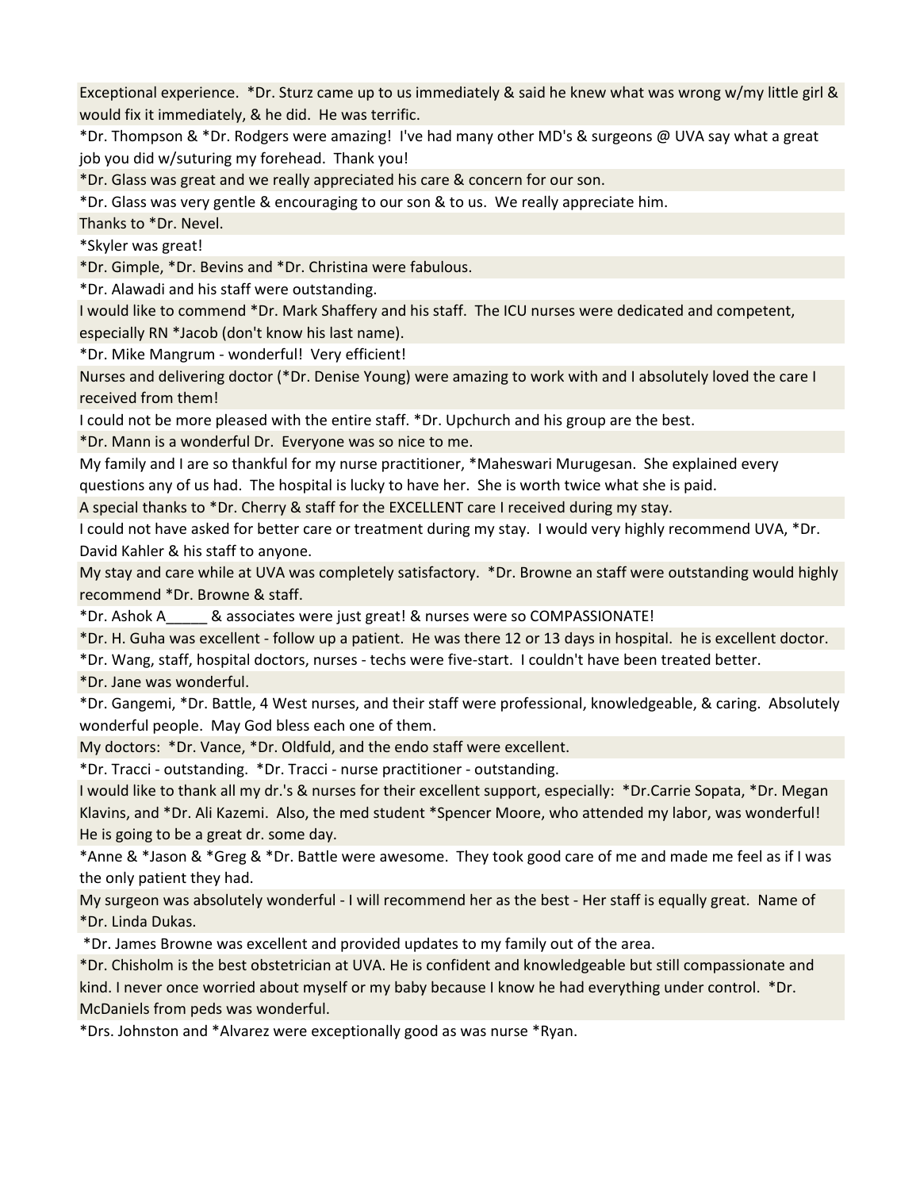Exceptional experience. *Dr. Sturz came up to us immediately & said he knew what was wrong w/my little girl & would fix it immediately, & he did. He was terrific.

*Dr. Thompson & *Dr. Rodgers were amazing! I've had many other MD's & surgeons @ UVA say what a great job you did w/suturing my forehead. Thank you!

*Dr. Glass was great and we really appreciated his care & concern for our son.

*Dr. Glass was very gentle & encouraging to our son & to us. We really appreciate him.

Thanks to *Dr. Nevel.

*Skyler was great!

*Dr. Gimple, *Dr. Bevins and *Dr. Christina were fabulous.

*Dr. Alawadi and his staff were outstanding.

I would like to commend *Dr. Mark Shaffery and his staff. The ICU nurses were dedicated and competent, especially RN *Jacob (don't know his last name).

*Dr. Mike Mangrum - wonderful! Very efficient!

Nurses and delivering doctor (*Dr. Denise Young) were amazing to work with and I absolutely loved the care I received from them!

I could not be more pleased with the entire staff. *Dr. Upchurch and his group are the best.

*Dr. Mann is a wonderful Dr. Everyone was so nice to me.

My family and I are so thankful for my nurse practitioner, *Maheswari Murugesan. She explained every questions any of us had. The hospital is lucky to have her. She is worth twice what she is paid.

A special thanks to *Dr. Cherry & staff for the EXCELLENT care I received during my stay.

I could not have asked for better care or treatment during my stay. I would very highly recommend UVA, *Dr. David Kahler & his staff to anyone.

My stay and care while at UVA was completely satisfactory. *Dr. Browne an staff were outstanding would highly recommend *Dr. Browne & staff.

*Dr. Ashok A_____ & associates were just great! & nurses were so COMPASSIONATE!

*Dr. H. Guha was excellent - follow up a patient. He was there 12 or 13 days in hospital. he is excellent doctor.

*Dr. Wang, staff, hospital doctors, nurses - techs were five-start. I couldn't have been treated better.

*Dr. Jane was wonderful.

*Dr. Gangemi, *Dr. Battle, 4 West nurses, and their staff were professional, knowledgeable, & caring. Absolutely wonderful people. May God bless each one of them.

My doctors: *Dr. Vance, *Dr. Oldfuld, and the endo staff were excellent.

*Dr. Tracci - outstanding. *Dr. Tracci - nurse practitioner - outstanding.

I would like to thank all my dr.'s & nurses for their excellent support, especially: *Dr.Carrie Sopata, *Dr. Megan Klavins, and *Dr. Ali Kazemi. Also, the med student *Spencer Moore, who attended my labor, was wonderful! He is going to be a great dr. some day.

*Anne & *Jason & *Greg & *Dr. Battle were awesome. They took good care of me and made me feel as if I was the only patient they had.

My surgeon was absolutely wonderful - I will recommend her as the best - Her staff is equally great. Name of *Dr. Linda Dukas.

*Dr. James Browne was excellent and provided updates to my family out of the area.

*Dr. Chisholm is the best obstetrician at UVA. He is confident and knowledgeable but still compassionate and kind. I never once worried about myself or my baby because I know he had everything under control. *Dr. McDaniels from peds was wonderful.

*Drs. Johnston and *Alvarez were exceptionally good as was nurse *Ryan.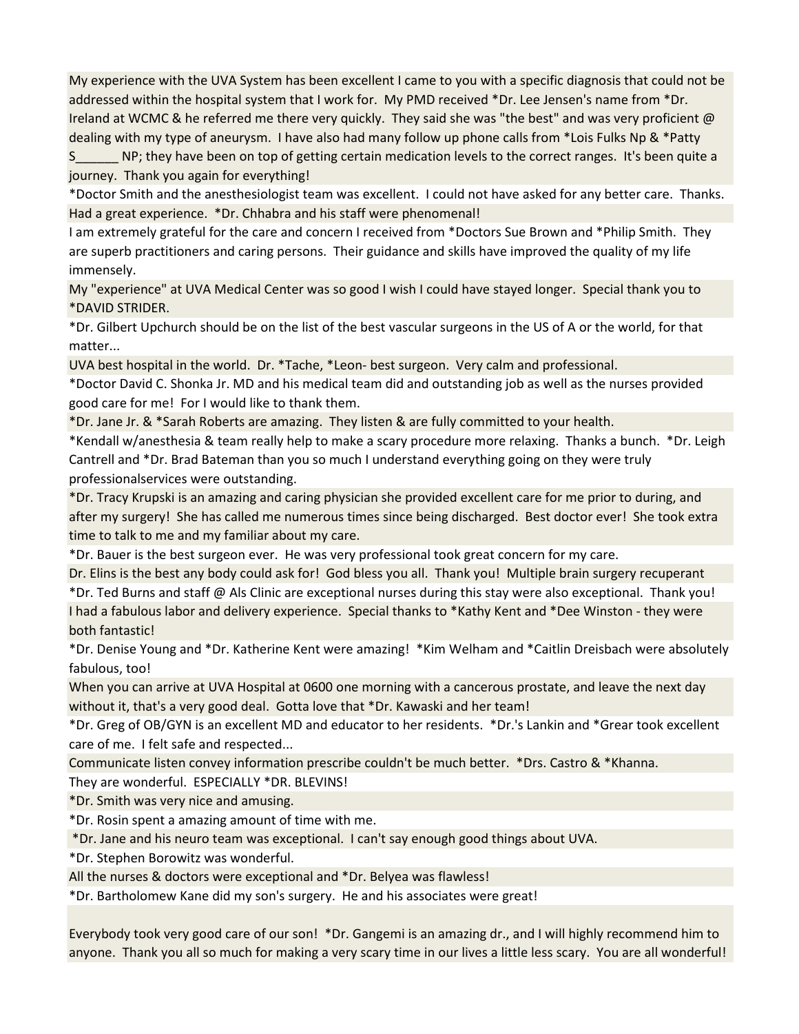My experience with the UVA System has been excellent I came to you with a specific diagnosis that could not be addressed within the hospital system that I work for. My PMD received *Dr. Lee Jensen's name from *Dr. Ireland at WCMC & he referred me there very quickly. They said she was "the best" and was very proficient @ dealing with my type of aneurysm. I have also had many follow up phone calls from *Lois Fulks Np & *Patty S______ NP; they have been on top of getting certain medication levels to the correct ranges. It's been quite a journey. Thank you again for everything!

*Doctor Smith and the anesthesiologist team was excellent. I could not have asked for any better care. Thanks.

Had a great experience. *Dr. Chhabra and his staff were phenomenal!

I am extremely grateful for the care and concern I received from *Doctors Sue Brown and *Philip Smith. They are superb practitioners and caring persons. Their guidance and skills have improved the quality of my life immensely.

My "experience" at UVA Medical Center was so good I wish I could have stayed longer. Special thank you to *DAVID STRIDER.

*Dr. Gilbert Upchurch should be on the list of the best vascular surgeons in the US of A or the world, for that matter...

UVA best hospital in the world. Dr. *Tache, *Leon- best surgeon. Very calm and professional.

*Doctor David C. Shonka Jr. MD and his medical team did and outstanding job as well as the nurses provided good care for me! For I would like to thank them.

*Dr. Jane Jr. & *Sarah Roberts are amazing. They listen & are fully committed to your health.

*Kendall w/anesthesia & team really help to make a scary procedure more relaxing. Thanks a bunch. *Dr. Leigh Cantrell and *Dr. Brad Bateman than you so much I understand everything going on they were truly professionalservices were outstanding.

*Dr. Tracy Krupski is an amazing and caring physician she provided excellent care for me prior to during, and after my surgery! She has called me numerous times since being discharged. Best doctor ever! She took extra time to talk to me and my familiar about my care.

*Dr. Bauer is the best surgeon ever. He was very professional took great concern for my care.

Dr. Elins is the best any body could ask for! God bless you all. Thank you! Multiple brain surgery recuperant

*Dr. Ted Burns and staff @ Als Clinic are exceptional nurses during this stay were also exceptional. Thank you!

I had a fabulous labor and delivery experience. Special thanks to *Kathy Kent and *Dee Winston - they were both fantastic!

*Dr. Denise Young and *Dr. Katherine Kent were amazing! *Kim Welham and *Caitlin Dreisbach were absolutely fabulous, too!

When you can arrive at UVA Hospital at 0600 one morning with a cancerous prostate, and leave the next day without it, that's a very good deal. Gotta love that *Dr. Kawaski and her team!

*Dr. Greg of OB/GYN is an excellent MD and educator to her residents. *Dr.'s Lankin and *Grear took excellent care of me. I felt safe and respected...

Communicate listen convey information prescribe couldn't be much better. *Drs. Castro & *Khanna.

They are wonderful. ESPECIALLY *DR. BLEVINS!

*Dr. Smith was very nice and amusing.

*Dr. Rosin spent a amazing amount of time with me.

*Dr. Jane and his neuro team was exceptional. I can't say enough good things about UVA.

*Dr. Stephen Borowitz was wonderful.

All the nurses & doctors were exceptional and *Dr. Belyea was flawless!

*Dr. Bartholomew Kane did my son's surgery. He and his associates were great!

Everybody took very good care of our son! *Dr. Gangemi is an amazing dr., and I will highly recommend him to anyone. Thank you all so much for making a very scary time in our lives a little less scary. You are all wonderful!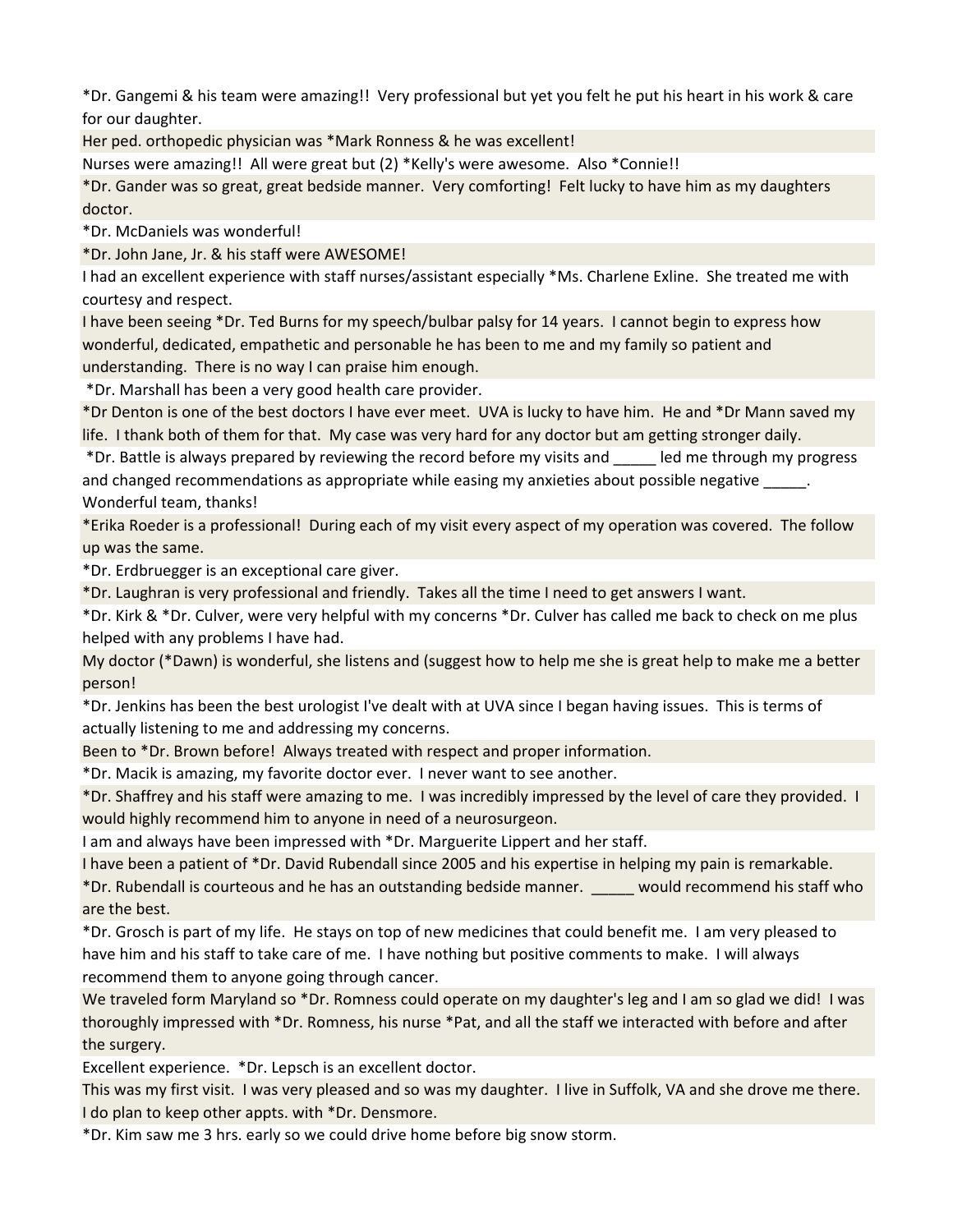*Dr. Gangemi & his team were amazing!! Very professional but yet you felt he put his heart in his work & care for our daughter.

Her ped. orthopedic physician was *Mark Ronness & he was excellent!

Nurses were amazing!! All were great but (2) *Kelly's were awesome. Also *Connie!!

*Dr. Gander was so great, great bedside manner. Very comforting! Felt lucky to have him as my daughters doctor.

*Dr. McDaniels was wonderful!

*Dr. John Jane, Jr. & his staff were AWESOME!

I had an excellent experience with staff nurses/assistant especially *Ms. Charlene Exline. She treated me with courtesy and respect.

I have been seeing *Dr. Ted Burns for my speech/bulbar palsy for 14 years. I cannot begin to express how wonderful, dedicated, empathetic and personable he has been to me and my family so patient and understanding. There is no way I can praise him enough.

*Dr. Marshall has been a very good health care provider.

*Dr Denton is one of the best doctors I have ever meet. UVA is lucky to have him. He and *Dr Mann saved my life. I thank both of them for that. My case was very hard for any doctor but am getting stronger daily.

*Dr. Battle is always prepared by reviewing the record before my visits and _____ led me through my progress and changed recommendations as appropriate while easing my anxieties about possible negative _____. Wonderful team, thanks!

*Erika Roeder is a professional! During each of my visit every aspect of my operation was covered. The follow up was the same.

*Dr. Erdbruegger is an exceptional care giver.

*Dr. Laughran is very professional and friendly. Takes all the time I need to get answers I want.

*Dr. Kirk & *Dr. Culver, were very helpful with my concerns *Dr. Culver has called me back to check on me plus helped with any problems I have had.

My doctor (*Dawn) is wonderful, she listens and (suggest how to help me she is great help to make me a better person!

*Dr. Jenkins has been the best urologist I've dealt with at UVA since I began having issues. This is terms of actually listening to me and addressing my concerns.

Been to *Dr. Brown before! Always treated with respect and proper information.

*Dr. Macik is amazing, my favorite doctor ever. I never want to see another.

*Dr. Shaffrey and his staff were amazing to me. I was incredibly impressed by the level of care they provided. I would highly recommend him to anyone in need of a neurosurgeon.

I am and always have been impressed with *Dr. Marguerite Lippert and her staff.

I have been a patient of *Dr. David Rubendall since 2005 and his expertise in helping my pain is remarkable. *Dr. Rubendall is courteous and he has an outstanding bedside manner. _____ would recommend his staff who are the best.

*Dr. Grosch is part of my life. He stays on top of new medicines that could benefit me. I am very pleased to have him and his staff to take care of me. I have nothing but positive comments to make. I will always recommend them to anyone going through cancer.

We traveled form Maryland so *Dr. Romness could operate on my daughter's leg and I am so glad we did! I was thoroughly impressed with *Dr. Romness, his nurse *Pat, and all the staff we interacted with before and after the surgery.

Excellent experience. *Dr. Lepsch is an excellent doctor.

This was my first visit. I was very pleased and so was my daughter. I live in Suffolk, VA and she drove me there. I do plan to keep other appts. with *Dr. Densmore.

*Dr. Kim saw me 3 hrs. early so we could drive home before big snow storm.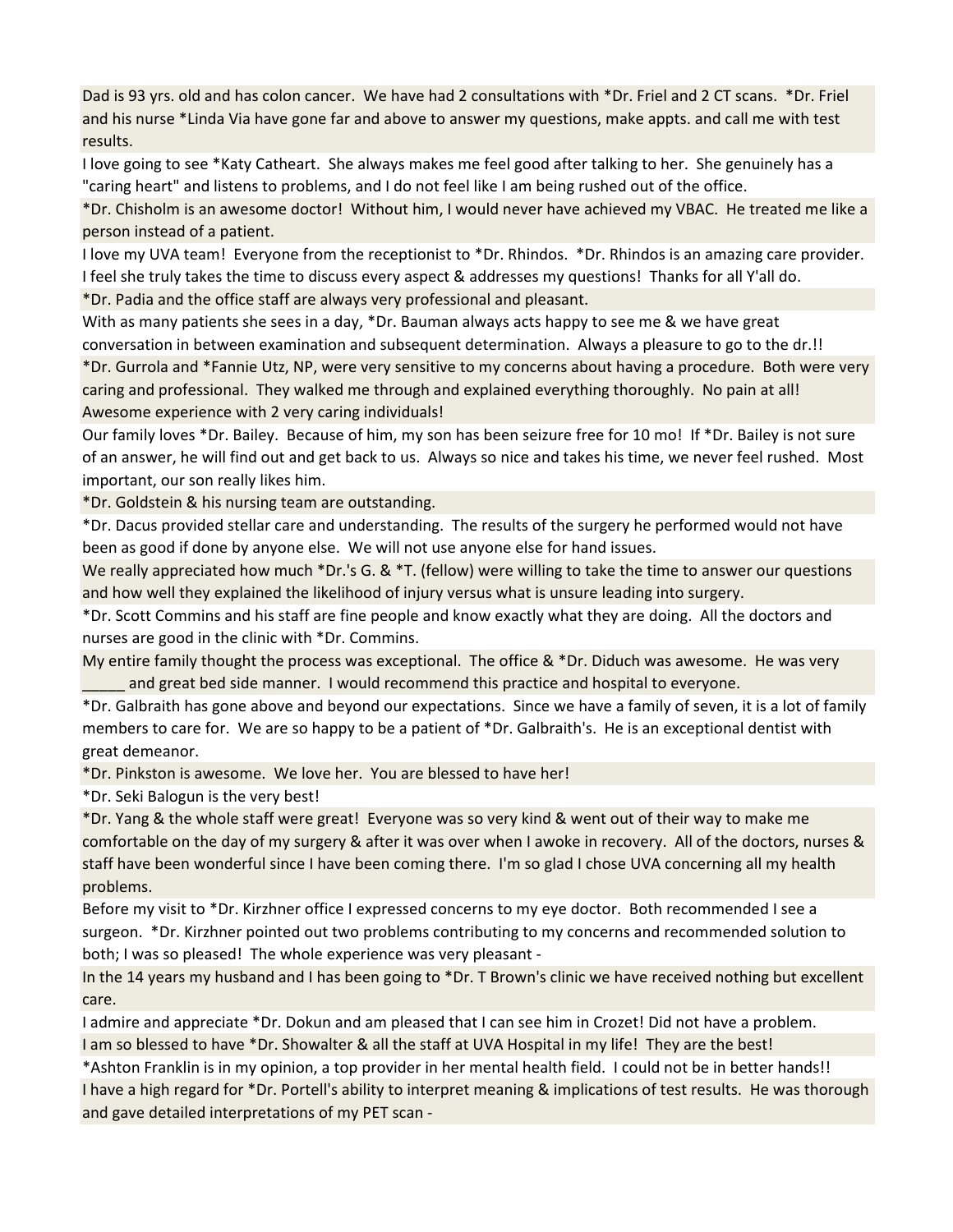Dad is 93 yrs. old and has colon cancer. We have had 2 consultations with *Dr. Friel and 2 CT scans. *Dr. Friel and his nurse *Linda Via have gone far and above to answer my questions, make appts. and call me with test results.

I love going to see *Katy Catheart. She always makes me feel good after talking to her. She genuinely has a "caring heart" and listens to problems, and I do not feel like I am being rushed out of the office.

*Dr. Chisholm is an awesome doctor! Without him, I would never have achieved my VBAC. He treated me like a person instead of a patient.

I love my UVA team! Everyone from the receptionist to *Dr. Rhindos. *Dr. Rhindos is an amazing care provider. I feel she truly takes the time to discuss every aspect & addresses my questions! Thanks for all Y'all do.

*Dr. Padia and the office staff are always very professional and pleasant.

With as many patients she sees in a day, *Dr. Bauman always acts happy to see me & we have great conversation in between examination and subsequent determination. Always a pleasure to go to the dr.!!

*Dr. Gurrola and *Fannie Utz, NP, were very sensitive to my concerns about having a procedure. Both were very caring and professional. They walked me through and explained everything thoroughly. No pain at all! Awesome experience with 2 very caring individuals!

Our family loves *Dr. Bailey. Because of him, my son has been seizure free for 10 mo! If *Dr. Bailey is not sure of an answer, he will find out and get back to us. Always so nice and takes his time, we never feel rushed. Most important, our son really likes him.

*Dr. Goldstein & his nursing team are outstanding.

*Dr. Dacus provided stellar care and understanding. The results of the surgery he performed would not have been as good if done by anyone else. We will not use anyone else for hand issues.

We really appreciated how much *Dr.'s G. & *T. (fellow) were willing to take the time to answer our questions and how well they explained the likelihood of injury versus what is unsure leading into surgery.

*Dr. Scott Commins and his staff are fine people and know exactly what they are doing. All the doctors and nurses are good in the clinic with *Dr. Commins.

My entire family thought the process was exceptional. The office & *Dr. Diduch was awesome. He was very _____ and great bed side manner. I would recommend this practice and hospital to everyone.

*Dr. Galbraith has gone above and beyond our expectations. Since we have a family of seven, it is a lot of family members to care for. We are so happy to be a patient of *Dr. Galbraith's. He is an exceptional dentist with great demeanor.

*Dr. Pinkston is awesome. We love her. You are blessed to have her!

*Dr. Seki Balogun is the very best!

*Dr. Yang & the whole staff were great! Everyone was so very kind & went out of their way to make me comfortable on the day of my surgery & after it was over when I awoke in recovery. All of the doctors, nurses & staff have been wonderful since I have been coming there. I'm so glad I chose UVA concerning all my health problems.

Before my visit to *Dr. Kirzhner office I expressed concerns to my eye doctor. Both recommended I see a surgeon. *Dr. Kirzhner pointed out two problems contributing to my concerns and recommended solution to both; I was so pleased! The whole experience was very pleasant -

In the 14 years my husband and I has been going to *Dr. T Brown's clinic we have received nothing but excellent care.

I admire and appreciate *Dr. Dokun and am pleased that I can see him in Crozet! Did not have a problem.

I am so blessed to have *Dr. Showalter & all the staff at UVA Hospital in my life! They are the best!

*Ashton Franklin is in my opinion, a top provider in her mental health field. I could not be in better hands!!

I have a high regard for *Dr. Portell's ability to interpret meaning & implications of test results. He was thorough and gave detailed interpretations of my PET scan -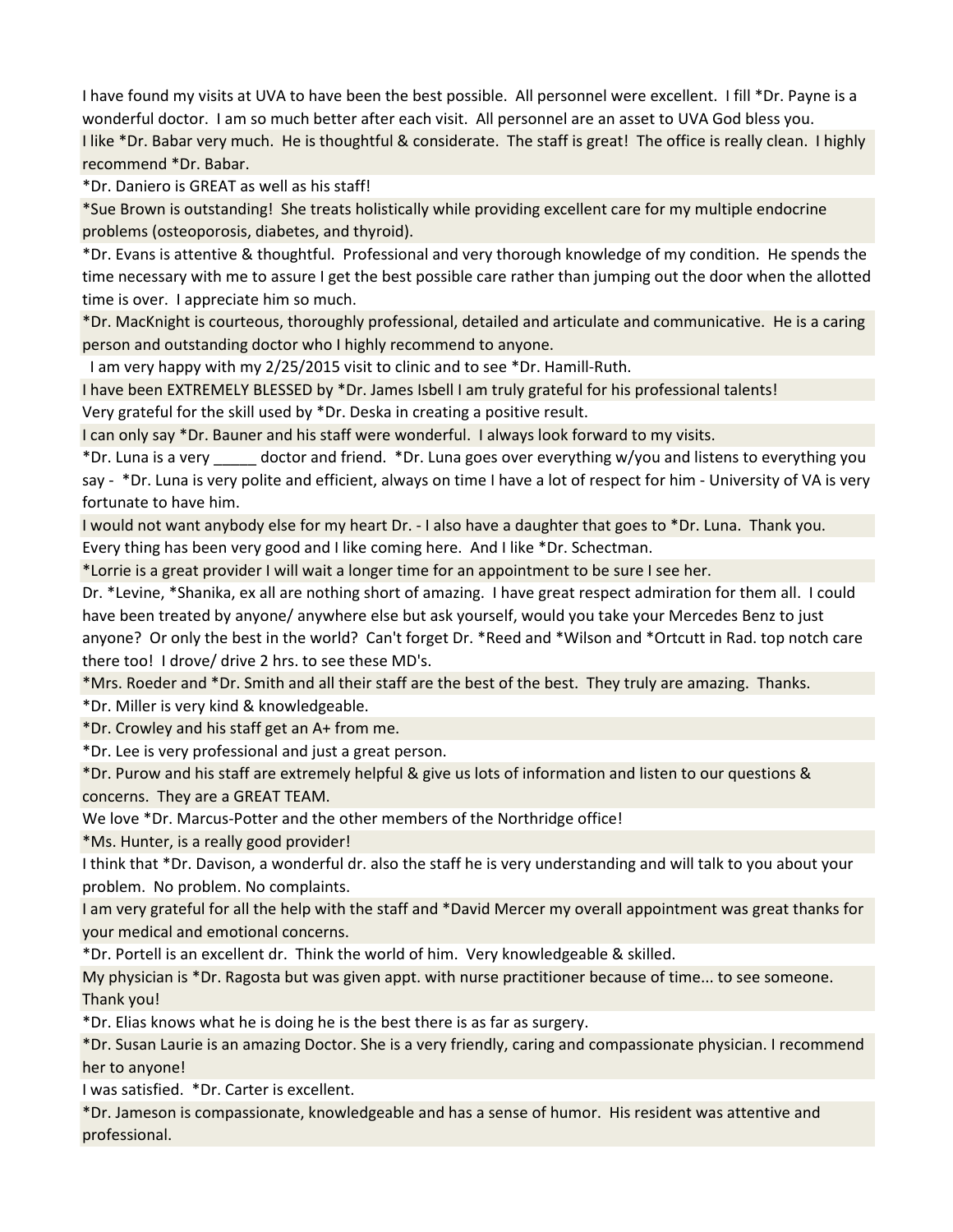I have found my visits at UVA to have been the best possible. All personnel were excellent. I fill *Dr. Payne is a wonderful doctor. I am so much better after each visit. All personnel are an asset to UVA God bless you.

I like *Dr. Babar very much. He is thoughtful & considerate. The staff is great! The office is really clean. I highly recommend *Dr. Babar.

*Dr. Daniero is GREAT as well as his staff!

*Sue Brown is outstanding! She treats holistically while providing excellent care for my multiple endocrine problems (osteoporosis, diabetes, and thyroid).

*Dr. Evans is attentive & thoughtful. Professional and very thorough knowledge of my condition. He spends the time necessary with me to assure I get the best possible care rather than jumping out the door when the allotted time is over. I appreciate him so much.

*Dr. MacKnight is courteous, thoroughly professional, detailed and articulate and communicative. He is a caring person and outstanding doctor who I highly recommend to anyone.

I am very happy with my 2/25/2015 visit to clinic and to see *Dr. Hamill-Ruth.

I have been EXTREMELY BLESSED by *Dr. James Isbell I am truly grateful for his professional talents!

Very grateful for the skill used by *Dr. Deska in creating a positive result.

I can only say *Dr. Bauner and his staff were wonderful. I always look forward to my visits.

*Dr. Luna is a very _____ doctor and friend. *Dr. Luna goes over everything w/you and listens to everything you say - *Dr. Luna is very polite and efficient, always on time I have a lot of respect for him - University of VA is very fortunate to have him.

I would not want anybody else for my heart Dr. - I also have a daughter that goes to *Dr. Luna. Thank you.

Every thing has been very good and I like coming here. And I like *Dr. Schectman.

*Lorrie is a great provider I will wait a longer time for an appointment to be sure I see her.

Dr. *Levine, *Shanika, ex all are nothing short of amazing. I have great respect admiration for them all. I could have been treated by anyone/ anywhere else but ask yourself, would you take your Mercedes Benz to just anyone? Or only the best in the world? Can't forget Dr. *Reed and *Wilson and *Ortcutt in Rad. top notch care there too! I drove/ drive 2 hrs. to see these MD's.

*Mrs. Roeder and *Dr. Smith and all their staff are the best of the best. They truly are amazing. Thanks.

*Dr. Miller is very kind & knowledgeable.

*Dr. Crowley and his staff get an A+ from me.

*Dr. Lee is very professional and just a great person.

*Dr. Purow and his staff are extremely helpful & give us lots of information and listen to our questions & concerns. They are a GREAT TEAM.

We love *Dr. Marcus-Potter and the other members of the Northridge office!

*Ms. Hunter, is a really good provider!

I think that *Dr. Davison, a wonderful dr. also the staff he is very understanding and will talk to you about your problem. No problem. No complaints.

I am very grateful for all the help with the staff and *David Mercer my overall appointment was great thanks for your medical and emotional concerns.

*Dr. Portell is an excellent dr. Think the world of him. Very knowledgeable & skilled.

My physician is *Dr. Ragosta but was given appt. with nurse practitioner because of time... to see someone. Thank you!

*Dr. Elias knows what he is doing he is the best there is as far as surgery.

*Dr. Susan Laurie is an amazing Doctor. She is a very friendly, caring and compassionate physician. I recommend her to anyone!

I was satisfied. *Dr. Carter is excellent.

*Dr. Jameson is compassionate, knowledgeable and has a sense of humor. His resident was attentive and professional.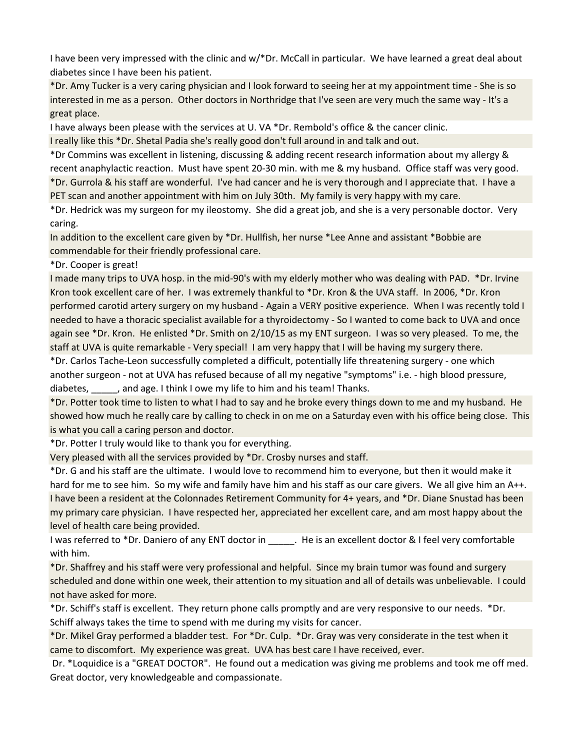I have been very impressed with the clinic and w/*Dr. McCall in particular. We have learned a great deal about diabetes since I have been his patient.

*Dr. Amy Tucker is a very caring physician and I look forward to seeing her at my appointment time - She is so interested in me as a person. Other doctors in Northridge that I've seen are very much the same way - It's a great place.

I have always been please with the services at U. VA *Dr. Rembold's office & the cancer clinic.

I really like this *Dr. Shetal Padia she's really good don't full around in and talk and out.

*Dr Commins was excellent in listening, discussing & adding recent research information about my allergy & recent anaphylactic reaction. Must have spent 20-30 min. with me & my husband. Office staff was very good.

*Dr. Gurrola & his staff are wonderful. I've had cancer and he is very thorough and I appreciate that. I have a PET scan and another appointment with him on July 30th. My family is very happy with my care.

*Dr. Hedrick was my surgeon for my ileostomy. She did a great job, and she is a very personable doctor. Very caring.

In addition to the excellent care given by *Dr. Hullfish, her nurse *Lee Anne and assistant *Bobbie are commendable for their friendly professional care.

*Dr. Cooper is great!

I made many trips to UVA hosp. in the mid-90's with my elderly mother who was dealing with PAD. *Dr. Irvine Kron took excellent care of her. I was extremely thankful to *Dr. Kron & the UVA staff. In 2006, *Dr. Kron performed carotid artery surgery on my husband - Again a VERY positive experience. When I was recently told I needed to have a thoracic specialist available for a thyroidectomy - So I wanted to come back to UVA and once again see *Dr. Kron. He enlisted *Dr. Smith on 2/10/15 as my ENT surgeon. I was so very pleased. To me, the staff at UVA is quite remarkable - Very special! I am very happy that I will be having my surgery there.

*Dr. Carlos Tache-Leon successfully completed a difficult, potentially life threatening surgery - one which another surgeon - not at UVA has refused because of all my negative "symptoms" i.e. - high blood pressure, diabetes, _____, and age. I think I owe my life to him and his team! Thanks.

*Dr. Potter took time to listen to what I had to say and he broke every things down to me and my husband. He showed how much he really care by calling to check in on me on a Saturday even with his office being close. This is what you call a caring person and doctor.

*Dr. Potter I truly would like to thank you for everything.

Very pleased with all the services provided by *Dr. Crosby nurses and staff.

*Dr. G and his staff are the ultimate. I would love to recommend him to everyone, but then it would make it hard for me to see him. So my wife and family have him and his staff as our care givers. We all give him an A++.

I have been a resident at the Colonnades Retirement Community for 4+ years, and *Dr. Diane Snustad has been my primary care physician. I have respected her, appreciated her excellent care, and am most happy about the level of health care being provided.

I was referred to *Dr. Daniero of any ENT doctor in _____. He is an excellent doctor & I feel very comfortable with him.

*Dr. Shaffrey and his staff were very professional and helpful. Since my brain tumor was found and surgery scheduled and done within one week, their attention to my situation and all of details was unbelievable. I could not have asked for more.

*Dr. Schiff's staff is excellent. They return phone calls promptly and are very responsive to our needs. *Dr. Schiff always takes the time to spend with me during my visits for cancer.

*Dr. Mikel Gray performed a bladder test. For *Dr. Culp. *Dr. Gray was very considerate in the test when it came to discomfort. My experience was great. UVA has best care I have received, ever.

Dr. *Loquidice is a "GREAT DOCTOR". He found out a medication was giving me problems and took me off med. Great doctor, very knowledgeable and compassionate.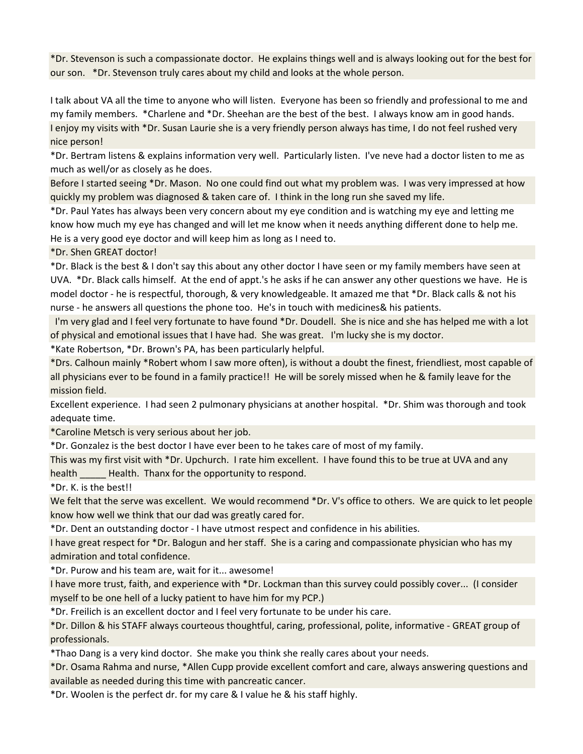*Dr. Stevenson is such a compassionate doctor. He explains things well and is always looking out for the best for our son. *Dr. Stevenson truly cares about my child and looks at the whole person.

I talk about VA all the time to anyone who will listen. Everyone has been so friendly and professional to me and my family members. *Charlene and *Dr. Sheehan are the best of the best. I always know am in good hands.

I enjoy my visits with *Dr. Susan Laurie she is a very friendly person always has time, I do not feel rushed very nice person!

*Dr. Bertram listens & explains information very well. Particularly listen. I've neve had a doctor listen to me as much as well/or as closely as he does.

Before I started seeing *Dr. Mason. No one could find out what my problem was. I was very impressed at how quickly my problem was diagnosed & taken care of. I think in the long run she saved my life.

*Dr. Paul Yates has always been very concern about my eye condition and is watching my eye and letting me know how much my eye has changed and will let me know when it needs anything different done to help me. He is a very good eye doctor and will keep him as long as I need to.

*Dr. Shen GREAT doctor!

*Dr. Black is the best & I don't say this about any other doctor I have seen or my family members have seen at UVA. *Dr. Black calls himself. At the end of appt.'s he asks if he can answer any other questions we have. He is model doctor - he is respectful, thorough, & very knowledgeable. It amazed me that *Dr. Black calls & not his nurse - he answers all questions the phone too. He's in touch with medicines& his patients.

I'm very glad and I feel very fortunate to have found *Dr. Doudell. She is nice and she has helped me with a lot of physical and emotional issues that I have had. She was great. I'm lucky she is my doctor.

*Kate Robertson, *Dr. Brown's PA, has been particularly helpful.

*Drs. Calhoun mainly *Robert whom I saw more often), is without a doubt the finest, friendliest, most capable of all physicians ever to be found in a family practice!! He will be sorely missed when he & family leave for the mission field.

Excellent experience. I had seen 2 pulmonary physicians at another hospital. *Dr. Shim was thorough and took adequate time.

*Caroline Metsch is very serious about her job.

*Dr. Gonzalez is the best doctor I have ever been to he takes care of most of my family.

This was my first visit with *Dr. Upchurch. I rate him excellent. I have found this to be true at UVA and any health _____ Health. Thanx for the opportunity to respond.

*Dr. K. is the best!!

We felt that the serve was excellent. We would recommend *Dr. V's office to others. We are quick to let people know how well we think that our dad was greatly cared for.

*Dr. Dent an outstanding doctor - I have utmost respect and confidence in his abilities.

I have great respect for *Dr. Balogun and her staff. She is a caring and compassionate physician who has my admiration and total confidence.

*Dr. Purow and his team are, wait for it... awesome!

I have more trust, faith, and experience with *Dr. Lockman than this survey could possibly cover... (I consider myself to be one hell of a lucky patient to have him for my PCP.)

*Dr. Freilich is an excellent doctor and I feel very fortunate to be under his care.

*Dr. Dillon & his STAFF always courteous thoughtful, caring, professional, polite, informative - GREAT group of professionals.

*Thao Dang is a very kind doctor. She make you think she really cares about your needs.

*Dr. Osama Rahma and nurse, *Allen Cupp provide excellent comfort and care, always answering questions and available as needed during this time with pancreatic cancer.

*Dr. Woolen is the perfect dr. for my care & I value he & his staff highly.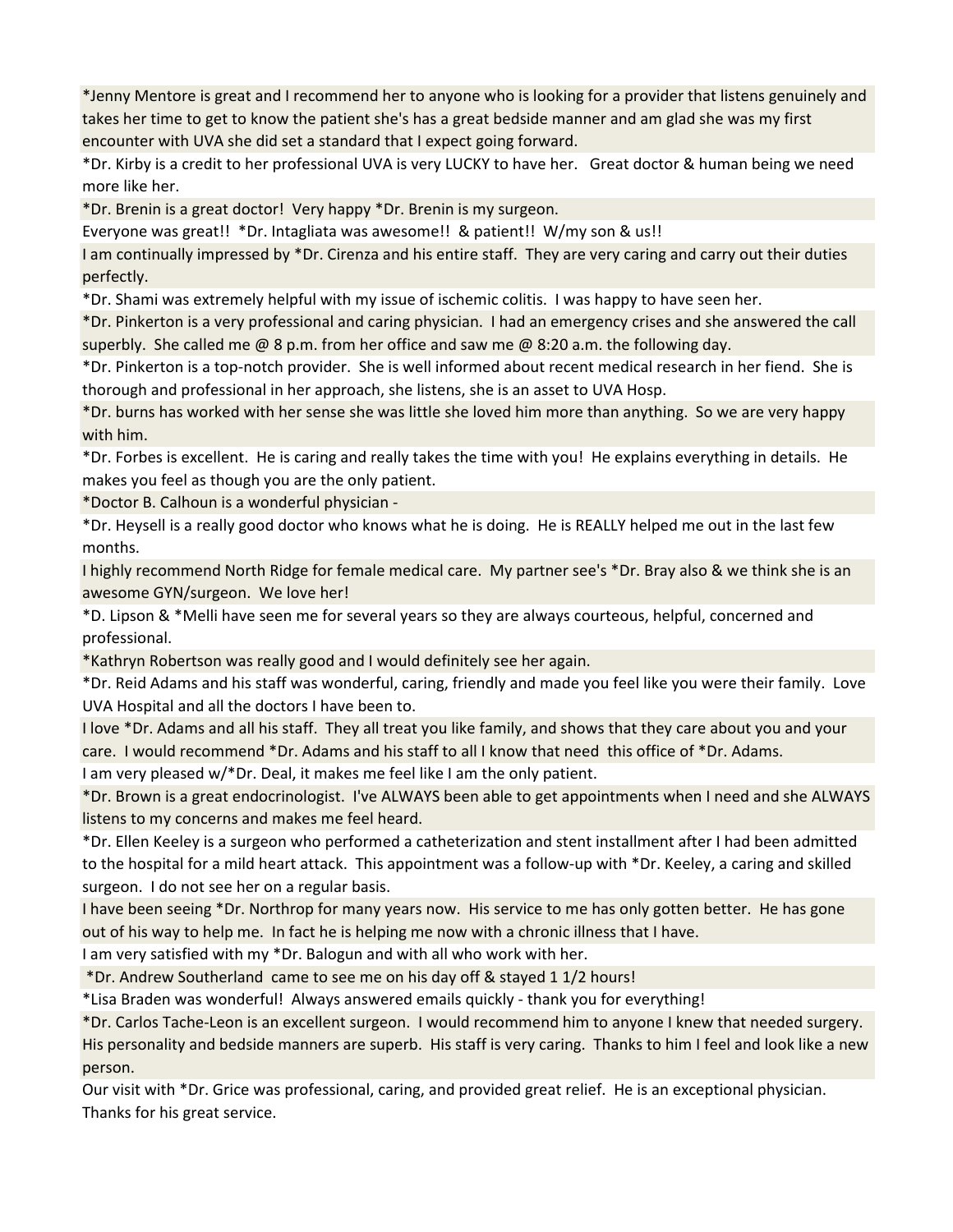*Jenny Mentore is great and I recommend her to anyone who is looking for a provider that listens genuinely and takes her time to get to know the patient she's has a great bedside manner and am glad she was my first encounter with UVA she did set a standard that I expect going forward.

*Dr. Kirby is a credit to her professional UVA is very LUCKY to have her.   Great doctor & human being we need more like her.

*Dr. Brenin is a great doctor!  Very happy *Dr. Brenin is my surgeon.

Everyone was great!!  *Dr. Intagliata was awesome!!  & patient!!  W/my son & us!!

I am continually impressed by *Dr. Cirenza and his entire staff.  They are very caring and carry out their duties perfectly.

*Dr. Shami was extremely helpful with my issue of ischemic colitis.  I was happy to have seen her.

*Dr. Pinkerton is a very professional and caring physician.  I had an emergency crises and she answered the call superbly.  She called me @ 8 p.m. from her office and saw me @ 8:20 a.m. the following day.

*Dr. Pinkerton is a top-notch provider.  She is well informed about recent medical research in her fiend.  She is thorough and professional in her approach, she listens, she is an asset to UVA Hosp.

*Dr. burns has worked with her sense she was little she loved him more than anything.  So we are very happy with him.

*Dr. Forbes is excellent.  He is caring and really takes the time with you!  He explains everything in details.  He makes you feel as though you are the only patient.

*Doctor B. Calhoun is a wonderful physician -

*Dr. Heysell is a really good doctor who knows what he is doing.  He is REALLY helped me out in the last few months.

I highly recommend North Ridge for female medical care.  My partner see's *Dr. Bray also & we think she is an awesome GYN/surgeon.  We love her!

*D. Lipson & *Melli have seen me for several years so they are always courteous, helpful, concerned and professional.

*Kathryn Robertson was really good and I would definitely see her again.

*Dr. Reid Adams and his staff was wonderful, caring, friendly and made you feel like you were their family.  Love UVA Hospital and all the doctors I have been to.

I love *Dr. Adams and all his staff.  They all treat you like family, and shows that they care about you and your care.  I would recommend *Dr. Adams and his staff to all I know that need  this office of *Dr. Adams.

I am very pleased w/*Dr. Deal, it makes me feel like I am the only patient.

*Dr. Brown is a great endocrinologist.  I've ALWAYS been able to get appointments when I need and she ALWAYS listens to my concerns and makes me feel heard.

*Dr. Ellen Keeley is a surgeon who performed a catheterization and stent installment after I had been admitted to the hospital for a mild heart attack.  This appointment was a follow-up with *Dr. Keeley, a caring and skilled surgeon.  I do not see her on a regular basis.

I have been seeing *Dr. Northrop for many years now.  His service to me has only gotten better.  He has gone out of his way to help me.  In fact he is helping me now with a chronic illness that I have.

I am very satisfied with my *Dr. Balogun and with all who work with her.

*Dr. Andrew Southerland  came to see me on his day off & stayed 1 1/2 hours!

*Lisa Braden was wonderful!  Always answered emails quickly - thank you for everything!

*Dr. Carlos Tache-Leon is an excellent surgeon.  I would recommend him to anyone I knew that needed surgery.  His personality and bedside manners are superb.  His staff is very caring.  Thanks to him I feel and look like a new person.

Our visit with *Dr. Grice was professional, caring, and provided great relief.  He is an exceptional physician.  Thanks for his great service.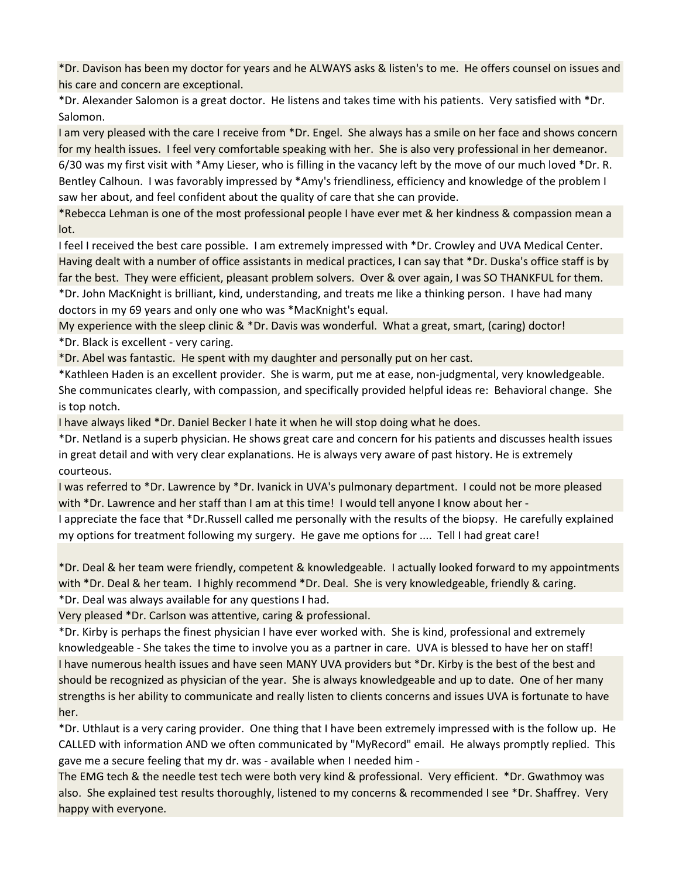*Dr. Davison has been my doctor for years and he ALWAYS asks & listen's to me. He offers counsel on issues and his care and concern are exceptional.

*Dr. Alexander Salomon is a great doctor. He listens and takes time with his patients. Very satisfied with *Dr. Salomon.

I am very pleased with the care I receive from *Dr. Engel. She always has a smile on her face and shows concern for my health issues. I feel very comfortable speaking with her. She is also very professional in her demeanor.

6/30 was my first visit with *Amy Lieser, who is filling in the vacancy left by the move of our much loved *Dr. R. Bentley Calhoun. I was favorably impressed by *Amy's friendliness, efficiency and knowledge of the problem I saw her about, and feel confident about the quality of care that she can provide.

*Rebecca Lehman is one of the most professional people I have ever met & her kindness & compassion mean a lot.

I feel I received the best care possible. I am extremely impressed with *Dr. Crowley and UVA Medical Center.

Having dealt with a number of office assistants in medical practices, I can say that *Dr. Duska's office staff is by far the best. They were efficient, pleasant problem solvers. Over & over again, I was SO THANKFUL for them.

*Dr. John MacKnight is brilliant, kind, understanding, and treats me like a thinking person. I have had many doctors in my 69 years and only one who was *MacKnight's equal.

My experience with the sleep clinic & *Dr. Davis was wonderful. What a great, smart, (caring) doctor!

*Dr. Black is excellent - very caring.

*Dr. Abel was fantastic. He spent with my daughter and personally put on her cast.

*Kathleen Haden is an excellent provider. She is warm, put me at ease, non-judgmental, very knowledgeable. She communicates clearly, with compassion, and specifically provided helpful ideas re: Behavioral change. She is top notch.

I have always liked *Dr. Daniel Becker I hate it when he will stop doing what he does.

*Dr. Netland is a superb physician. He shows great care and concern for his patients and discusses health issues in great detail and with very clear explanations. He is always very aware of past history. He is extremely courteous.

I was referred to *Dr. Lawrence by *Dr. Ivanick in UVA's pulmonary department. I could not be more pleased with *Dr. Lawrence and her staff than I am at this time! I would tell anyone I know about her -

I appreciate the face that *Dr.Russell called me personally with the results of the biopsy. He carefully explained my options for treatment following my surgery. He gave me options for .... Tell I had great care!

*Dr. Deal & her team were friendly, competent & knowledgeable. I actually looked forward to my appointments with *Dr. Deal & her team. I highly recommend *Dr. Deal. She is very knowledgeable, friendly & caring.

*Dr. Deal was always available for any questions I had.

Very pleased *Dr. Carlson was attentive, caring & professional.

*Dr. Kirby is perhaps the finest physician I have ever worked with. She is kind, professional and extremely knowledgeable - She takes the time to involve you as a partner in care. UVA is blessed to have her on staff!

I have numerous health issues and have seen MANY UVA providers but *Dr. Kirby is the best of the best and should be recognized as physician of the year. She is always knowledgeable and up to date. One of her many strengths is her ability to communicate and really listen to clients concerns and issues UVA is fortunate to have her.

*Dr. Uthlaut is a very caring provider. One thing that I have been extremely impressed with is the follow up. He CALLED with information AND we often communicated by "MyRecord" email. He always promptly replied. This gave me a secure feeling that my dr. was - available when I needed him -

The EMG tech & the needle test tech were both very kind & professional. Very efficient. *Dr. Gwathmoy was also. She explained test results thoroughly, listened to my concerns & recommended I see *Dr. Shaffrey. Very happy with everyone.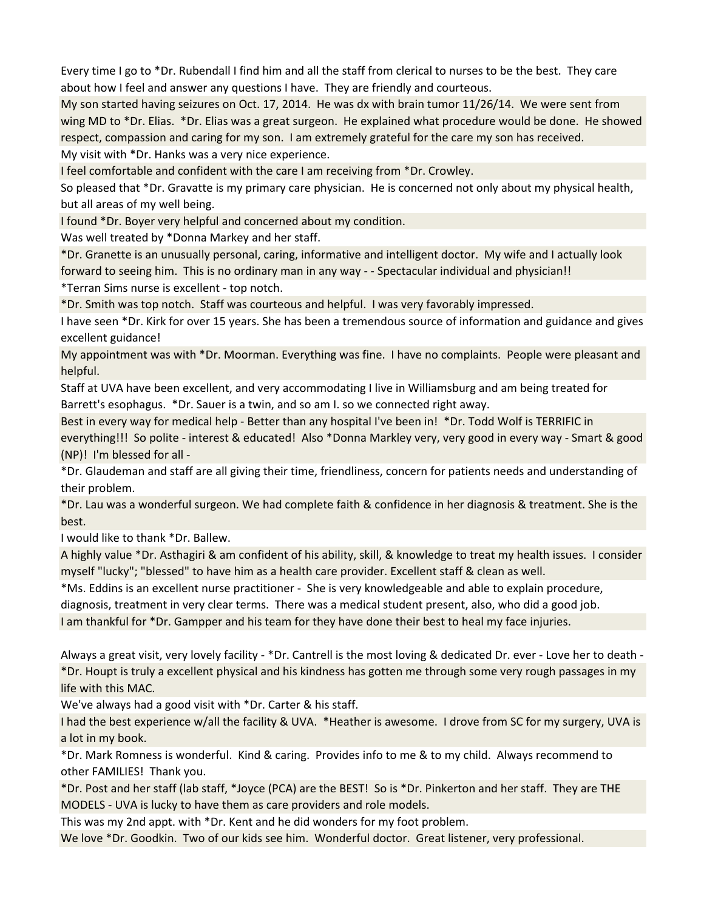Every time I go to *Dr. Rubendall I find him and all the staff from clerical to nurses to be the best. They care about how I feel and answer any questions I have. They are friendly and courteous.

My son started having seizures on Oct. 17, 2014. He was dx with brain tumor 11/26/14. We were sent from wing MD to *Dr. Elias. *Dr. Elias was a great surgeon. He explained what procedure would be done. He showed respect, compassion and caring for my son. I am extremely grateful for the care my son has received.

My visit with *Dr. Hanks was a very nice experience.

I feel comfortable and confident with the care I am receiving from *Dr. Crowley.

So pleased that *Dr. Gravatte is my primary care physician. He is concerned not only about my physical health, but all areas of my well being.

I found *Dr. Boyer very helpful and concerned about my condition.

Was well treated by *Donna Markey and her staff.

*Dr. Granette is an unusually personal, caring, informative and intelligent doctor. My wife and I actually look forward to seeing him. This is no ordinary man in any way - - Spectacular individual and physician!!

*Terran Sims nurse is excellent - top notch.

*Dr. Smith was top notch. Staff was courteous and helpful. I was very favorably impressed.

I have seen *Dr. Kirk for over 15 years. She has been a tremendous source of information and guidance and gives excellent guidance!

My appointment was with *Dr. Moorman. Everything was fine. I have no complaints. People were pleasant and helpful.

Staff at UVA have been excellent, and very accommodating I live in Williamsburg and am being treated for Barrett's esophagus. *Dr. Sauer is a twin, and so am I. so we connected right away.

Best in every way for medical help - Better than any hospital I've been in! *Dr. Todd Wolf is TERRIFIC in everything!!! So polite - interest & educated! Also *Donna Markley very, very good in every way - Smart & good (NP)! I'm blessed for all -

*Dr. Glaudeman and staff are all giving their time, friendliness, concern for patients needs and understanding of their problem.

*Dr. Lau was a wonderful surgeon. We had complete faith & confidence in her diagnosis & treatment. She is the best.

I would like to thank *Dr. Ballew.

A highly value *Dr. Asthagiri & am confident of his ability, skill, & knowledge to treat my health issues. I consider myself "lucky"; "blessed" to have him as a health care provider. Excellent staff & clean as well.

*Ms. Eddins is an excellent nurse practitioner - She is very knowledgeable and able to explain procedure, diagnosis, treatment in very clear terms. There was a medical student present, also, who did a good job.

I am thankful for *Dr. Gampper and his team for they have done their best to heal my face injuries.

Always a great visit, very lovely facility - *Dr. Cantrell is the most loving & dedicated Dr. ever - Love her to death -

*Dr. Houpt is truly a excellent physical and his kindness has gotten me through some very rough passages in my life with this MAC.

We've always had a good visit with *Dr. Carter & his staff.

I had the best experience w/all the facility & UVA. *Heather is awesome. I drove from SC for my surgery, UVA is a lot in my book.

*Dr. Mark Romness is wonderful. Kind & caring. Provides info to me & to my child. Always recommend to other FAMILIES! Thank you.

*Dr. Post and her staff (lab staff, *Joyce (PCA) are the BEST! So is *Dr. Pinkerton and her staff. They are THE MODELS - UVA is lucky to have them as care providers and role models.

This was my 2nd appt. with *Dr. Kent and he did wonders for my foot problem.

We love *Dr. Goodkin. Two of our kids see him. Wonderful doctor. Great listener, very professional.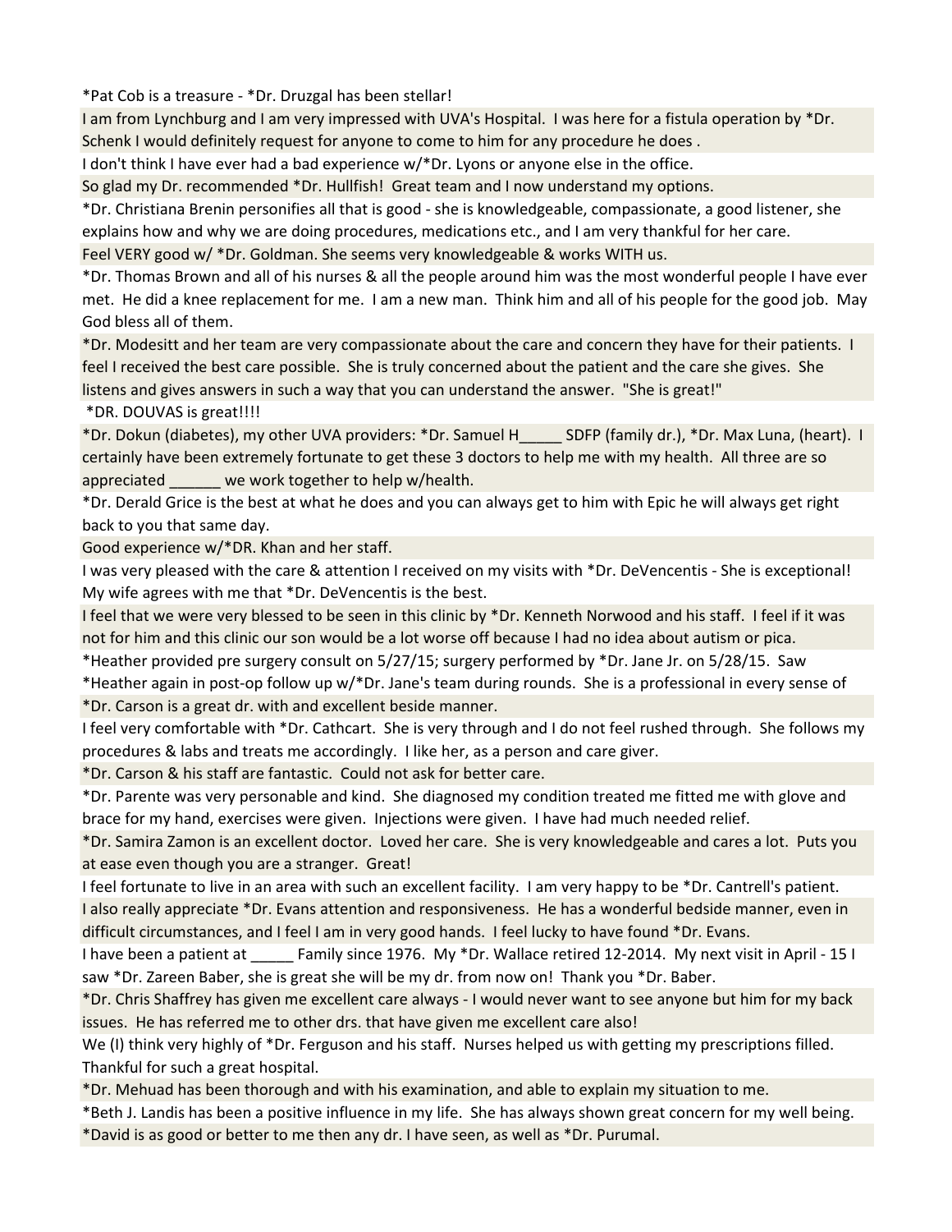*Pat Cob is a treasure - *Dr. Druzgal has been stellar!

I am from Lynchburg and I am very impressed with UVA's Hospital. I was here for a fistula operation by *Dr. Schenk I would definitely request for anyone to come to him for any procedure he does .

I don't think I have ever had a bad experience w/*Dr. Lyons or anyone else in the office.

So glad my Dr. recommended *Dr. Hullfish! Great team and I now understand my options.

*Dr. Christiana Brenin personifies all that is good - she is knowledgeable, compassionate, a good listener, she explains how and why we are doing procedures, medications etc., and I am very thankful for her care.

Feel VERY good w/ *Dr. Goldman. She seems very knowledgeable & works WITH us.

*Dr. Thomas Brown and all of his nurses & all the people around him was the most wonderful people I have ever met. He did a knee replacement for me. I am a new man. Think him and all of his people for the good job. May God bless all of them.

*Dr. Modesitt and her team are very compassionate about the care and concern they have for their patients. I feel I received the best care possible. She is truly concerned about the patient and the care she gives. She listens and gives answers in such a way that you can understand the answer. "She is great!"

*DR. DOUVAS is great!!!!

*Dr. Dokun (diabetes), my other UVA providers: *Dr. Samuel H_____ SDFP (family dr.), *Dr. Max Luna, (heart). I certainly have been extremely fortunate to get these 3 doctors to help me with my health. All three are so appreciated ______ we work together to help w/health.

*Dr. Derald Grice is the best at what he does and you can always get to him with Epic he will always get right back to you that same day.

Good experience w/*DR. Khan and her staff.

I was very pleased with the care & attention I received on my visits with *Dr. DeVencentis - She is exceptional! My wife agrees with me that *Dr. DeVencentis is the best.

I feel that we were very blessed to be seen in this clinic by *Dr. Kenneth Norwood and his staff. I feel if it was not for him and this clinic our son would be a lot worse off because I had no idea about autism or pica.

*Heather provided pre surgery consult on 5/27/15; surgery performed by *Dr. Jane Jr. on 5/28/15. Saw *Heather again in post-op follow up w/*Dr. Jane's team during rounds. She is a professional in every sense of

*Dr. Carson is a great dr. with and excellent beside manner.

I feel very comfortable with *Dr. Cathcart. She is very through and I do not feel rushed through. She follows my procedures & labs and treats me accordingly. I like her, as a person and care giver.

*Dr. Carson & his staff are fantastic. Could not ask for better care.

*Dr. Parente was very personable and kind. She diagnosed my condition treated me fitted me with glove and brace for my hand, exercises were given. Injections were given. I have had much needed relief.

*Dr. Samira Zamon is an excellent doctor. Loved her care. She is very knowledgeable and cares a lot. Puts you at ease even though you are a stranger. Great!

I feel fortunate to live in an area with such an excellent facility. I am very happy to be *Dr. Cantrell's patient.

I also really appreciate *Dr. Evans attention and responsiveness. He has a wonderful bedside manner, even in difficult circumstances, and I feel I am in very good hands. I feel lucky to have found *Dr. Evans.

I have been a patient at _____ Family since 1976. My *Dr. Wallace retired 12-2014. My next visit in April - 15 I saw *Dr. Zareen Baber, she is great she will be my dr. from now on! Thank you *Dr. Baber.

*Dr. Chris Shaffrey has given me excellent care always - I would never want to see anyone but him for my back issues. He has referred me to other drs. that have given me excellent care also!

We (I) think very highly of *Dr. Ferguson and his staff. Nurses helped us with getting my prescriptions filled. Thankful for such a great hospital.

*Dr. Mehuad has been thorough and with his examination, and able to explain my situation to me.

*Beth J. Landis has been a positive influence in my life. She has always shown great concern for my well being.

*David is as good or better to me then any dr. I have seen, as well as *Dr. Purumal.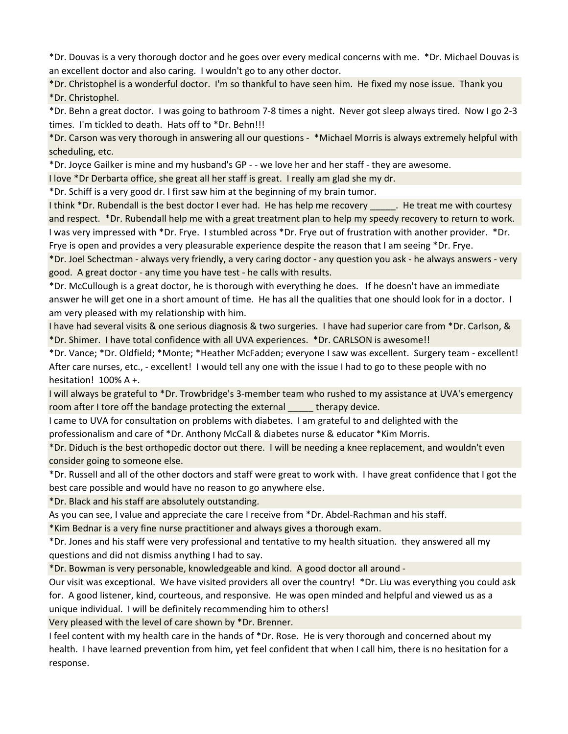*Dr. Douvas is a very thorough doctor and he goes over every medical concerns with me. *Dr. Michael Douvas is an excellent doctor and also caring. I wouldn't go to any other doctor.

*Dr. Christophel is a wonderful doctor. I'm so thankful to have seen him. He fixed my nose issue. Thank you *Dr. Christophel.

*Dr. Behn a great doctor. I was going to bathroom 7-8 times a night. Never got sleep always tired. Now I go 2-3 times. I'm tickled to death. Hats off to *Dr. Behn!!!

*Dr. Carson was very thorough in answering all our questions - *Michael Morris is always extremely helpful with scheduling, etc.

*Dr. Joyce Gailker is mine and my husband's GP - - we love her and her staff - they are awesome.

I love *Dr Derbarta office, she great all her staff is great. I really am glad she my dr.

*Dr. Schiff is a very good dr. I first saw him at the beginning of my brain tumor.

I think *Dr. Rubendall is the best doctor I ever had. He has help me recovery _____. He treat me with courtesy and respect. *Dr. Rubendall help me with a great treatment plan to help my speedy recovery to return to work.

I was very impressed with *Dr. Frye. I stumbled across *Dr. Frye out of frustration with another provider. *Dr. Frye is open and provides a very pleasurable experience despite the reason that I am seeing *Dr. Frye.

*Dr. Joel Schectman - always very friendly, a very caring doctor - any question you ask - he always answers - very good. A great doctor - any time you have test - he calls with results.

*Dr. McCullough is a great doctor, he is thorough with everything he does. If he doesn't have an immediate answer he will get one in a short amount of time. He has all the qualities that one should look for in a doctor. I am very pleased with my relationship with him.

I have had several visits & one serious diagnosis & two surgeries. I have had superior care from *Dr. Carlson, & *Dr. Shimer. I have total confidence with all UVA experiences. *Dr. CARLSON is awesome!!

*Dr. Vance; *Dr. Oldfield; *Monte; *Heather McFadden; everyone I saw was excellent. Surgery team - excellent! After care nurses, etc., - excellent! I would tell any one with the issue I had to go to these people with no hesitation! 100% A +.

I will always be grateful to *Dr. Trowbridge's 3-member team who rushed to my assistance at UVA's emergency room after I tore off the bandage protecting the external _____ therapy device.

I came to UVA for consultation on problems with diabetes. I am grateful to and delighted with the professionalism and care of *Dr. Anthony McCall & diabetes nurse & educator *Kim Morris.

*Dr. Diduch is the best orthopedic doctor out there. I will be needing a knee replacement, and wouldn't even consider going to someone else.

*Dr. Russell and all of the other doctors and staff were great to work with. I have great confidence that I got the best care possible and would have no reason to go anywhere else.

*Dr. Black and his staff are absolutely outstanding.

As you can see, I value and appreciate the care I receive from *Dr. Abdel-Rachman and his staff.

*Kim Bednar is a very fine nurse practitioner and always gives a thorough exam.

*Dr. Jones and his staff were very professional and tentative to my health situation. they answered all my questions and did not dismiss anything I had to say.

*Dr. Bowman is very personable, knowledgeable and kind. A good doctor all around -

Our visit was exceptional. We have visited providers all over the country! *Dr. Liu was everything you could ask for. A good listener, kind, courteous, and responsive. He was open minded and helpful and viewed us as a unique individual. I will be definitely recommending him to others!

Very pleased with the level of care shown by *Dr. Brenner.

I feel content with my health care in the hands of *Dr. Rose. He is very thorough and concerned about my health. I have learned prevention from him, yet feel confident that when I call him, there is no hesitation for a response.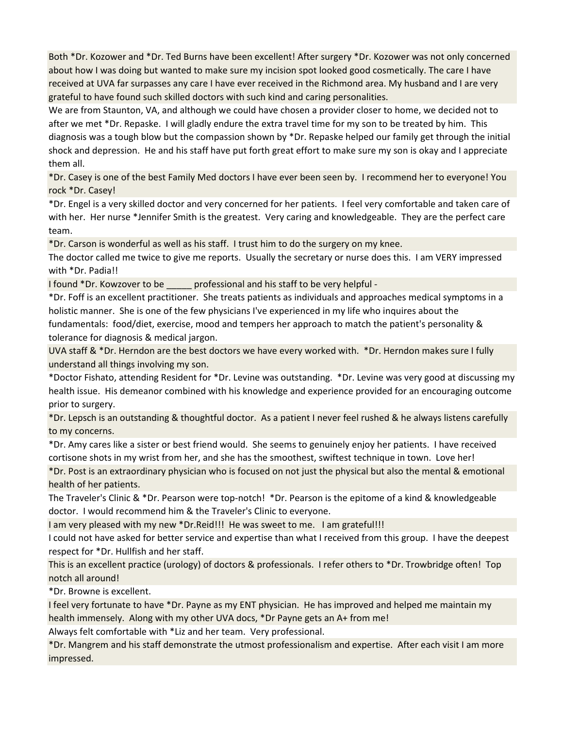Both *Dr. Kozower and *Dr. Ted Burns have been excellent! After surgery *Dr. Kozower was not only concerned about how I was doing but wanted to make sure my incision spot looked good cosmetically. The care I have received at UVA far surpasses any care I have ever received in the Richmond area. My husband and I are very grateful to have found such skilled doctors with such kind and caring personalities.

We are from Staunton, VA, and although we could have chosen a provider closer to home, we decided not to after we met *Dr. Repaske. I will gladly endure the extra travel time for my son to be treated by him. This diagnosis was a tough blow but the compassion shown by *Dr. Repaske helped our family get through the initial shock and depression. He and his staff have put forth great effort to make sure my son is okay and I appreciate them all.

*Dr. Casey is one of the best Family Med doctors I have ever been seen by. I recommend her to everyone! You rock *Dr. Casey!

*Dr. Engel is a very skilled doctor and very concerned for her patients. I feel very comfortable and taken care of with her. Her nurse *Jennifer Smith is the greatest. Very caring and knowledgeable. They are the perfect care team.

*Dr. Carson is wonderful as well as his staff. I trust him to do the surgery on my knee.

The doctor called me twice to give me reports. Usually the secretary or nurse does this. I am VERY impressed with *Dr. Padia!!

I found *Dr. Kowzover to be _____ professional and his staff to be very helpful -

*Dr. Foff is an excellent practitioner. She treats patients as individuals and approaches medical symptoms in a holistic manner. She is one of the few physicians I've experienced in my life who inquires about the fundamentals: food/diet, exercise, mood and tempers her approach to match the patient's personality & tolerance for diagnosis & medical jargon.

UVA staff & *Dr. Herndon are the best doctors we have every worked with. *Dr. Herndon makes sure I fully understand all things involving my son.

*Doctor Fishato, attending Resident for *Dr. Levine was outstanding. *Dr. Levine was very good at discussing my health issue. His demeanor combined with his knowledge and experience provided for an encouraging outcome prior to surgery.

*Dr. Lepsch is an outstanding & thoughtful doctor. As a patient I never feel rushed & he always listens carefully to my concerns.

*Dr. Amy cares like a sister or best friend would. She seems to genuinely enjoy her patients. I have received cortisone shots in my wrist from her, and she has the smoothest, swiftest technique in town. Love her!

*Dr. Post is an extraordinary physician who is focused on not just the physical but also the mental & emotional health of her patients.

The Traveler's Clinic & *Dr. Pearson were top-notch! *Dr. Pearson is the epitome of a kind & knowledgeable doctor. I would recommend him & the Traveler's Clinic to everyone.

I am very pleased with my new *Dr.Reid!!! He was sweet to me. I am grateful!!!

I could not have asked for better service and expertise than what I received from this group. I have the deepest respect for *Dr. Hullfish and her staff.

This is an excellent practice (urology) of doctors & professionals. I refer others to *Dr. Trowbridge often! Top notch all around!

*Dr. Browne is excellent.

I feel very fortunate to have *Dr. Payne as my ENT physician. He has improved and helped me maintain my health immensely. Along with my other UVA docs, *Dr Payne gets an A+ from me!

Always felt comfortable with *Liz and her team. Very professional.

*Dr. Mangrem and his staff demonstrate the utmost professionalism and expertise. After each visit I am more impressed.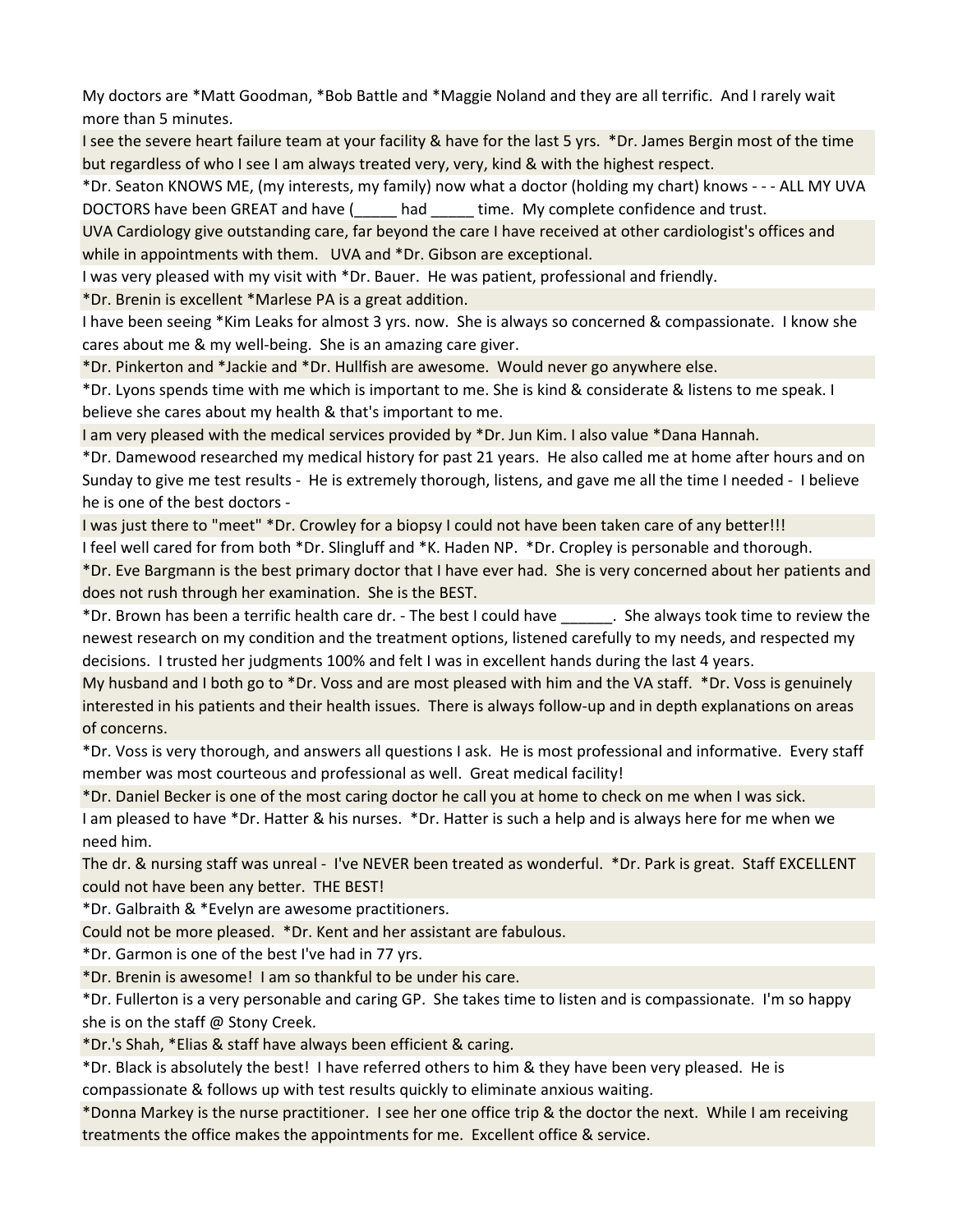My doctors are *Matt Goodman, *Bob Battle and *Maggie Noland and they are all terrific. And I rarely wait more than 5 minutes.

I see the severe heart failure team at your facility & have for the last 5 yrs. *Dr. James Bergin most of the time but regardless of who I see I am always treated very, very, kind & with the highest respect.

*Dr. Seaton KNOWS ME, (my interests, my family) now what a doctor (holding my chart) knows - - - ALL MY UVA DOCTORS have been GREAT and have (_____ had _____ time. My complete confidence and trust.

UVA Cardiology give outstanding care, far beyond the care I have received at other cardiologist's offices and while in appointments with them. UVA and *Dr. Gibson are exceptional.

I was very pleased with my visit with *Dr. Bauer. He was patient, professional and friendly.

*Dr. Brenin is excellent *Marlese PA is a great addition.

I have been seeing *Kim Leaks for almost 3 yrs. now. She is always so concerned & compassionate. I know she cares about me & my well-being. She is an amazing care giver.

*Dr. Pinkerton and *Jackie and *Dr. Hullfish are awesome. Would never go anywhere else.

*Dr. Lyons spends time with me which is important to me. She is kind & considerate & listens to me speak. I believe she cares about my health & that's important to me.

I am very pleased with the medical services provided by *Dr. Jun Kim. I also value *Dana Hannah.

*Dr. Damewood researched my medical history for past 21 years. He also called me at home after hours and on Sunday to give me test results - He is extremely thorough, listens, and gave me all the time I needed - I believe he is one of the best doctors -

I was just there to "meet" *Dr. Crowley for a biopsy I could not have been taken care of any better!!!

I feel well cared for from both *Dr. Slingluff and *K. Haden NP. *Dr. Cropley is personable and thorough.

*Dr. Eve Bargmann is the best primary doctor that I have ever had. She is very concerned about her patients and does not rush through her examination. She is the BEST.

*Dr. Brown has been a terrific health care dr. - The best I could have ______. She always took time to review the newest research on my condition and the treatment options, listened carefully to my needs, and respected my decisions. I trusted her judgments 100% and felt I was in excellent hands during the last 4 years.

My husband and I both go to *Dr. Voss and are most pleased with him and the VA staff. *Dr. Voss is genuinely interested in his patients and their health issues. There is always follow-up and in depth explanations on areas of concerns.

*Dr. Voss is very thorough, and answers all questions I ask. He is most professional and informative. Every staff member was most courteous and professional as well. Great medical facility!

*Dr. Daniel Becker is one of the most caring doctor he call you at home to check on me when I was sick.

I am pleased to have *Dr. Hatter & his nurses. *Dr. Hatter is such a help and is always here for me when we need him.

The dr. & nursing staff was unreal - I've NEVER been treated as wonderful. *Dr. Park is great. Staff EXCELLENT could not have been any better. THE BEST!

*Dr. Galbraith & *Evelyn are awesome practitioners.

Could not be more pleased. *Dr. Kent and her assistant are fabulous.

*Dr. Garmon is one of the best I've had in 77 yrs.

*Dr. Brenin is awesome! I am so thankful to be under his care.

*Dr. Fullerton is a very personable and caring GP. She takes time to listen and is compassionate. I'm so happy she is on the staff @ Stony Creek.

*Dr.'s Shah, *Elias & staff have always been efficient & caring.

*Dr. Black is absolutely the best! I have referred others to him & they have been very pleased. He is compassionate & follows up with test results quickly to eliminate anxious waiting.

*Donna Markey is the nurse practitioner. I see her one office trip & the doctor the next. While I am receiving treatments the office makes the appointments for me. Excellent office & service.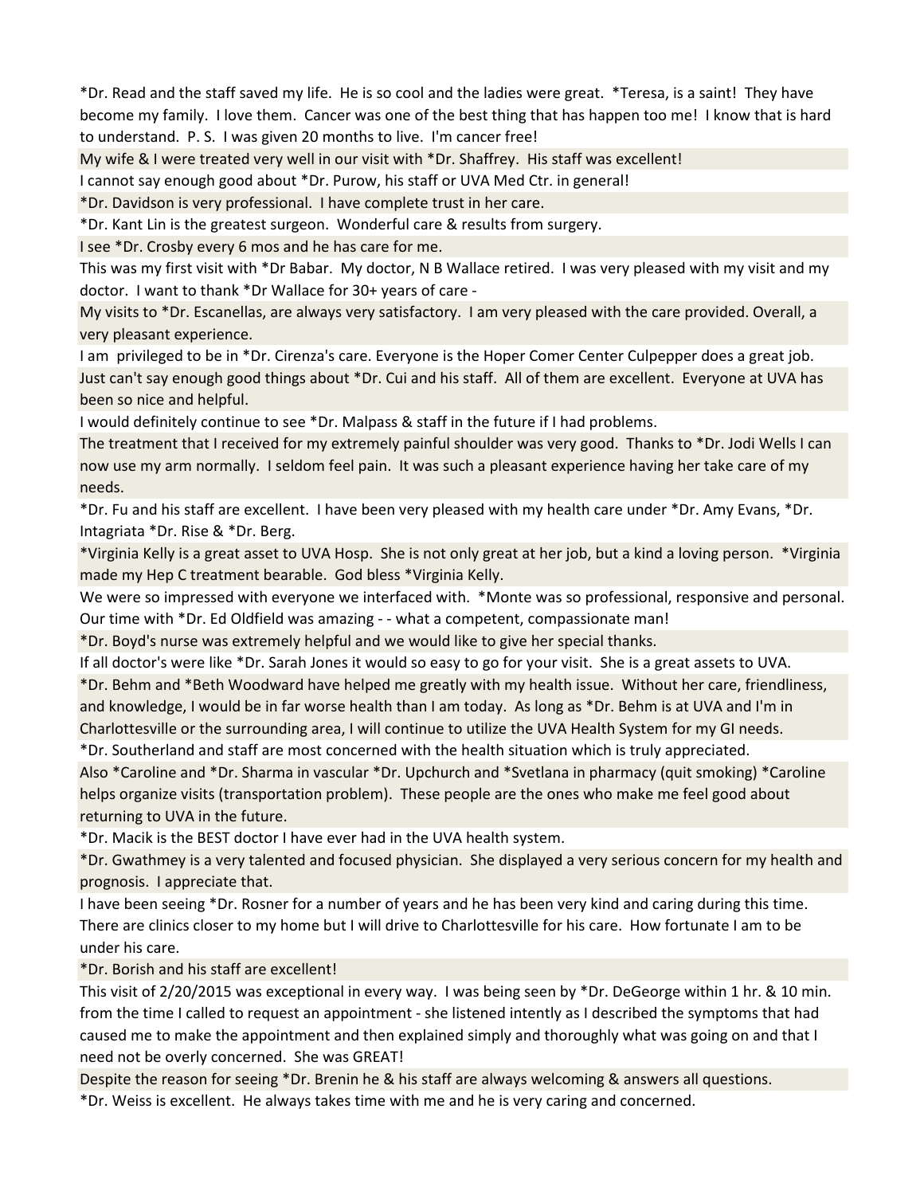*Dr. Read and the staff saved my life.  He is so cool and the ladies were great.  *Teresa, is a saint!  They have become my family.  I love them.  Cancer was one of the best thing that has happen too me!  I know that is hard to understand.  P. S.  I was given 20 months to live.  I'm cancer free!

My wife & I were treated very well in our visit with *Dr. Shaffrey.  His staff was excellent!

I cannot say enough good about *Dr. Purow, his staff or UVA Med Ctr. in general!

*Dr. Davidson is very professional.  I have complete trust in her care.

*Dr. Kant Lin is the greatest surgeon.  Wonderful care & results from surgery.

I see *Dr. Crosby every 6 mos and he has care for me.

This was my first visit with *Dr Babar.  My doctor, N B Wallace retired.  I was very pleased with my visit and my doctor.  I want to thank *Dr Wallace for 30+ years of care -

My visits to *Dr. Escanellas, are always very satisfactory.  I am very pleased with the care provided. Overall, a very pleasant experience.

I am  privileged to be in *Dr. Cirenza's care. Everyone is the Hoper Comer Center Culpepper does a great job.

Just can't say enough good things about *Dr. Cui and his staff.  All of them are excellent.  Everyone at UVA has been so nice and helpful.

I would definitely continue to see *Dr. Malpass & staff in the future if I had problems.

The treatment that I received for my extremely painful shoulder was very good.  Thanks to *Dr. Jodi Wells I can now use my arm normally.  I seldom feel pain.  It was such a pleasant experience having her take care of my needs.

*Dr. Fu and his staff are excellent.  I have been very pleased with my health care under *Dr. Amy Evans, *Dr. Intagriata *Dr. Rise & *Dr. Berg.

*Virginia Kelly is a great asset to UVA Hosp.  She is not only great at her job, but a kind a loving person.  *Virginia made my Hep C treatment bearable.  God bless *Virginia Kelly.

We were so impressed with everyone we interfaced with.  *Monte was so professional, responsive and personal. Our time with *Dr. Ed Oldfield was amazing - - what a competent, compassionate man!

*Dr. Boyd's nurse was extremely helpful and we would like to give her special thanks.

If all doctor's were like *Dr. Sarah Jones it would so easy to go for your visit.  She is a great assets to UVA.

*Dr. Behm and *Beth Woodward have helped me greatly with my health issue.  Without her care, friendliness, and knowledge, I would be in far worse health than I am today.  As long as *Dr. Behm is at UVA and I'm in Charlottesville or the surrounding area, I will continue to utilize the UVA Health System for my GI needs.

*Dr. Southerland and staff are most concerned with the health situation which is truly appreciated.

Also *Caroline and *Dr. Sharma in vascular *Dr. Upchurch and *Svetlana in pharmacy (quit smoking) *Caroline helps organize visits (transportation problem).  These people are the ones who make me feel good about returning to UVA in the future.

*Dr. Macik is the BEST doctor I have ever had in the UVA health system.

*Dr. Gwathmey is a very talented and focused physician.  She displayed a very serious concern for my health and prognosis.  I appreciate that.

I have been seeing *Dr. Rosner for a number of years and he has been very kind and caring during this time. There are clinics closer to my home but I will drive to Charlottesville for his care.  How fortunate I am to be under his care.

*Dr. Borish and his staff are excellent!

This visit of 2/20/2015 was exceptional in every way.  I was being seen by *Dr. DeGeorge within 1 hr. & 10 min. from the time I called to request an appointment - she listened intently as I described the symptoms that had caused me to make the appointment and then explained simply and thoroughly what was going on and that I need not be overly concerned.  She was GREAT!

Despite the reason for seeing *Dr. Brenin he & his staff are always welcoming & answers all questions.

*Dr. Weiss is excellent.  He always takes time with me and he is very caring and concerned.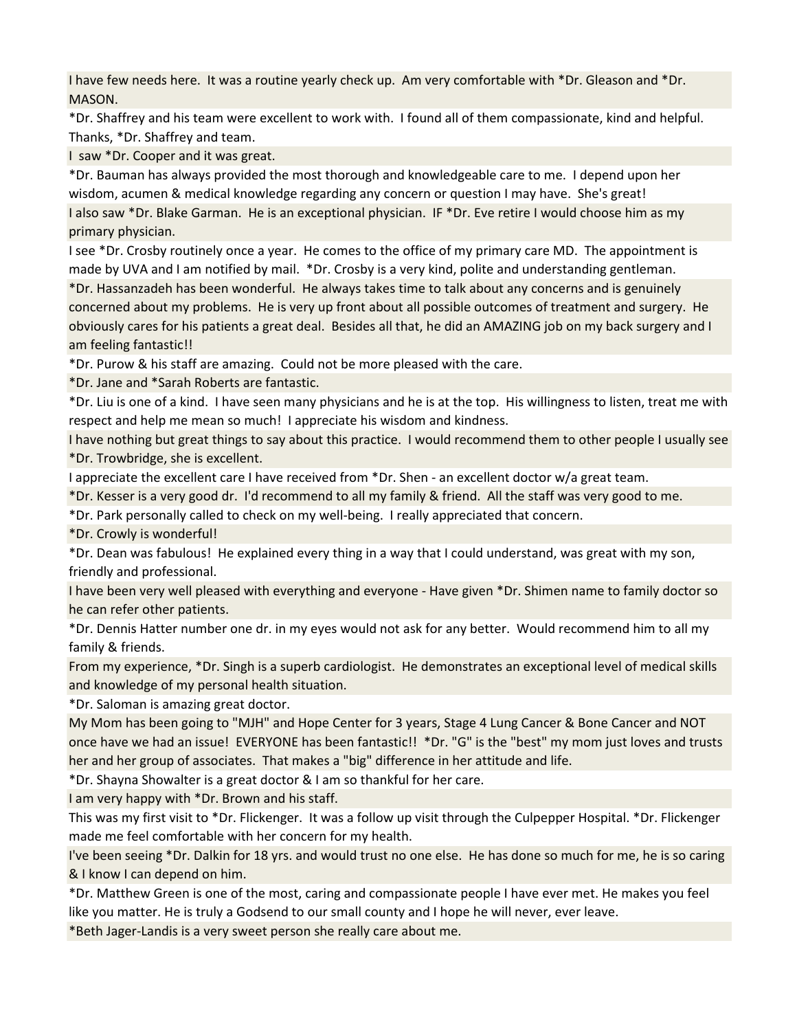I have few needs here.  It was a routine yearly check up.  Am very comfortable with *Dr. Gleason and *Dr. MASON.

*Dr. Shaffrey and his team were excellent to work with.  I found all of them compassionate, kind and helpful.  Thanks, *Dr. Shaffrey and team.

I  saw *Dr. Cooper and it was great.

*Dr. Bauman has always provided the most thorough and knowledgeable care to me.  I depend upon her wisdom, acumen & medical knowledge regarding any concern or question I may have.  She's great!

I also saw *Dr. Blake Garman.  He is an exceptional physician.  IF *Dr. Eve retire I would choose him as my primary physician.

I see *Dr. Crosby routinely once a year.  He comes to the office of my primary care MD.  The appointment is made by UVA and I am notified by mail.  *Dr. Crosby is a very kind, polite and understanding gentleman.

*Dr. Hassanzadeh has been wonderful.  He always takes time to talk about any concerns and is genuinely concerned about my problems.  He is very up front about all possible outcomes of treatment and surgery.  He obviously cares for his patients a great deal.  Besides all that, he did an AMAZING job on my back surgery and I am feeling fantastic!!

*Dr. Purow & his staff are amazing.  Could not be more pleased with the care.

*Dr. Jane and *Sarah Roberts are fantastic.

*Dr. Liu is one of a kind.  I have seen many physicians and he is at the top.  His willingness to listen, treat me with respect and help me mean so much!  I appreciate his wisdom and kindness.

I have nothing but great things to say about this practice.  I would recommend them to other people I usually see *Dr. Trowbridge, she is excellent.

I appreciate the excellent care I have received from *Dr. Shen - an excellent doctor w/a great team.

*Dr. Kesser is a very good dr.  I'd recommend to all my family & friend.  All the staff was very good to me.

*Dr. Park personally called to check on my well-being.  I really appreciated that concern.

*Dr. Crowly is wonderful!

*Dr. Dean was fabulous!  He explained every thing in a way that I could understand, was great with my son, friendly and professional.

I have been very well pleased with everything and everyone - Have given *Dr. Shimen name to family doctor so he can refer other patients.

*Dr. Dennis Hatter number one dr. in my eyes would not ask for any better.  Would recommend him to all my family & friends.

From my experience, *Dr. Singh is a superb cardiologist.  He demonstrates an exceptional level of medical skills and knowledge of my personal health situation.

*Dr. Saloman is amazing great doctor.

My Mom has been going to "MJH" and Hope Center for 3 years, Stage 4 Lung Cancer & Bone Cancer and NOT once have we had an issue!  EVERYONE has been fantastic!!  *Dr. "G" is the "best" my mom just loves and trusts her and her group of associates.  That makes a "big" difference in her attitude and life.

*Dr. Shayna Showalter is a great doctor & I am so thankful for her care.

I am very happy with *Dr. Brown and his staff.

This was my first visit to *Dr. Flickenger.  It was a follow up visit through the Culpepper Hospital. *Dr. Flickenger made me feel comfortable with her concern for my health.

I've been seeing *Dr. Dalkin for 18 yrs. and would trust no one else.  He has done so much for me, he is so caring & I know I can depend on him.

*Dr. Matthew Green is one of the most, caring and compassionate people I have ever met. He makes you feel like you matter. He is truly a Godsend to our small county and I hope he will never, ever leave.

*Beth Jager-Landis is a very sweet person she really care about me.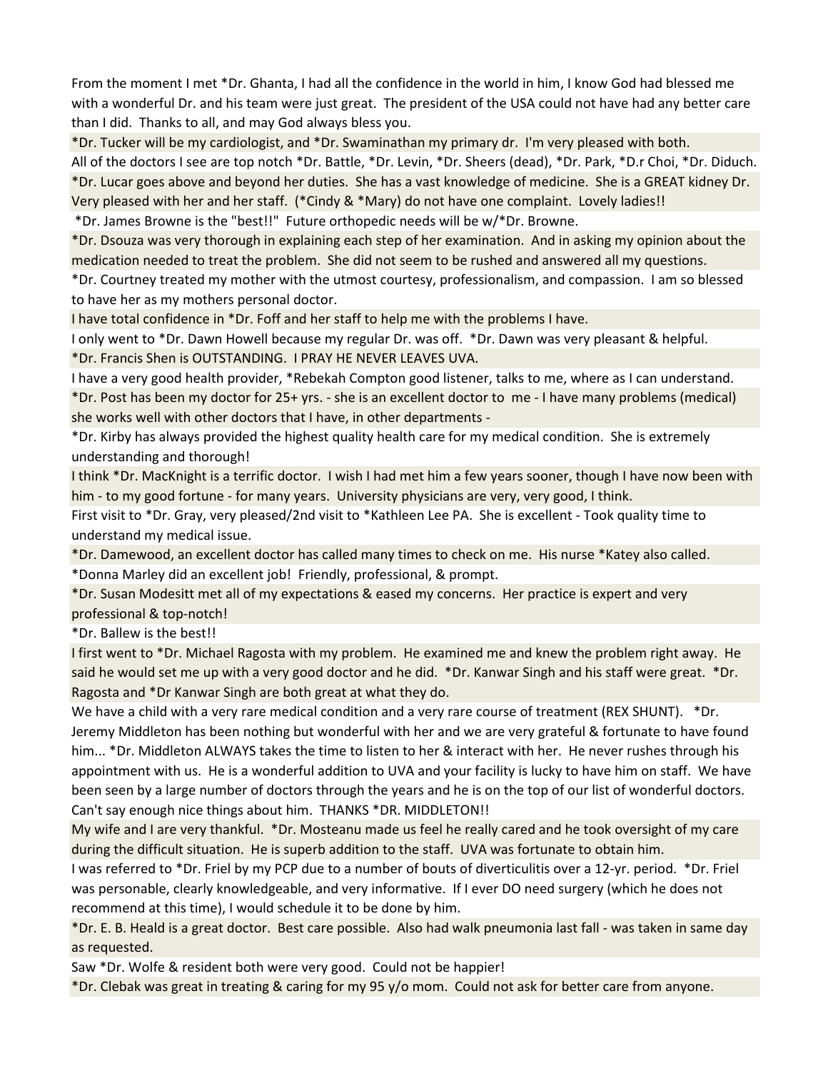From the moment I met *Dr. Ghanta, I had all the confidence in the world in him, I know God had blessed me with a wonderful Dr. and his team were just great. The president of the USA could not have had any better care than I did. Thanks to all, and may God always bless you.

*Dr. Tucker will be my cardiologist, and *Dr. Swaminathan my primary dr. I'm very pleased with both.

All of the doctors I see are top notch *Dr. Battle, *Dr. Levin, *Dr. Sheers (dead), *Dr. Park, *D.r Choi, *Dr. Diduch.

*Dr. Lucar goes above and beyond her duties. She has a vast knowledge of medicine. She is a GREAT kidney Dr. Very pleased with her and her staff. (*Cindy & *Mary) do not have one complaint. Lovely ladies!!

*Dr. James Browne is the "best!!" Future orthopedic needs will be w/*Dr. Browne.

*Dr. Dsouza was very thorough in explaining each step of her examination. And in asking my opinion about the medication needed to treat the problem. She did not seem to be rushed and answered all my questions.

*Dr. Courtney treated my mother with the utmost courtesy, professionalism, and compassion. I am so blessed to have her as my mothers personal doctor.

I have total confidence in *Dr. Foff and her staff to help me with the problems I have.

I only went to *Dr. Dawn Howell because my regular Dr. was off. *Dr. Dawn was very pleasant & helpful.

*Dr. Francis Shen is OUTSTANDING. I PRAY HE NEVER LEAVES UVA.

I have a very good health provider, *Rebekah Compton good listener, talks to me, where as I can understand.

*Dr. Post has been my doctor for 25+ yrs. - she is an excellent doctor to me - I have many problems (medical) she works well with other doctors that I have, in other departments -

*Dr. Kirby has always provided the highest quality health care for my medical condition. She is extremely understanding and thorough!

I think *Dr. MacKnight is a terrific doctor. I wish I had met him a few years sooner, though I have now been with him - to my good fortune - for many years. University physicians are very, very good, I think.

First visit to *Dr. Gray, very pleased/2nd visit to *Kathleen Lee PA. She is excellent - Took quality time to understand my medical issue.

*Dr. Damewood, an excellent doctor has called many times to check on me. His nurse *Katey also called.

*Donna Marley did an excellent job! Friendly, professional, & prompt.

*Dr. Susan Modesitt met all of my expectations & eased my concerns. Her practice is expert and very professional & top-notch!

*Dr. Ballew is the best!!

I first went to *Dr. Michael Ragosta with my problem. He examined me and knew the problem right away. He said he would set me up with a very good doctor and he did. *Dr. Kanwar Singh and his staff were great. *Dr. Ragosta and *Dr Kanwar Singh are both great at what they do.

We have a child with a very rare medical condition and a very rare course of treatment (REX SHUNT). *Dr. Jeremy Middleton has been nothing but wonderful with her and we are very grateful & fortunate to have found him... *Dr. Middleton ALWAYS takes the time to listen to her & interact with her. He never rushes through his appointment with us. He is a wonderful addition to UVA and your facility is lucky to have him on staff. We have been seen by a large number of doctors through the years and he is on the top of our list of wonderful doctors. Can't say enough nice things about him. THANKS *DR. MIDDLETON!!

My wife and I are very thankful. *Dr. Mosteanu made us feel he really cared and he took oversight of my care during the difficult situation. He is superb addition to the staff. UVA was fortunate to obtain him.

I was referred to *Dr. Friel by my PCP due to a number of bouts of diverticulitis over a 12-yr. period. *Dr. Friel was personable, clearly knowledgeable, and very informative. If I ever DO need surgery (which he does not recommend at this time), I would schedule it to be done by him.

*Dr. E. B. Heald is a great doctor. Best care possible. Also had walk pneumonia last fall - was taken in same day as requested.

Saw *Dr. Wolfe & resident both were very good. Could not be happier!

*Dr. Clebak was great in treating & caring for my 95 y/o mom. Could not ask for better care from anyone.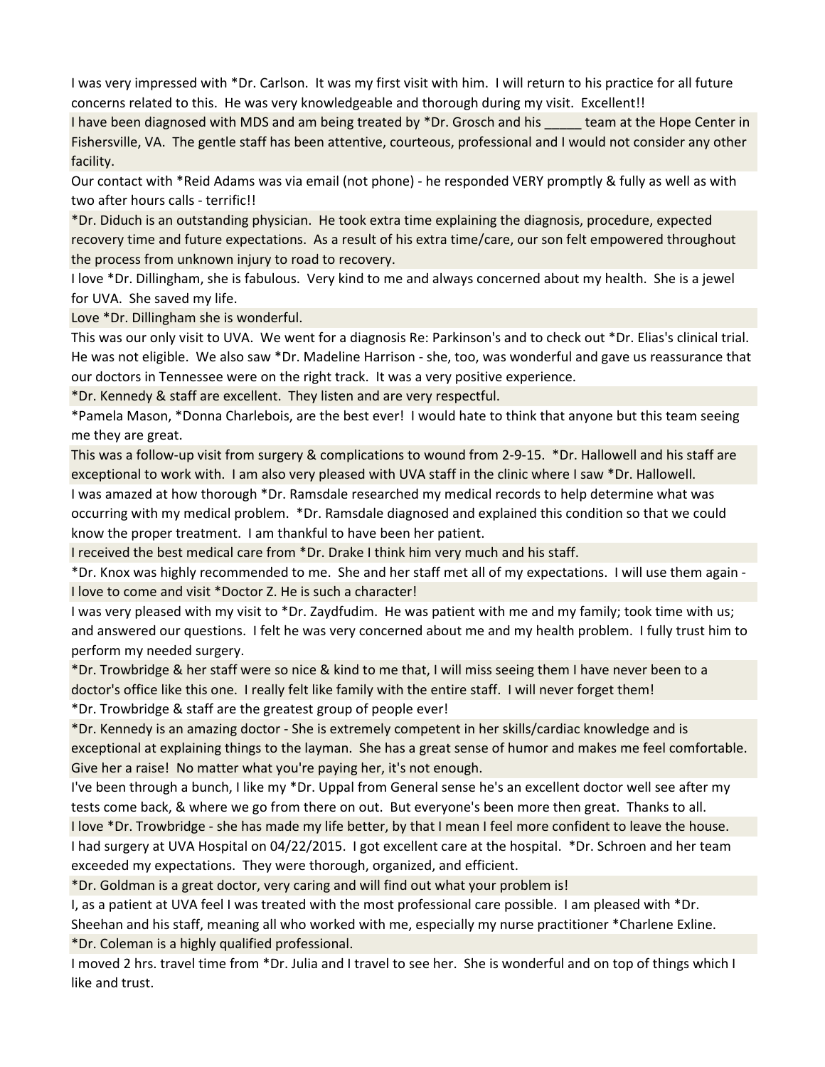I was very impressed with *Dr. Carlson. It was my first visit with him. I will return to his practice for all future concerns related to this. He was very knowledgeable and thorough during my visit. Excellent!!

I have been diagnosed with MDS and am being treated by *Dr. Grosch and his _____ team at the Hope Center in Fishersville, VA. The gentle staff has been attentive, courteous, professional and I would not consider any other facility.

Our contact with *Reid Adams was via email (not phone) - he responded VERY promptly & fully as well as with two after hours calls - terrific!!

*Dr. Diduch is an outstanding physician. He took extra time explaining the diagnosis, procedure, expected recovery time and future expectations. As a result of his extra time/care, our son felt empowered throughout the process from unknown injury to road to recovery.

I love *Dr. Dillingham, she is fabulous. Very kind to me and always concerned about my health. She is a jewel for UVA. She saved my life.

Love *Dr. Dillingham she is wonderful.

This was our only visit to UVA. We went for a diagnosis Re: Parkinson's and to check out *Dr. Elias's clinical trial. He was not eligible. We also saw *Dr. Madeline Harrison - she, too, was wonderful and gave us reassurance that our doctors in Tennessee were on the right track. It was a very positive experience.

*Dr. Kennedy & staff are excellent. They listen and are very respectful.

*Pamela Mason, *Donna Charlebois, are the best ever! I would hate to think that anyone but this team seeing me they are great.

This was a follow-up visit from surgery & complications to wound from 2-9-15. *Dr. Hallowell and his staff are exceptional to work with. I am also very pleased with UVA staff in the clinic where I saw *Dr. Hallowell.

I was amazed at how thorough *Dr. Ramsdale researched my medical records to help determine what was occurring with my medical problem. *Dr. Ramsdale diagnosed and explained this condition so that we could know the proper treatment. I am thankful to have been her patient.

I received the best medical care from *Dr. Drake I think him very much and his staff.

*Dr. Knox was highly recommended to me. She and her staff met all of my expectations. I will use them again -

I love to come and visit *Doctor Z. He is such a character!

I was very pleased with my visit to *Dr. Zaydfudim. He was patient with me and my family; took time with us; and answered our questions. I felt he was very concerned about me and my health problem. I fully trust him to perform my needed surgery.

*Dr. Trowbridge & her staff were so nice & kind to me that, I will miss seeing them I have never been to a doctor's office like this one. I really felt like family with the entire staff. I will never forget them!

*Dr. Trowbridge & staff are the greatest group of people ever!

*Dr. Kennedy is an amazing doctor - She is extremely competent in her skills/cardiac knowledge and is exceptional at explaining things to the layman. She has a great sense of humor and makes me feel comfortable. Give her a raise! No matter what you're paying her, it's not enough.

I've been through a bunch, I like my *Dr. Uppal from General sense he's an excellent doctor well see after my tests come back, & where we go from there on out. But everyone's been more then great. Thanks to all.

I love *Dr. Trowbridge - she has made my life better, by that I mean I feel more confident to leave the house.

I had surgery at UVA Hospital on 04/22/2015. I got excellent care at the hospital. *Dr. Schroen and her team exceeded my expectations. They were thorough, organized, and efficient.

*Dr. Goldman is a great doctor, very caring and will find out what your problem is!

I, as a patient at UVA feel I was treated with the most professional care possible. I am pleased with *Dr. Sheehan and his staff, meaning all who worked with me, especially my nurse practitioner *Charlene Exline.

*Dr. Coleman is a highly qualified professional.

I moved 2 hrs. travel time from *Dr. Julia and I travel to see her. She is wonderful and on top of things which I like and trust.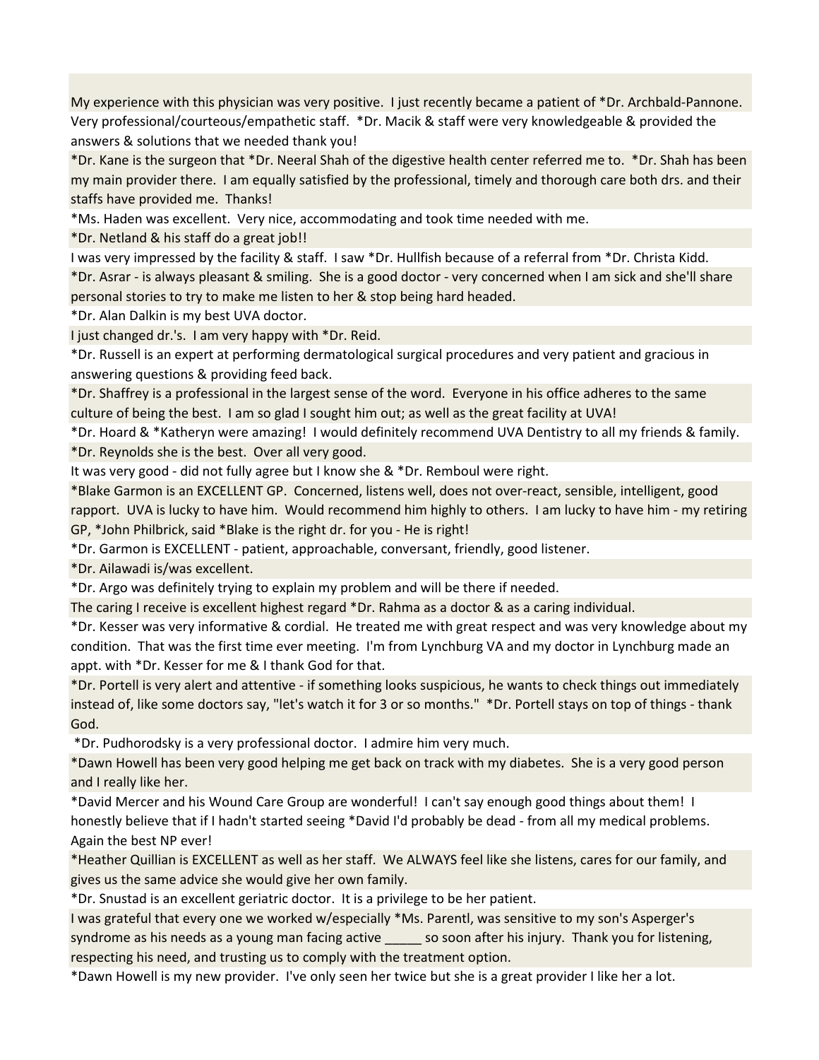My experience with this physician was very positive. I just recently became a patient of *Dr. Archbald-Pannone.

Very professional/courteous/empathetic staff. *Dr. Macik & staff were very knowledgeable & provided the answers & solutions that we needed thank you!

*Dr. Kane is the surgeon that *Dr. Neeral Shah of the digestive health center referred me to. *Dr. Shah has been my main provider there. I am equally satisfied by the professional, timely and thorough care both drs. and their staffs have provided me. Thanks!

*Ms. Haden was excellent. Very nice, accommodating and took time needed with me.

*Dr. Netland & his staff do a great job!!

I was very impressed by the facility & staff. I saw *Dr. Hullfish because of a referral from *Dr. Christa Kidd.

*Dr. Asrar - is always pleasant & smiling. She is a good doctor - very concerned when I am sick and she'll share personal stories to try to make me listen to her & stop being hard headed.

*Dr. Alan Dalkin is my best UVA doctor.

I just changed dr.'s. I am very happy with *Dr. Reid.

*Dr. Russell is an expert at performing dermatological surgical procedures and very patient and gracious in answering questions & providing feed back.

*Dr. Shaffrey is a professional in the largest sense of the word. Everyone in his office adheres to the same culture of being the best. I am so glad I sought him out; as well as the great facility at UVA!

*Dr. Hoard & *Katheryn were amazing! I would definitely recommend UVA Dentistry to all my friends & family.

*Dr. Reynolds she is the best. Over all very good.

It was very good - did not fully agree but I know she & *Dr. Remboul were right.

*Blake Garmon is an EXCELLENT GP. Concerned, listens well, does not over-react, sensible, intelligent, good rapport. UVA is lucky to have him. Would recommend him highly to others. I am lucky to have him - my retiring GP, *John Philbrick, said *Blake is the right dr. for you - He is right!

*Dr. Garmon is EXCELLENT - patient, approachable, conversant, friendly, good listener.

*Dr. Ailawadi is/was excellent.

*Dr. Argo was definitely trying to explain my problem and will be there if needed.

The caring I receive is excellent highest regard *Dr. Rahma as a doctor & as a caring individual.

*Dr. Kesser was very informative & cordial. He treated me with great respect and was very knowledge about my condition. That was the first time ever meeting. I'm from Lynchburg VA and my doctor in Lynchburg made an appt. with *Dr. Kesser for me & I thank God for that.

*Dr. Portell is very alert and attentive - if something looks suspicious, he wants to check things out immediately instead of, like some doctors say, "let's watch it for 3 or so months." *Dr. Portell stays on top of things - thank God.

*Dr. Pudhorodsky is a very professional doctor. I admire him very much.

*Dawn Howell has been very good helping me get back on track with my diabetes. She is a very good person and I really like her.

*David Mercer and his Wound Care Group are wonderful! I can't say enough good things about them! I honestly believe that if I hadn't started seeing *David I'd probably be dead - from all my medical problems. Again the best NP ever!

*Heather Quillian is EXCELLENT as well as her staff. We ALWAYS feel like she listens, cares for our family, and gives us the same advice she would give her own family.

*Dr. Snustad is an excellent geriatric doctor. It is a privilege to be her patient.

I was grateful that every one we worked w/especially *Ms. Parentl, was sensitive to my son's Asperger's syndrome as his needs as a young man facing active _____ so soon after his injury. Thank you for listening, respecting his need, and trusting us to comply with the treatment option.

*Dawn Howell is my new provider. I've only seen her twice but she is a great provider I like her a lot.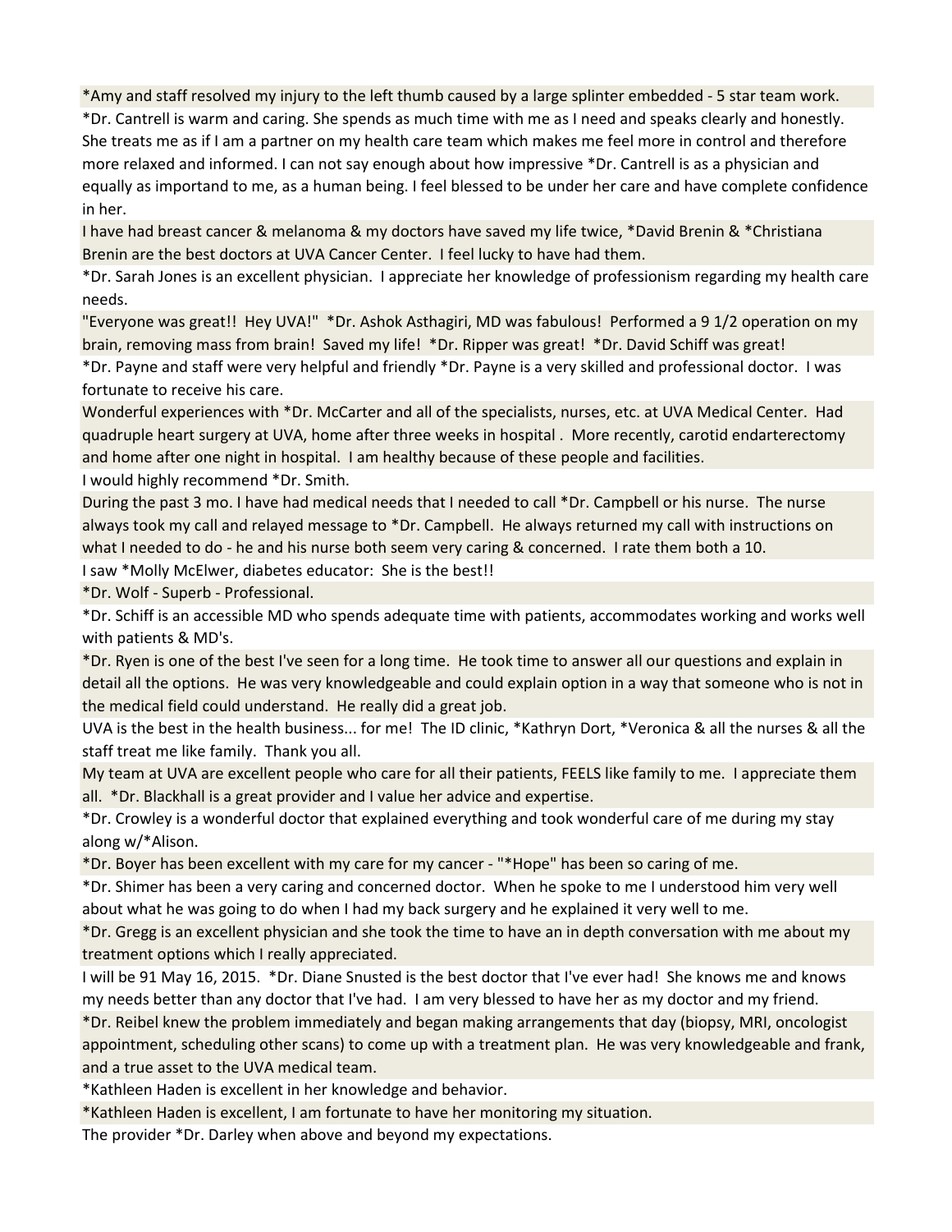*Amy and staff resolved my injury to the left thumb caused by a large splinter embedded - 5 star team work.

*Dr. Cantrell is warm and caring. She spends as much time with me as I need and speaks clearly and honestly. She treats me as if I am a partner on my health care team which makes me feel more in control and therefore more relaxed and informed. I can not say enough about how impressive *Dr. Cantrell is as a physician and equally as importand to me, as a human being. I feel blessed to be under her care and have complete confidence in her.

I have had breast cancer & melanoma & my doctors have saved my life twice, *David Brenin & *Christiana Brenin are the best doctors at UVA Cancer Center. I feel lucky to have had them.

*Dr. Sarah Jones is an excellent physician. I appreciate her knowledge of professionism regarding my health care needs.

"Everyone was great!! Hey UVA!" *Dr. Ashok Asthagiri, MD was fabulous! Performed a 9 1/2 operation on my brain, removing mass from brain! Saved my life! *Dr. Ripper was great! *Dr. David Schiff was great!

*Dr. Payne and staff were very helpful and friendly *Dr. Payne is a very skilled and professional doctor. I was fortunate to receive his care.

Wonderful experiences with *Dr. McCarter and all of the specialists, nurses, etc. at UVA Medical Center. Had quadruple heart surgery at UVA, home after three weeks in hospital . More recently, carotid endarterectomy and home after one night in hospital. I am healthy because of these people and facilities.

I would highly recommend *Dr. Smith.

During the past 3 mo. I have had medical needs that I needed to call *Dr. Campbell or his nurse. The nurse always took my call and relayed message to *Dr. Campbell. He always returned my call with instructions on what I needed to do - he and his nurse both seem very caring & concerned. I rate them both a 10.

I saw *Molly McElwer, diabetes educator: She is the best!!

*Dr. Wolf - Superb - Professional.

*Dr. Schiff is an accessible MD who spends adequate time with patients, accommodates working and works well with patients & MD's.

*Dr. Ryen is one of the best I've seen for a long time. He took time to answer all our questions and explain in detail all the options. He was very knowledgeable and could explain option in a way that someone who is not in the medical field could understand. He really did a great job.

UVA is the best in the health business... for me! The ID clinic, *Kathryn Dort, *Veronica & all the nurses & all the staff treat me like family. Thank you all.

My team at UVA are excellent people who care for all their patients, FEELS like family to me. I appreciate them all. *Dr. Blackhall is a great provider and I value her advice and expertise.

*Dr. Crowley is a wonderful doctor that explained everything and took wonderful care of me during my stay along w/*Alison.

*Dr. Boyer has been excellent with my care for my cancer - "*Hope" has been so caring of me.

*Dr. Shimer has been a very caring and concerned doctor. When he spoke to me I understood him very well about what he was going to do when I had my back surgery and he explained it very well to me.

*Dr. Gregg is an excellent physician and she took the time to have an in depth conversation with me about my treatment options which I really appreciated.

I will be 91 May 16, 2015. *Dr. Diane Snusted is the best doctor that I've ever had! She knows me and knows my needs better than any doctor that I've had. I am very blessed to have her as my doctor and my friend.

*Dr. Reibel knew the problem immediately and began making arrangements that day (biopsy, MRI, oncologist appointment, scheduling other scans) to come up with a treatment plan. He was very knowledgeable and frank, and a true asset to the UVA medical team.

*Kathleen Haden is excellent in her knowledge and behavior.

*Kathleen Haden is excellent, I am fortunate to have her monitoring my situation.

The provider *Dr. Darley when above and beyond my expectations.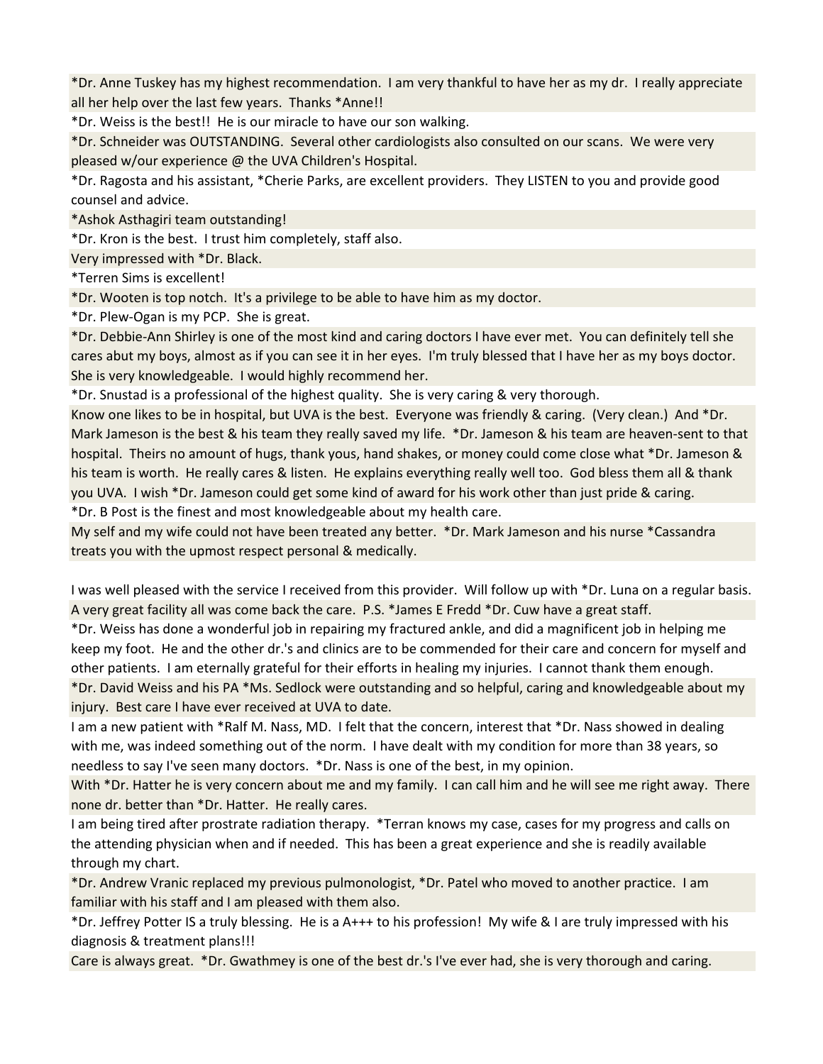*Dr. Anne Tuskey has my highest recommendation. I am very thankful to have her as my dr. I really appreciate all her help over the last few years. Thanks *Anne!!

*Dr. Weiss is the best!! He is our miracle to have our son walking.

*Dr. Schneider was OUTSTANDING. Several other cardiologists also consulted on our scans. We were very pleased w/our experience @ the UVA Children's Hospital.

*Dr. Ragosta and his assistant, *Cherie Parks, are excellent providers. They LISTEN to you and provide good counsel and advice.

*Ashok Asthagiri team outstanding!

*Dr. Kron is the best. I trust him completely, staff also.

Very impressed with *Dr. Black.

*Terren Sims is excellent!

*Dr. Wooten is top notch. It's a privilege to be able to have him as my doctor.

*Dr. Plew-Ogan is my PCP. She is great.

*Dr. Debbie-Ann Shirley is one of the most kind and caring doctors I have ever met. You can definitely tell she cares abut my boys, almost as if you can see it in her eyes. I'm truly blessed that I have her as my boys doctor. She is very knowledgeable. I would highly recommend her.

*Dr. Snustad is a professional of the highest quality. She is very caring & very thorough.

Know one likes to be in hospital, but UVA is the best. Everyone was friendly & caring. (Very clean.) And *Dr. Mark Jameson is the best & his team they really saved my life. *Dr. Jameson & his team are heaven-sent to that hospital. Theirs no amount of hugs, thank yous, hand shakes, or money could come close what *Dr. Jameson & his team is worth. He really cares & listen. He explains everything really well too. God bless them all & thank you UVA. I wish *Dr. Jameson could get some kind of award for his work other than just pride & caring.

*Dr. B Post is the finest and most knowledgeable about my health care.

My self and my wife could not have been treated any better. *Dr. Mark Jameson and his nurse *Cassandra treats you with the upmost respect personal & medically.

I was well pleased with the service I received from this provider. Will follow up with *Dr. Luna on a regular basis.

A very great facility all was come back the care. P.S. *James E Fredd *Dr. Cuw have a great staff.

*Dr. Weiss has done a wonderful job in repairing my fractured ankle, and did a magnificent job in helping me keep my foot. He and the other dr.'s and clinics are to be commended for their care and concern for myself and other patients. I am eternally grateful for their efforts in healing my injuries. I cannot thank them enough.

*Dr. David Weiss and his PA *Ms. Sedlock were outstanding and so helpful, caring and knowledgeable about my injury. Best care I have ever received at UVA to date.

I am a new patient with *Ralf M. Nass, MD. I felt that the concern, interest that *Dr. Nass showed in dealing with me, was indeed something out of the norm. I have dealt with my condition for more than 38 years, so needless to say I've seen many doctors. *Dr. Nass is one of the best, in my opinion.

With *Dr. Hatter he is very concern about me and my family. I can call him and he will see me right away. There none dr. better than *Dr. Hatter. He really cares.

I am being tired after prostrate radiation therapy. *Terran knows my case, cases for my progress and calls on the attending physician when and if needed. This has been a great experience and she is readily available through my chart.

*Dr. Andrew Vranic replaced my previous pulmonologist, *Dr. Patel who moved to another practice. I am familiar with his staff and I am pleased with them also.

*Dr. Jeffrey Potter IS a truly blessing. He is a A+++ to his profession! My wife & I are truly impressed with his diagnosis & treatment plans!!!

Care is always great. *Dr. Gwathmey is one of the best dr.'s I've ever had, she is very thorough and caring.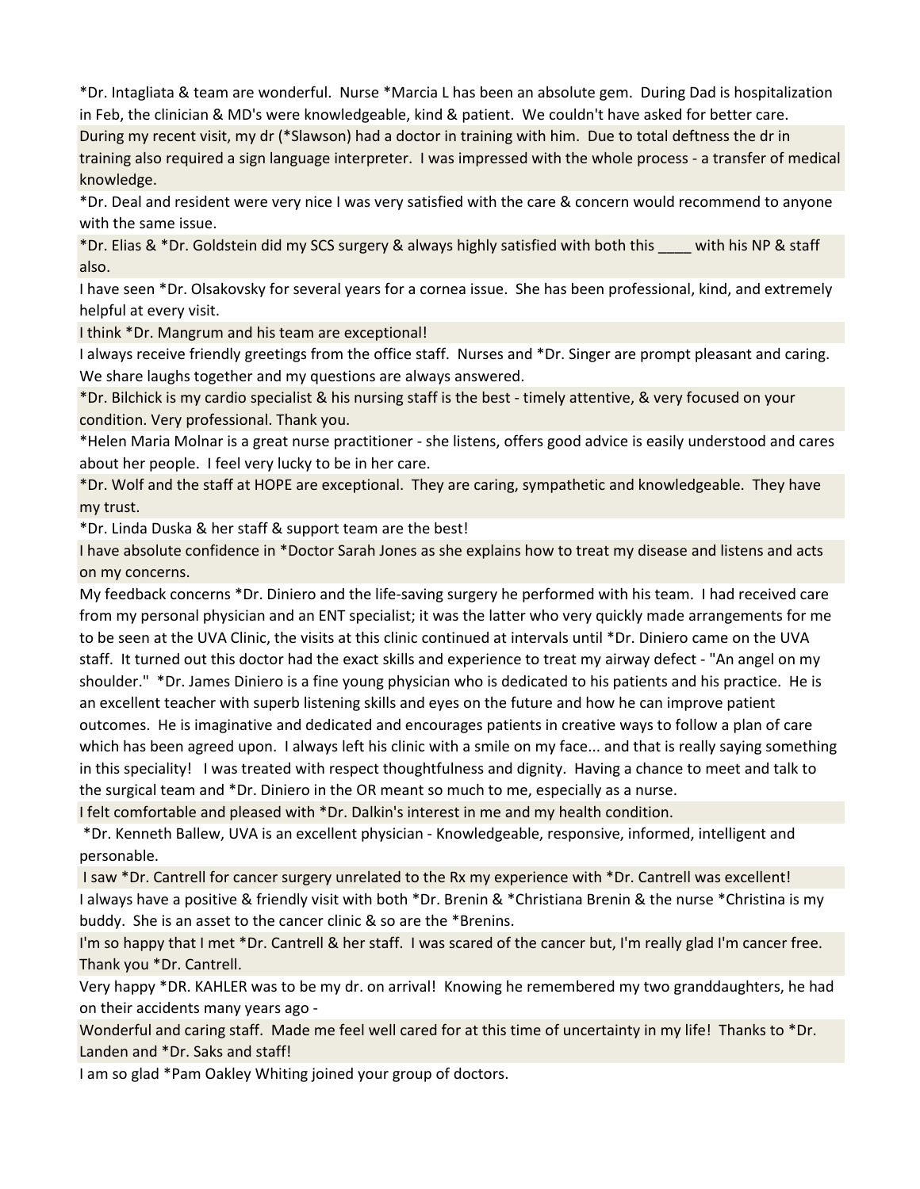*Dr. Intagliata & team are wonderful. Nurse *Marcia L has been an absolute gem. During Dad is hospitalization in Feb, the clinician & MD's were knowledgeable, kind & patient. We couldn't have asked for better care.

During my recent visit, my dr (*Slawson) had a doctor in training with him. Due to total deftness the dr in training also required a sign language interpreter. I was impressed with the whole process - a transfer of medical knowledge.

*Dr. Deal and resident were very nice I was very satisfied with the care & concern would recommend to anyone with the same issue.

*Dr. Elias & *Dr. Goldstein did my SCS surgery & always highly satisfied with both this ____ with his NP & staff also.

I have seen *Dr. Olsakovsky for several years for a cornea issue. She has been professional, kind, and extremely helpful at every visit.

I think *Dr. Mangrum and his team are exceptional!

I always receive friendly greetings from the office staff. Nurses and *Dr. Singer are prompt pleasant and caring. We share laughs together and my questions are always answered.

*Dr. Bilchick is my cardio specialist & his nursing staff is the best - timely attentive, & very focused on your condition. Very professional. Thank you.

*Helen Maria Molnar is a great nurse practitioner - she listens, offers good advice is easily understood and cares about her people. I feel very lucky to be in her care.

*Dr. Wolf and the staff at HOPE are exceptional. They are caring, sympathetic and knowledgeable. They have my trust.

*Dr. Linda Duska & her staff & support team are the best!

I have absolute confidence in *Doctor Sarah Jones as she explains how to treat my disease and listens and acts on my concerns.

My feedback concerns *Dr. Diniero and the life-saving surgery he performed with his team. I had received care from my personal physician and an ENT specialist; it was the latter who very quickly made arrangements for me to be seen at the UVA Clinic, the visits at this clinic continued at intervals until *Dr. Diniero came on the UVA staff. It turned out this doctor had the exact skills and experience to treat my airway defect - "An angel on my shoulder." *Dr. James Diniero is a fine young physician who is dedicated to his patients and his practice. He is an excellent teacher with superb listening skills and eyes on the future and how he can improve patient outcomes. He is imaginative and dedicated and encourages patients in creative ways to follow a plan of care which has been agreed upon. I always left his clinic with a smile on my face... and that is really saying something in this speciality! I was treated with respect thoughtfulness and dignity. Having a chance to meet and talk to the surgical team and *Dr. Diniero in the OR meant so much to me, especially as a nurse.

I felt comfortable and pleased with *Dr. Dalkin's interest in me and my health condition.

*Dr. Kenneth Ballew, UVA is an excellent physician - Knowledgeable, responsive, informed, intelligent and personable.

I saw *Dr. Cantrell for cancer surgery unrelated to the Rx my experience with *Dr. Cantrell was excellent!

I always have a positive & friendly visit with both *Dr. Brenin & *Christiana Brenin & the nurse *Christina is my buddy. She is an asset to the cancer clinic & so are the *Brenins.

I'm so happy that I met *Dr. Cantrell & her staff. I was scared of the cancer but, I'm really glad I'm cancer free. Thank you *Dr. Cantrell.

Very happy *DR. KAHLER was to be my dr. on arrival! Knowing he remembered my two granddaughters, he had on their accidents many years ago -

Wonderful and caring staff. Made me feel well cared for at this time of uncertainty in my life! Thanks to *Dr. Landen and *Dr. Saks and staff!

I am so glad *Pam Oakley Whiting joined your group of doctors.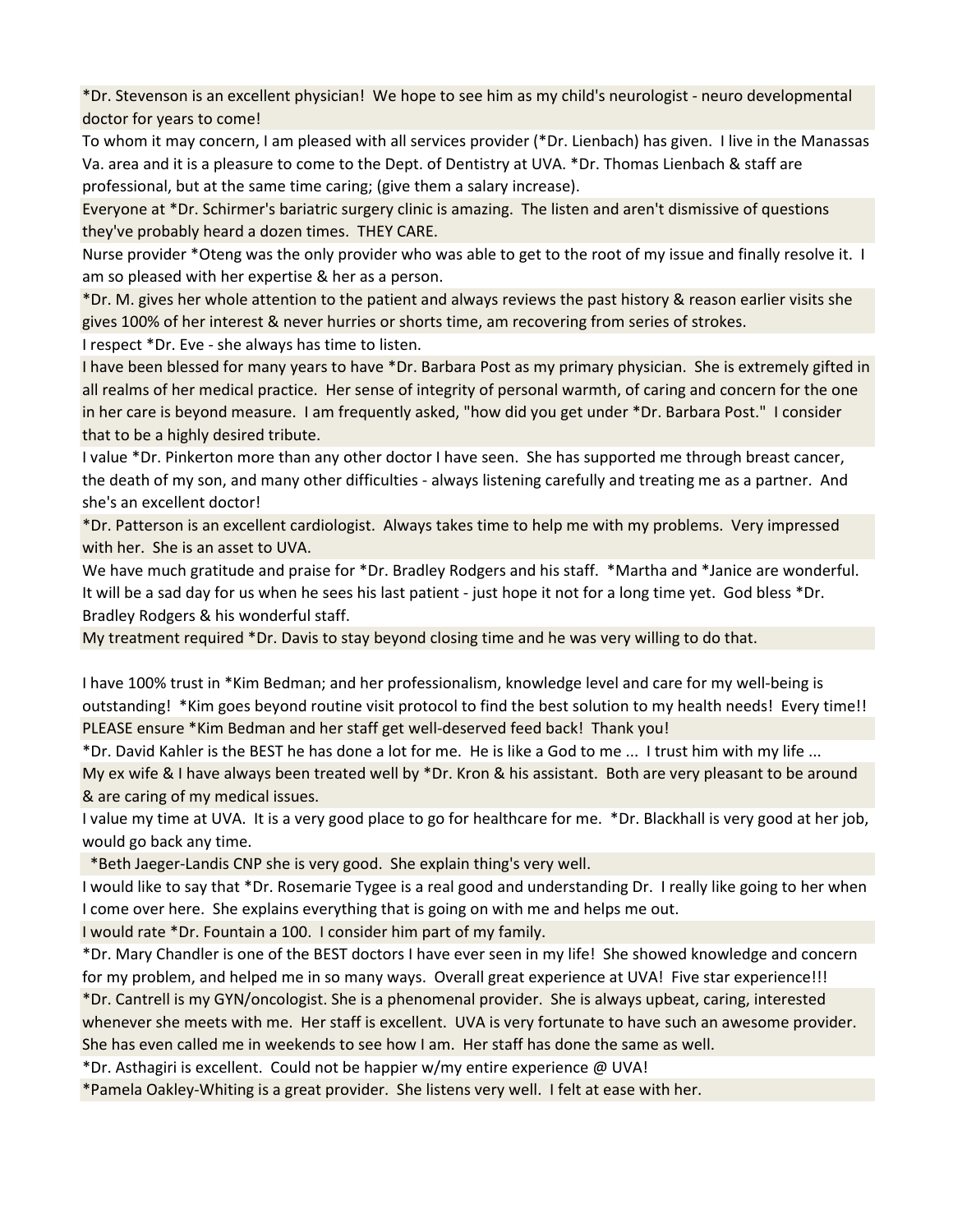*Dr. Stevenson is an excellent physician! We hope to see him as my child's neurologist - neuro developmental doctor for years to come!

To whom it may concern, I am pleased with all services provider (*Dr. Lienbach) has given. I live in the Manassas Va. area and it is a pleasure to come to the Dept. of Dentistry at UVA. *Dr. Thomas Lienbach & staff are professional, but at the same time caring; (give them a salary increase).

Everyone at *Dr. Schirmer's bariatric surgery clinic is amazing. The listen and aren't dismissive of questions they've probably heard a dozen times. THEY CARE.

Nurse provider *Oteng was the only provider who was able to get to the root of my issue and finally resolve it. I am so pleased with her expertise & her as a person.

*Dr. M. gives her whole attention to the patient and always reviews the past history & reason earlier visits she gives 100% of her interest & never hurries or shorts time, am recovering from series of strokes.

I respect *Dr. Eve - she always has time to listen.

I have been blessed for many years to have *Dr. Barbara Post as my primary physician. She is extremely gifted in all realms of her medical practice. Her sense of integrity of personal warmth, of caring and concern for the one in her care is beyond measure. I am frequently asked, "how did you get under *Dr. Barbara Post." I consider that to be a highly desired tribute.

I value *Dr. Pinkerton more than any other doctor I have seen. She has supported me through breast cancer, the death of my son, and many other difficulties - always listening carefully and treating me as a partner. And she's an excellent doctor!

*Dr. Patterson is an excellent cardiologist. Always takes time to help me with my problems. Very impressed with her. She is an asset to UVA.

We have much gratitude and praise for *Dr. Bradley Rodgers and his staff. *Martha and *Janice are wonderful. It will be a sad day for us when he sees his last patient - just hope it not for a long time yet. God bless *Dr. Bradley Rodgers & his wonderful staff.

My treatment required *Dr. Davis to stay beyond closing time and he was very willing to do that.

I have 100% trust in *Kim Bedman; and her professionalism, knowledge level and care for my well-being is outstanding! *Kim goes beyond routine visit protocol to find the best solution to my health needs! Every time!! PLEASE ensure *Kim Bedman and her staff get well-deserved feed back! Thank you!

*Dr. David Kahler is the BEST he has done a lot for me. He is like a God to me ... I trust him with my life ...

My ex wife & I have always been treated well by *Dr. Kron & his assistant. Both are very pleasant to be around & are caring of my medical issues.

I value my time at UVA. It is a very good place to go for healthcare for me. *Dr. Blackhall is very good at her job, would go back any time.

*Beth Jaeger-Landis CNP she is very good. She explain thing's very well.

I would like to say that *Dr. Rosemarie Tygee is a real good and understanding Dr. I really like going to her when I come over here. She explains everything that is going on with me and helps me out.

I would rate *Dr. Fountain a 100. I consider him part of my family.

*Dr. Mary Chandler is one of the BEST doctors I have ever seen in my life! She showed knowledge and concern for my problem, and helped me in so many ways. Overall great experience at UVA! Five star experience!!!

*Dr. Cantrell is my GYN/oncologist. She is a phenomenal provider. She is always upbeat, caring, interested whenever she meets with me. Her staff is excellent. UVA is very fortunate to have such an awesome provider. She has even called me in weekends to see how I am. Her staff has done the same as well.

*Dr. Asthagiri is excellent. Could not be happier w/my entire experience @ UVA!

*Pamela Oakley-Whiting is a great provider. She listens very well. I felt at ease with her.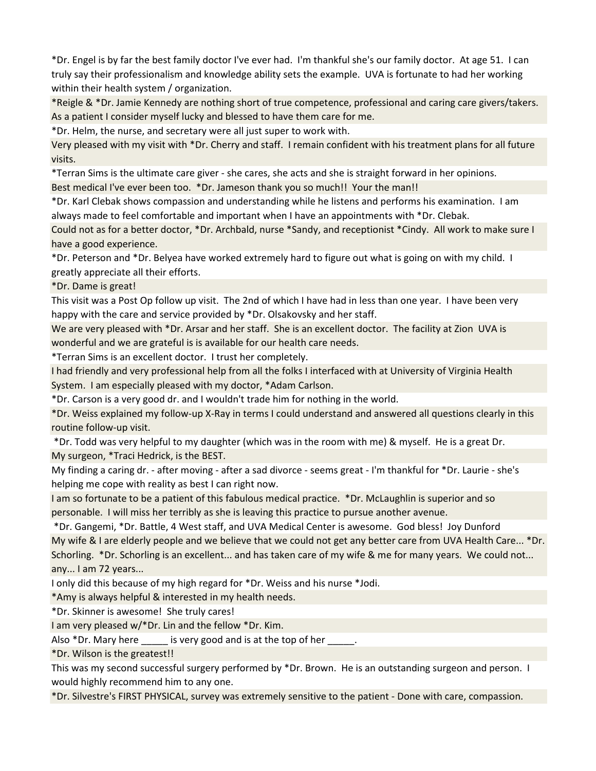*Dr. Engel is by far the best family doctor I've ever had.  I'm thankful she's our family doctor.  At age 51.  I can truly say their professionalism and knowledge ability sets the example.  UVA is fortunate to had her working within their health system / organization.

*Reigle & *Dr. Jamie Kennedy are nothing short of true competence, professional and caring care givers/takers.  As a patient I consider myself lucky and blessed to have them care for me.

*Dr. Helm, the nurse, and secretary were all just super to work with.

Very pleased with my visit with *Dr. Cherry and staff.  I remain confident with his treatment plans for all future visits.

*Terran Sims is the ultimate care giver - she cares, she acts and she is straight forward in her opinions.

Best medical I've ever been too.  *Dr. Jameson thank you so much!!  Your the man!!

*Dr. Karl Clebak shows compassion and understanding while he listens and performs his examination.  I am always made to feel comfortable and important when I have an appointments with *Dr. Clebak.

Could not as for a better doctor, *Dr. Archbald, nurse *Sandy, and receptionist *Cindy.  All work to make sure I have a good experience.

*Dr. Peterson and *Dr. Belyea have worked extremely hard to figure out what is going on with my child.  I greatly appreciate all their efforts.

*Dr. Dame is great!

This visit was a Post Op follow up visit.  The 2nd of which I have had in less than one year.  I have been very happy with the care and service provided by *Dr. Olsakovsky and her staff.

We are very pleased with *Dr. Arsar and her staff.  She is an excellent doctor.  The facility at Zion  UVA is wonderful and we are grateful is is available for our health care needs.

*Terran Sims is an excellent doctor.  I trust her completely.

I had friendly and very professional help from all the folks I interfaced with at University of Virginia Health System.  I am especially pleased with my doctor, *Adam Carlson.

*Dr. Carson is a very good dr. and I wouldn't trade him for nothing in the world.

*Dr. Weiss explained my follow-up X-Ray in terms I could understand and answered all questions clearly in this routine follow-up visit.

*Dr. Todd was very helpful to my daughter (which was in the room with me) & myself.  He is a great Dr.

My surgeon, *Traci Hedrick, is the BEST.

My finding a caring dr. - after moving - after a sad divorce - seems great - I'm thankful for *Dr. Laurie - she's helping me cope with reality as best I can right now.

I am so fortunate to be a patient of this fabulous medical practice.  *Dr. McLaughlin is superior and so personable.  I will miss her terribly as she is leaving this practice to pursue another avenue.

*Dr. Gangemi, *Dr. Battle, 4 West staff, and UVA Medical Center is awesome.  God bless!  Joy Dunford

My wife & I are elderly people and we believe that we could not get any better care from UVA Health Care... *Dr. Schorling.  *Dr. Schorling is an excellent... and has taken care of my wife & me for many years.  We could not... any... I am 72 years...

I only did this because of my high regard for *Dr. Weiss and his nurse *Jodi.

*Amy is always helpful & interested in my health needs.

*Dr. Skinner is awesome!  She truly cares!

I am very pleased w/*Dr. Lin and the fellow *Dr. Kim.

Also *Dr. Mary here _____ is very good and is at the top of her _____.

*Dr. Wilson is the greatest!!

This was my second successful surgery performed by *Dr. Brown.  He is an outstanding surgeon and person.  I would highly recommend him to any one.

*Dr. Silvestre's FIRST PHYSICAL, survey was extremely sensitive to the patient - Done with care, compassion.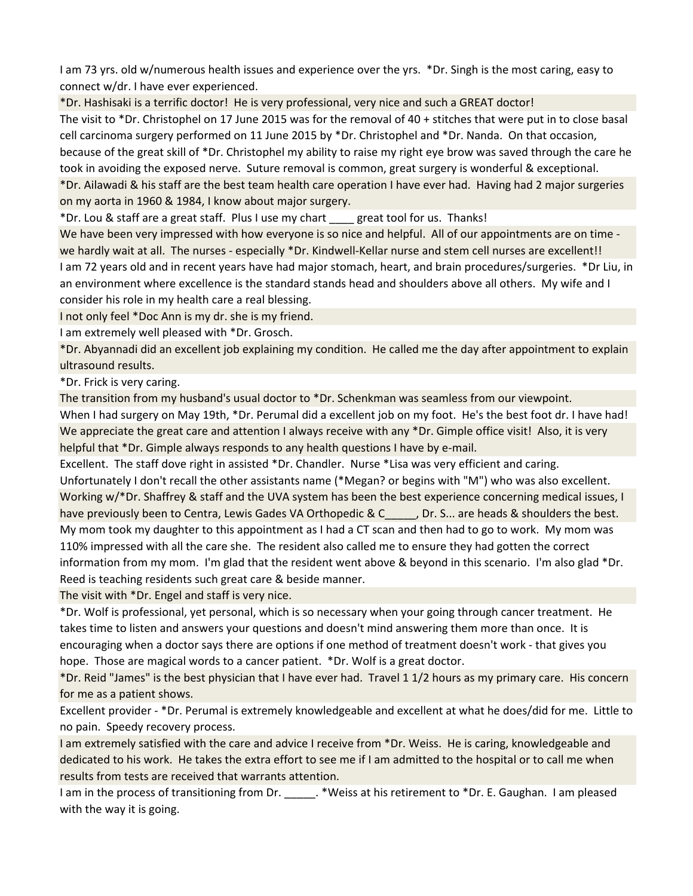I am 73 yrs. old w/numerous health issues and experience over the yrs. *Dr. Singh is the most caring, easy to connect w/dr. I have ever experienced.

*Dr. Hashisaki is a terrific doctor! He is very professional, very nice and such a GREAT doctor!

The visit to *Dr. Christophel on 17 June 2015 was for the removal of 40 + stitches that were put in to close basal cell carcinoma surgery performed on 11 June 2015 by *Dr. Christophel and *Dr. Nanda. On that occasion, because of the great skill of *Dr. Christophel my ability to raise my right eye brow was saved through the care he took in avoiding the exposed nerve. Suture removal is common, great surgery is wonderful & exceptional.

*Dr. Ailawadi & his staff are the best team health care operation I have ever had. Having had 2 major surgeries on my aorta in 1960 & 1984, I know about major surgery.

*Dr. Lou & staff are a great staff. Plus I use my chart ____ great tool for us. Thanks!

We have been very impressed with how everyone is so nice and helpful. All of our appointments are on time - we hardly wait at all. The nurses - especially *Dr. Kindwell-Kellar nurse and stem cell nurses are excellent!!

I am 72 years old and in recent years have had major stomach, heart, and brain procedures/surgeries. *Dr Liu, in an environment where excellence is the standard stands head and shoulders above all others. My wife and I consider his role in my health care a real blessing.

I not only feel *Doc Ann is my dr. she is my friend.

I am extremely well pleased with *Dr. Grosch.

*Dr. Abyannadi did an excellent job explaining my condition. He called me the day after appointment to explain ultrasound results.

*Dr. Frick is very caring.

The transition from my husband's usual doctor to *Dr. Schenkman was seamless from our viewpoint.

When I had surgery on May 19th, *Dr. Perumal did a excellent job on my foot. He's the best foot dr. I have had!

We appreciate the great care and attention I always receive with any *Dr. Gimple office visit! Also, it is very helpful that *Dr. Gimple always responds to any health questions I have by e-mail.

Excellent. The staff dove right in assisted *Dr. Chandler. Nurse *Lisa was very efficient and caring. Unfortunately I don't recall the other assistants name (*Megan? or begins with "M") who was also excellent.

Working w/*Dr. Shaffrey & staff and the UVA system has been the best experience concerning medical issues, I have previously been to Centra, Lewis Gades VA Orthopedic & C_____, Dr. S... are heads & shoulders the best.

My mom took my daughter to this appointment as I had a CT scan and then had to go to work. My mom was 110% impressed with all the care she. The resident also called me to ensure they had gotten the correct information from my mom. I'm glad that the resident went above & beyond in this scenario. I'm also glad *Dr. Reed is teaching residents such great care & beside manner.

The visit with *Dr. Engel and staff is very nice.

*Dr. Wolf is professional, yet personal, which is so necessary when your going through cancer treatment. He takes time to listen and answers your questions and doesn't mind answering them more than once. It is encouraging when a doctor says there are options if one method of treatment doesn't work - that gives you hope. Those are magical words to a cancer patient. *Dr. Wolf is a great doctor.

*Dr. Reid "James" is the best physician that I have ever had. Travel 1 1/2 hours as my primary care. His concern for me as a patient shows.

Excellent provider - *Dr. Perumal is extremely knowledgeable and excellent at what he does/did for me. Little to no pain. Speedy recovery process.

I am extremely satisfied with the care and advice I receive from *Dr. Weiss. He is caring, knowledgeable and dedicated to his work. He takes the extra effort to see me if I am admitted to the hospital or to call me when results from tests are received that warrants attention.

I am in the process of transitioning from Dr. _____. *Weiss at his retirement to *Dr. E. Gaughan. I am pleased with the way it is going.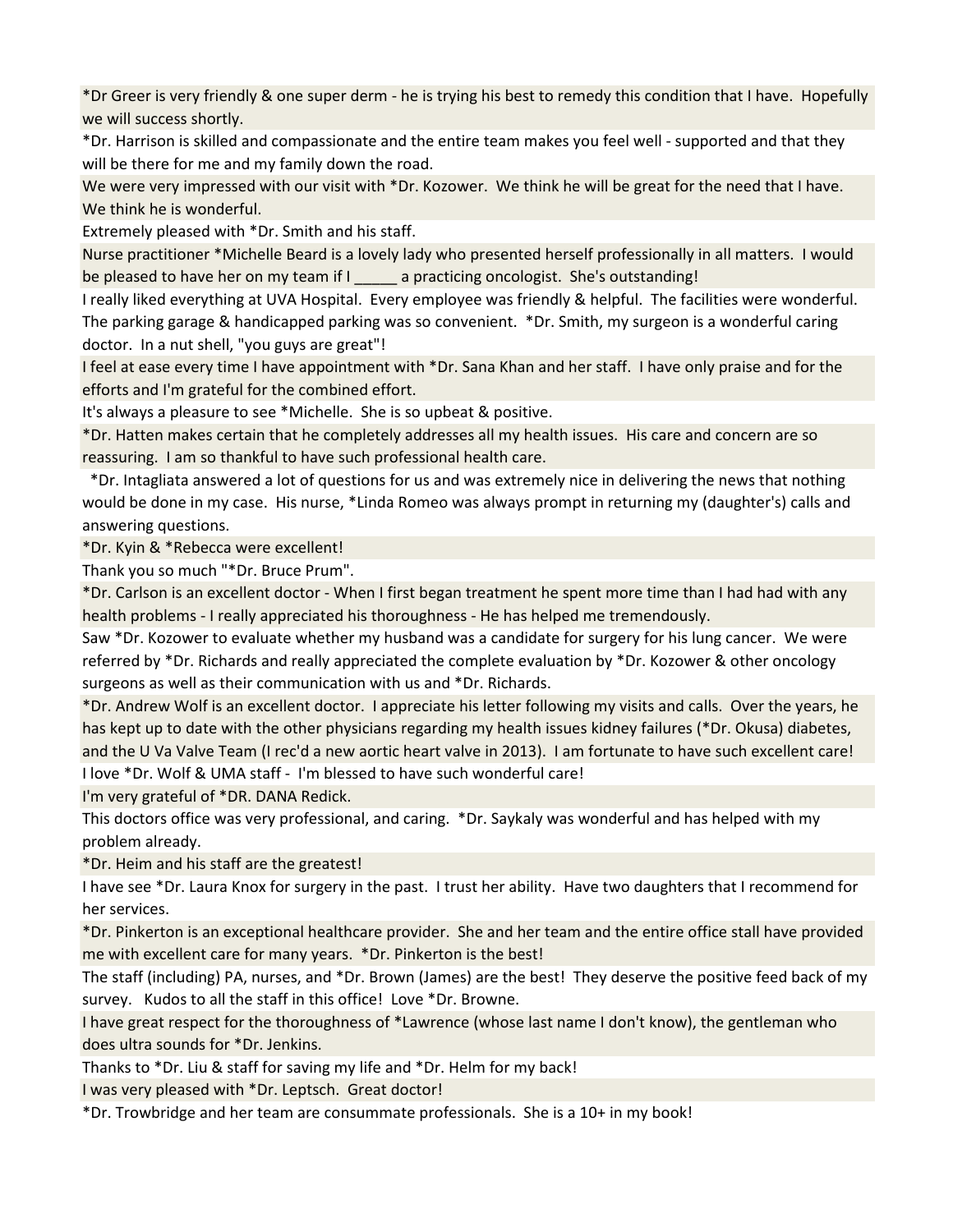*Dr Greer is very friendly & one super derm - he is trying his best to remedy this condition that I have. Hopefully we will success shortly.

*Dr. Harrison is skilled and compassionate and the entire team makes you feel well - supported and that they will be there for me and my family down the road.

We were very impressed with our visit with *Dr. Kozower. We think he will be great for the need that I have. We think he is wonderful.

Extremely pleased with *Dr. Smith and his staff.

Nurse practitioner *Michelle Beard is a lovely lady who presented herself professionally in all matters. I would be pleased to have her on my team if I _____ a practicing oncologist. She's outstanding!

I really liked everything at UVA Hospital. Every employee was friendly & helpful. The facilities were wonderful. The parking garage & handicapped parking was so convenient. *Dr. Smith, my surgeon is a wonderful caring doctor. In a nut shell, "you guys are great"!

I feel at ease every time I have appointment with *Dr. Sana Khan and her staff. I have only praise and for the efforts and I'm grateful for the combined effort.

It's always a pleasure to see *Michelle. She is so upbeat & positive.

*Dr. Hatten makes certain that he completely addresses all my health issues. His care and concern are so reassuring. I am so thankful to have such professional health care.

*Dr. Intagliata answered a lot of questions for us and was extremely nice in delivering the news that nothing would be done in my case. His nurse, *Linda Romeo was always prompt in returning my (daughter's) calls and answering questions.

*Dr. Kyin & *Rebecca were excellent!

Thank you so much "*Dr. Bruce Prum".

*Dr. Carlson is an excellent doctor - When I first began treatment he spent more time than I had had with any health problems - I really appreciated his thoroughness - He has helped me tremendously.

Saw *Dr. Kozower to evaluate whether my husband was a candidate for surgery for his lung cancer. We were referred by *Dr. Richards and really appreciated the complete evaluation by *Dr. Kozower & other oncology surgeons as well as their communication with us and *Dr. Richards.

*Dr. Andrew Wolf is an excellent doctor. I appreciate his letter following my visits and calls. Over the years, he has kept up to date with the other physicians regarding my health issues kidney failures (*Dr. Okusa) diabetes, and the U Va Valve Team (I rec'd a new aortic heart valve in 2013). I am fortunate to have such excellent care!

I love *Dr. Wolf & UMA staff - I'm blessed to have such wonderful care!

I'm very grateful of *DR. DANA Redick.

This doctors office was very professional, and caring. *Dr. Saykaly was wonderful and has helped with my problem already.

*Dr. Heim and his staff are the greatest!

I have see *Dr. Laura Knox for surgery in the past. I trust her ability. Have two daughters that I recommend for her services.

*Dr. Pinkerton is an exceptional healthcare provider. She and her team and the entire office stall have provided me with excellent care for many years. *Dr. Pinkerton is the best!

The staff (including) PA, nurses, and *Dr. Brown (James) are the best! They deserve the positive feed back of my survey. Kudos to all the staff in this office! Love *Dr. Browne.

I have great respect for the thoroughness of *Lawrence (whose last name I don't know), the gentleman who does ultra sounds for *Dr. Jenkins.

Thanks to *Dr. Liu & staff for saving my life and *Dr. Helm for my back!

I was very pleased with *Dr. Leptsch. Great doctor!

*Dr. Trowbridge and her team are consummate professionals. She is a 10+ in my book!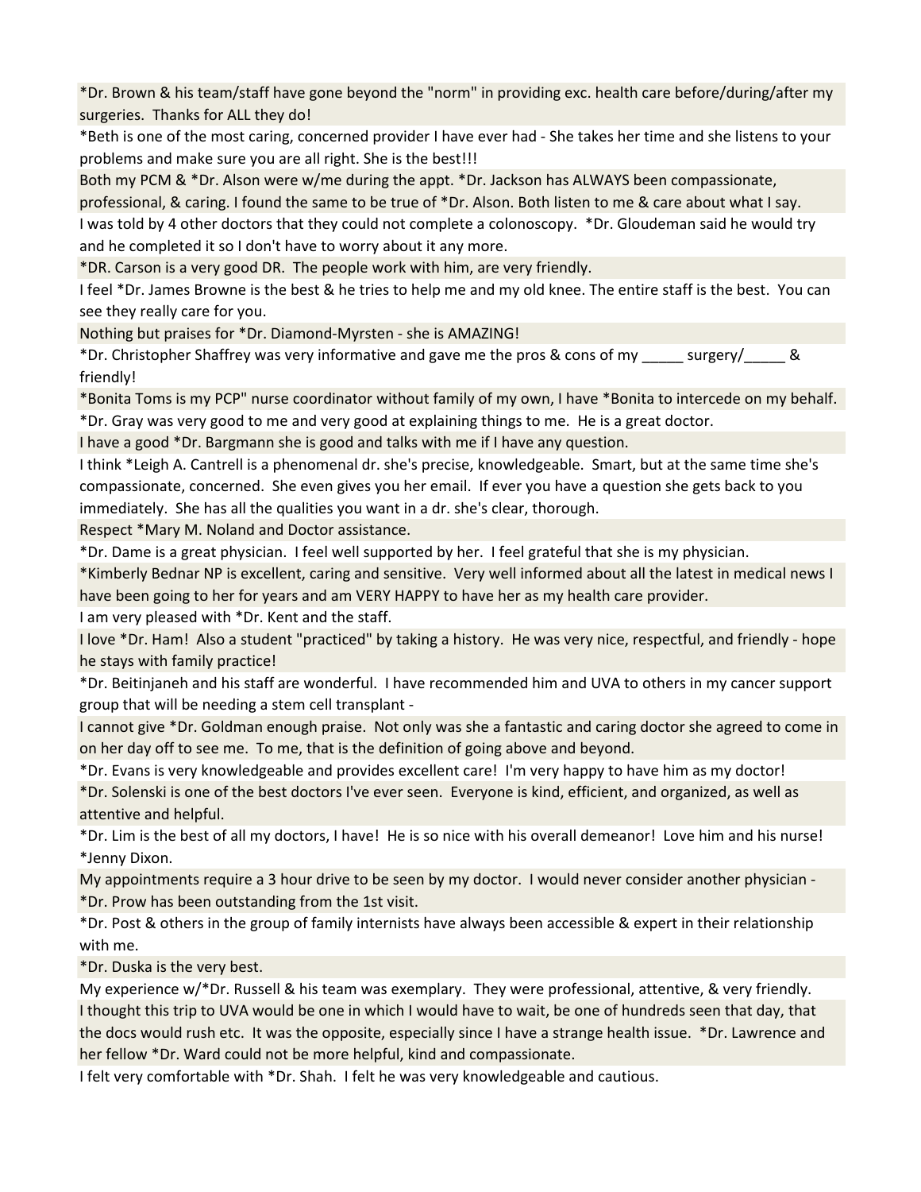*Dr. Brown & his team/staff have gone beyond the "norm" in providing exc. health care before/during/after my surgeries. Thanks for ALL they do!

*Beth is one of the most caring, concerned provider I have ever had - She takes her time and she listens to your problems and make sure you are all right. She is the best!!!

Both my PCM & *Dr. Alson were w/me during the appt. *Dr. Jackson has ALWAYS been compassionate, professional, & caring. I found the same to be true of *Dr. Alson. Both listen to me & care about what I say.

I was told by 4 other doctors that they could not complete a colonoscopy. *Dr. Gloudeman said he would try and he completed it so I don't have to worry about it any more.

*DR. Carson is a very good DR. The people work with him, are very friendly.

I feel *Dr. James Browne is the best & he tries to help me and my old knee. The entire staff is the best. You can see they really care for you.

Nothing but praises for *Dr. Diamond-Myrsten - she is AMAZING!

*Dr. Christopher Shaffrey was very informative and gave me the pros & cons of my _____ surgery/_____ & friendly!

*Bonita Toms is my PCP" nurse coordinator without family of my own, I have *Bonita to intercede on my behalf.

*Dr. Gray was very good to me and very good at explaining things to me. He is a great doctor.

I have a good *Dr. Bargmann she is good and talks with me if I have any question.

I think *Leigh A. Cantrell is a phenomenal dr. she's precise, knowledgeable. Smart, but at the same time she's compassionate, concerned. She even gives you her email. If ever you have a question she gets back to you immediately. She has all the qualities you want in a dr. she's clear, thorough.

Respect *Mary M. Noland and Doctor assistance.

*Dr. Dame is a great physician. I feel well supported by her. I feel grateful that she is my physician.

*Kimberly Bednar NP is excellent, caring and sensitive. Very well informed about all the latest in medical news I have been going to her for years and am VERY HAPPY to have her as my health care provider.

I am very pleased with *Dr. Kent and the staff.

I love *Dr. Ham! Also a student "practiced" by taking a history. He was very nice, respectful, and friendly - hope he stays with family practice!

*Dr. Beitinjaneh and his staff are wonderful. I have recommended him and UVA to others in my cancer support group that will be needing a stem cell transplant -

I cannot give *Dr. Goldman enough praise. Not only was she a fantastic and caring doctor she agreed to come in on her day off to see me. To me, that is the definition of going above and beyond.

*Dr. Evans is very knowledgeable and provides excellent care! I'm very happy to have him as my doctor!

*Dr. Solenski is one of the best doctors I've ever seen. Everyone is kind, efficient, and organized, as well as attentive and helpful.

*Dr. Lim is the best of all my doctors, I have! He is so nice with his overall demeanor! Love him and his nurse! *Jenny Dixon.

My appointments require a 3 hour drive to be seen by my doctor. I would never consider another physician - *Dr. Prow has been outstanding from the 1st visit.

*Dr. Post & others in the group of family internists have always been accessible & expert in their relationship with me.

*Dr. Duska is the very best.

My experience w/*Dr. Russell & his team was exemplary. They were professional, attentive, & very friendly.

I thought this trip to UVA would be one in which I would have to wait, be one of hundreds seen that day, that the docs would rush etc. It was the opposite, especially since I have a strange health issue. *Dr. Lawrence and her fellow *Dr. Ward could not be more helpful, kind and compassionate.

I felt very comfortable with *Dr. Shah. I felt he was very knowledgeable and cautious.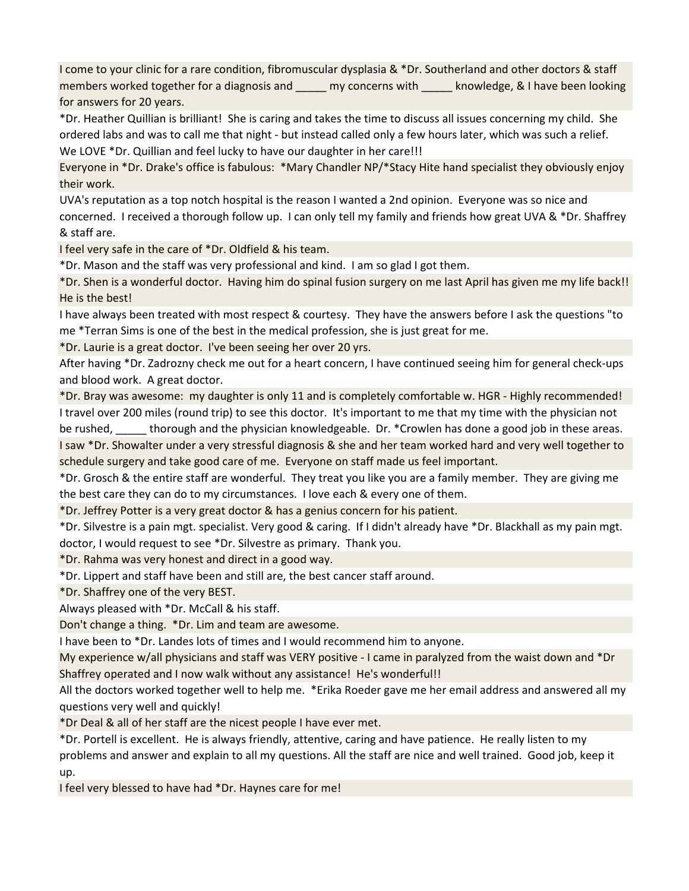I come to your clinic for a rare condition, fibromuscular dysplasia & *Dr. Southerland and other doctors & staff members worked together for a diagnosis and _____ my concerns with _____ knowledge, & I have been looking for answers for 20 years.

*Dr. Heather Quillian is brilliant! She is caring and takes the time to discuss all issues concerning my child. She ordered labs and was to call me that night - but instead called only a few hours later, which was such a relief. We LOVE *Dr. Quillian and feel lucky to have our daughter in her care!!!

Everyone in *Dr. Drake's office is fabulous: *Mary Chandler NP/*Stacy Hite hand specialist they obviously enjoy their work.

UVA's reputation as a top notch hospital is the reason I wanted a 2nd opinion. Everyone was so nice and concerned. I received a thorough follow up. I can only tell my family and friends how great UVA & *Dr. Shaffrey & staff are.

I feel very safe in the care of *Dr. Oldfield & his team.

*Dr. Mason and the staff was very professional and kind. I am so glad I got them.

*Dr. Shen is a wonderful doctor. Having him do spinal fusion surgery on me last April has given me my life back!! He is the best!

I have always been treated with most respect & courtesy. They have the answers before I ask the questions "to me *Terran Sims is one of the best in the medical profession, she is just great for me.

*Dr. Laurie is a great doctor. I've been seeing her over 20 yrs.

After having *Dr. Zadrozny check me out for a heart concern, I have continued seeing him for general check-ups and blood work. A great doctor.

*Dr. Bray was awesome: my daughter is only 11 and is completely comfortable w. HGR - Highly recommended!

I travel over 200 miles (round trip) to see this doctor. It's important to me that my time with the physician not be rushed, _____ thorough and the physician knowledgeable. Dr. *Crowlen has done a good job in these areas.

I saw *Dr. Showalter under a very stressful diagnosis & she and her team worked hard and very well together to schedule surgery and take good care of me. Everyone on staff made us feel important.

*Dr. Grosch & the entire staff are wonderful. They treat you like you are a family member. They are giving me the best care they can do to my circumstances. I love each & every one of them.

*Dr. Jeffrey Potter is a very great doctor & has a genius concern for his patient.

*Dr. Silvestre is a pain mgt. specialist. Very good & caring. If I didn't already have *Dr. Blackhall as my pain mgt. doctor, I would request to see *Dr. Silvestre as primary. Thank you.

*Dr. Rahma was very honest and direct in a good way.

*Dr. Lippert and staff have been and still are, the best cancer staff around.

*Dr. Shaffrey one of the very BEST.

Always pleased with *Dr. McCall & his staff.

Don't change a thing. *Dr. Lim and team are awesome.

I have been to *Dr. Landes lots of times and I would recommend him to anyone.

My experience w/all physicians and staff was VERY positive - I came in paralyzed from the waist down and *Dr Shaffrey operated and I now walk without any assistance! He's wonderful!!

All the doctors worked together well to help me. *Erika Roeder gave me her email address and answered all my questions very well and quickly!

*Dr Deal & all of her staff are the nicest people I have ever met.

*Dr. Portell is excellent. He is always friendly, attentive, caring and have patience. He really listen to my problems and answer and explain to all my questions. All the staff are nice and well trained. Good job, keep it up.

I feel very blessed to have had *Dr. Haynes care for me!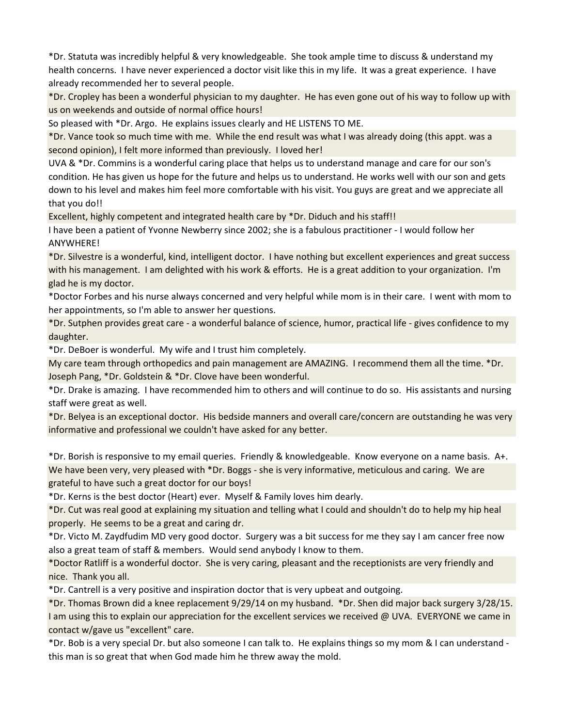*Dr. Statuta was incredibly helpful & very knowledgeable.  She took ample time to discuss & understand my health concerns.  I have never experienced a doctor visit like this in my life.  It was a great experience.  I have already recommended her to several people.

*Dr. Cropley has been a wonderful physician to my daughter.  He has even gone out of his way to follow up with us on weekends and outside of normal office hours!

So pleased with *Dr. Argo.  He explains issues clearly and HE LISTENS TO ME.

*Dr. Vance took so much time with me.  While the end result was what I was already doing (this appt. was a second opinion), I felt more informed than previously.  I loved her!

UVA & *Dr. Commins is a wonderful caring place that helps us to understand manage and care for our son's condition. He has given us hope for the future and helps us to understand. He works well with our son and gets down to his level and makes him feel more comfortable with his visit. You guys are great and we appreciate all that you do!!

Excellent, highly competent and integrated health care by *Dr. Diduch and his staff!!

I have been a patient of Yvonne Newberry since 2002; she is a fabulous practitioner - I would follow her ANYWHERE!

*Dr. Silvestre is a wonderful, kind, intelligent doctor.  I have nothing but excellent experiences and great success with his management.  I am delighted with his work & efforts.  He is a great addition to your organization.  I'm glad he is my doctor.

*Doctor Forbes and his nurse always concerned and very helpful while mom is in their care.  I went with mom to her appointments, so I'm able to answer her questions.

*Dr. Sutphen provides great care - a wonderful balance of science, humor, practical life - gives confidence to my daughter.

*Dr. DeBoer is wonderful.  My wife and I trust him completely.

My care team through orthopedics and pain management are AMAZING.  I recommend them all the time. *Dr. Joseph Pang, *Dr. Goldstein & *Dr. Clove have been wonderful.

*Dr. Drake is amazing.  I have recommended him to others and will continue to do so.  His assistants and nursing staff were great as well.

*Dr. Belyea is an exceptional doctor.  His bedside manners and overall care/concern are outstanding he was very informative and professional we couldn't have asked for any better.

*Dr. Borish is responsive to my email queries.  Friendly & knowledgeable.  Know everyone on a name basis.  A+.

We have been very, very pleased with *Dr. Boggs - she is very informative, meticulous and caring.  We are grateful to have such a great doctor for our boys!

*Dr. Kerns is the best doctor (Heart) ever.  Myself & Family loves him dearly.

*Dr. Cut was real good at explaining my situation and telling what I could and shouldn't do to help my hip heal properly.  He seems to be a great and caring dr.

*Dr. Victo M. Zaydfudim MD very good doctor.  Surgery was a bit success for me they say I am cancer free now also a great team of staff & members.  Would send anybody I know to them.

*Doctor Ratliff is a wonderful doctor.  She is very caring, pleasant and the receptionists are very friendly and nice.  Thank you all.

*Dr. Cantrell is a very positive and inspiration doctor that is very upbeat and outgoing.

*Dr. Thomas Brown did a knee replacement 9/29/14 on my husband.  *Dr. Shen did major back surgery 3/28/15.  I am using this to explain our appreciation for the excellent services we received @ UVA.  EVERYONE we came in contact w/gave us "excellent" care.

*Dr. Bob is a very special Dr. but also someone I can talk to.  He explains things so my mom & I can understand - this man is so great that when God made him he threw away the mold.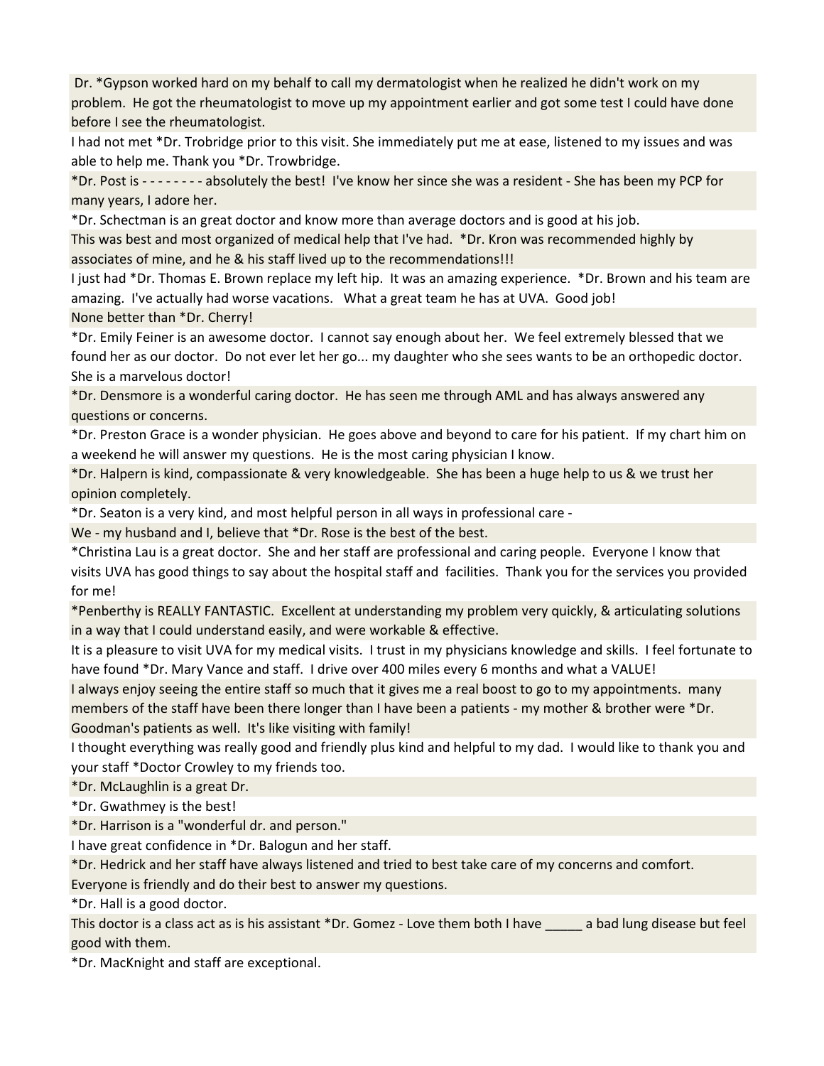Dr. *Gypson worked hard on my behalf to call my dermatologist when he realized he didn't work on my problem. He got the rheumatologist to move up my appointment earlier and got some test I could have done before I see the rheumatologist.

I had not met *Dr. Trobridge prior to this visit. She immediately put me at ease, listened to my issues and was able to help me. Thank you *Dr. Trowbridge.

*Dr. Post is - - - - - - - - absolutely the best! I've know her since she was a resident - She has been my PCP for many years, I adore her.

*Dr. Schectman is an great doctor and know more than average doctors and is good at his job.

This was best and most organized of medical help that I've had. *Dr. Kron was recommended highly by associates of mine, and he & his staff lived up to the recommendations!!!

I just had *Dr. Thomas E. Brown replace my left hip. It was an amazing experience. *Dr. Brown and his team are amazing. I've actually had worse vacations. What a great team he has at UVA. Good job!

None better than *Dr. Cherry!

*Dr. Emily Feiner is an awesome doctor. I cannot say enough about her. We feel extremely blessed that we found her as our doctor. Do not ever let her go... my daughter who she sees wants to be an orthopedic doctor. She is a marvelous doctor!

*Dr. Densmore is a wonderful caring doctor. He has seen me through AML and has always answered any questions or concerns.

*Dr. Preston Grace is a wonder physician. He goes above and beyond to care for his patient. If my chart him on a weekend he will answer my questions. He is the most caring physician I know.

*Dr. Halpern is kind, compassionate & very knowledgeable. She has been a huge help to us & we trust her opinion completely.

*Dr. Seaton is a very kind, and most helpful person in all ways in professional care -

We - my husband and I, believe that *Dr. Rose is the best of the best.

*Christina Lau is a great doctor. She and her staff are professional and caring people. Everyone I know that visits UVA has good things to say about the hospital staff and facilities. Thank you for the services you provided for me!

*Penberthy is REALLY FANTASTIC. Excellent at understanding my problem very quickly, & articulating solutions in a way that I could understand easily, and were workable & effective.

It is a pleasure to visit UVA for my medical visits. I trust in my physicians knowledge and skills. I feel fortunate to have found *Dr. Mary Vance and staff. I drive over 400 miles every 6 months and what a VALUE!

I always enjoy seeing the entire staff so much that it gives me a real boost to go to my appointments. many members of the staff have been there longer than I have been a patients - my mother & brother were *Dr. Goodman's patients as well. It's like visiting with family!

I thought everything was really good and friendly plus kind and helpful to my dad. I would like to thank you and your staff *Doctor Crowley to my friends too.

*Dr. McLaughlin is a great Dr.

*Dr. Gwathmey is the best!

*Dr. Harrison is a "wonderful dr. and person."

I have great confidence in *Dr. Balogun and her staff.

*Dr. Hedrick and her staff have always listened and tried to best take care of my concerns and comfort. Everyone is friendly and do their best to answer my questions.

*Dr. Hall is a good doctor.

This doctor is a class act as is his assistant *Dr. Gomez - Love them both I have _____ a bad lung disease but feel good with them.

*Dr. MacKnight and staff are exceptional.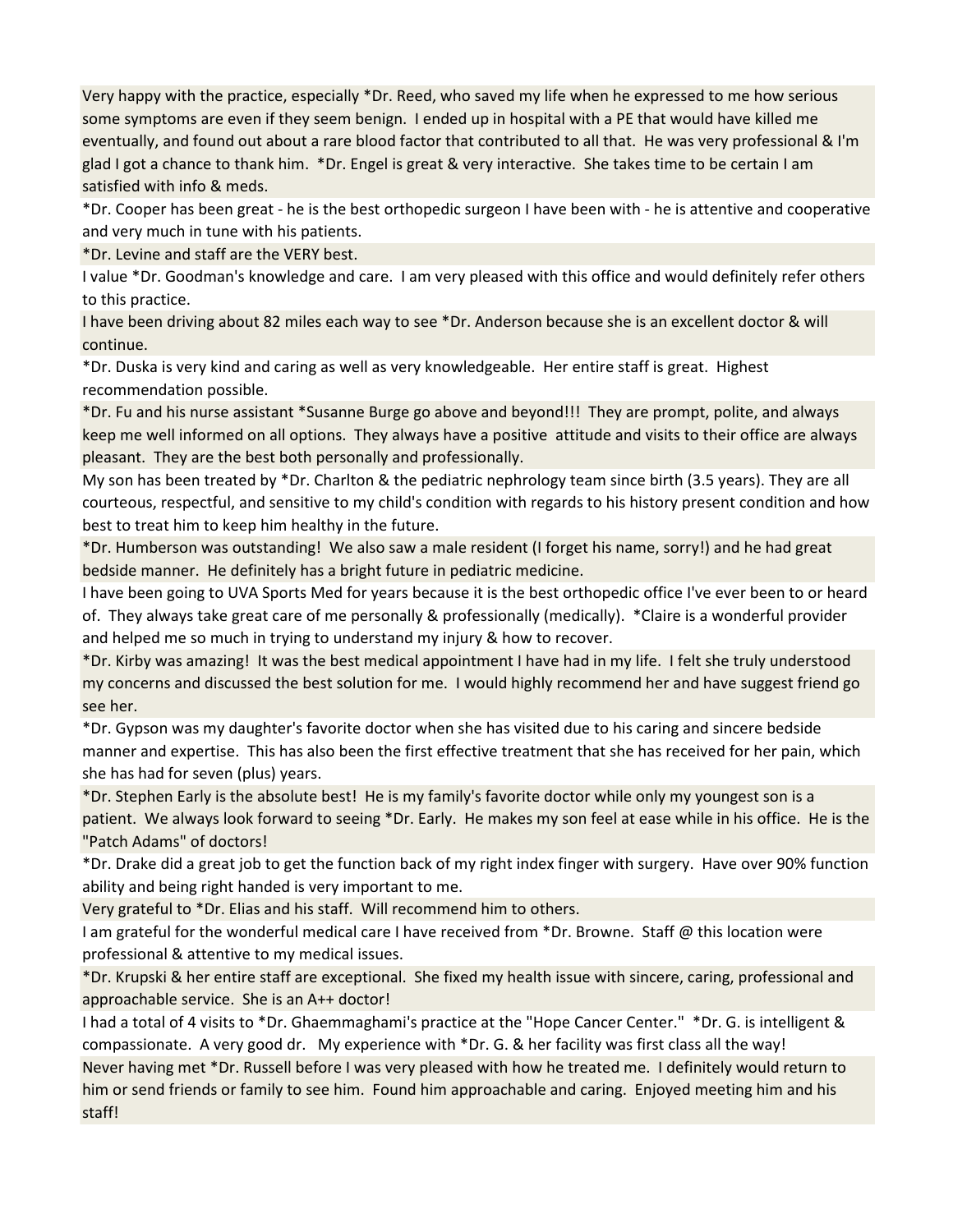Very happy with the practice, especially *Dr. Reed, who saved my life when he expressed to me how serious some symptoms are even if they seem benign. I ended up in hospital with a PE that would have killed me eventually, and found out about a rare blood factor that contributed to all that. He was very professional & I'm glad I got a chance to thank him. *Dr. Engel is great & very interactive. She takes time to be certain I am satisfied with info & meds.

*Dr. Cooper has been great - he is the best orthopedic surgeon I have been with - he is attentive and cooperative and very much in tune with his patients.

*Dr. Levine and staff are the VERY best.

I value *Dr. Goodman's knowledge and care. I am very pleased with this office and would definitely refer others to this practice.

I have been driving about 82 miles each way to see *Dr. Anderson because she is an excellent doctor & will continue.

*Dr. Duska is very kind and caring as well as very knowledgeable. Her entire staff is great. Highest recommendation possible.

*Dr. Fu and his nurse assistant *Susanne Burge go above and beyond!!! They are prompt, polite, and always keep me well informed on all options. They always have a positive attitude and visits to their office are always pleasant. They are the best both personally and professionally.

My son has been treated by *Dr. Charlton & the pediatric nephrology team since birth (3.5 years). They are all courteous, respectful, and sensitive to my child's condition with regards to his history present condition and how best to treat him to keep him healthy in the future.

*Dr. Humberson was outstanding! We also saw a male resident (I forget his name, sorry!) and he had great bedside manner. He definitely has a bright future in pediatric medicine.

I have been going to UVA Sports Med for years because it is the best orthopedic office I've ever been to or heard of. They always take great care of me personally & professionally (medically). *Claire is a wonderful provider and helped me so much in trying to understand my injury & how to recover.

*Dr. Kirby was amazing! It was the best medical appointment I have had in my life. I felt she truly understood my concerns and discussed the best solution for me. I would highly recommend her and have suggest friend go see her.

*Dr. Gypson was my daughter's favorite doctor when she has visited due to his caring and sincere bedside manner and expertise. This has also been the first effective treatment that she has received for her pain, which she has had for seven (plus) years.

*Dr. Stephen Early is the absolute best! He is my family's favorite doctor while only my youngest son is a patient. We always look forward to seeing *Dr. Early. He makes my son feel at ease while in his office. He is the "Patch Adams" of doctors!

*Dr. Drake did a great job to get the function back of my right index finger with surgery. Have over 90% function ability and being right handed is very important to me.

Very grateful to *Dr. Elias and his staff. Will recommend him to others.

I am grateful for the wonderful medical care I have received from *Dr. Browne. Staff @ this location were professional & attentive to my medical issues.

*Dr. Krupski & her entire staff are exceptional. She fixed my health issue with sincere, caring, professional and approachable service. She is an A++ doctor!

I had a total of 4 visits to *Dr. Ghaemmaghami's practice at the "Hope Cancer Center." *Dr. G. is intelligent & compassionate. A very good dr. My experience with *Dr. G. & her facility was first class all the way!

Never having met *Dr. Russell before I was very pleased with how he treated me. I definitely would return to him or send friends or family to see him. Found him approachable and caring. Enjoyed meeting him and his staff!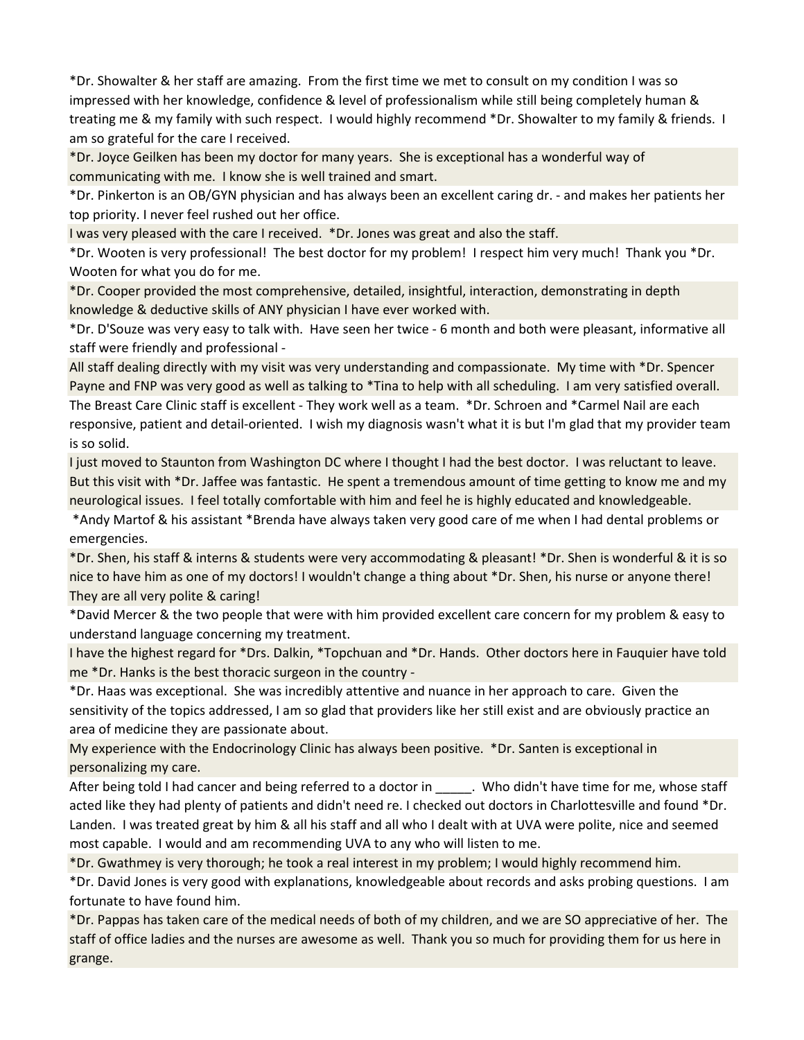*Dr. Showalter & her staff are amazing. From the first time we met to consult on my condition I was so impressed with her knowledge, confidence & level of professionalism while still being completely human & treating me & my family with such respect. I would highly recommend *Dr. Showalter to my family & friends. I am so grateful for the care I received.

*Dr. Joyce Geilken has been my doctor for many years. She is exceptional has a wonderful way of communicating with me. I know she is well trained and smart.

*Dr. Pinkerton is an OB/GYN physician and has always been an excellent caring dr. - and makes her patients her top priority. I never feel rushed out her office.

I was very pleased with the care I received. *Dr. Jones was great and also the staff.

*Dr. Wooten is very professional! The best doctor for my problem! I respect him very much! Thank you *Dr. Wooten for what you do for me.

*Dr. Cooper provided the most comprehensive, detailed, insightful, interaction, demonstrating in depth knowledge & deductive skills of ANY physician I have ever worked with.

*Dr. D'Souze was very easy to talk with. Have seen her twice - 6 month and both were pleasant, informative all staff were friendly and professional -

All staff dealing directly with my visit was very understanding and compassionate. My time with *Dr. Spencer Payne and FNP was very good as well as talking to *Tina to help with all scheduling. I am very satisfied overall.

The Breast Care Clinic staff is excellent - They work well as a team. *Dr. Schroen and *Carmel Nail are each responsive, patient and detail-oriented. I wish my diagnosis wasn't what it is but I'm glad that my provider team is so solid.

I just moved to Staunton from Washington DC where I thought I had the best doctor. I was reluctant to leave. But this visit with *Dr. Jaffee was fantastic. He spent a tremendous amount of time getting to know me and my neurological issues. I feel totally comfortable with him and feel he is highly educated and knowledgeable.

*Andy Martof & his assistant *Brenda have always taken very good care of me when I had dental problems or emergencies.

*Dr. Shen, his staff & interns & students were very accommodating & pleasant! *Dr. Shen is wonderful & it is so nice to have him as one of my doctors! I wouldn't change a thing about *Dr. Shen, his nurse or anyone there! They are all very polite & caring!

*David Mercer & the two people that were with him provided excellent care concern for my problem & easy to understand language concerning my treatment.

I have the highest regard for *Drs. Dalkin, *Topchuan and *Dr. Hands. Other doctors here in Fauquier have told me *Dr. Hanks is the best thoracic surgeon in the country -

*Dr. Haas was exceptional. She was incredibly attentive and nuance in her approach to care. Given the sensitivity of the topics addressed, I am so glad that providers like her still exist and are obviously practice an area of medicine they are passionate about.

My experience with the Endocrinology Clinic has always been positive. *Dr. Santen is exceptional in personalizing my care.

After being told I had cancer and being referred to a doctor in _____. Who didn't have time for me, whose staff acted like they had plenty of patients and didn't need re. I checked out doctors in Charlottesville and found *Dr. Landen. I was treated great by him & all his staff and all who I dealt with at UVA were polite, nice and seemed most capable. I would and am recommending UVA to any who will listen to me.

*Dr. Gwathmey is very thorough; he took a real interest in my problem; I would highly recommend him.

*Dr. David Jones is very good with explanations, knowledgeable about records and asks probing questions. I am fortunate to have found him.

*Dr. Pappas has taken care of the medical needs of both of my children, and we are SO appreciative of her. The staff of office ladies and the nurses are awesome as well. Thank you so much for providing them for us here in grange.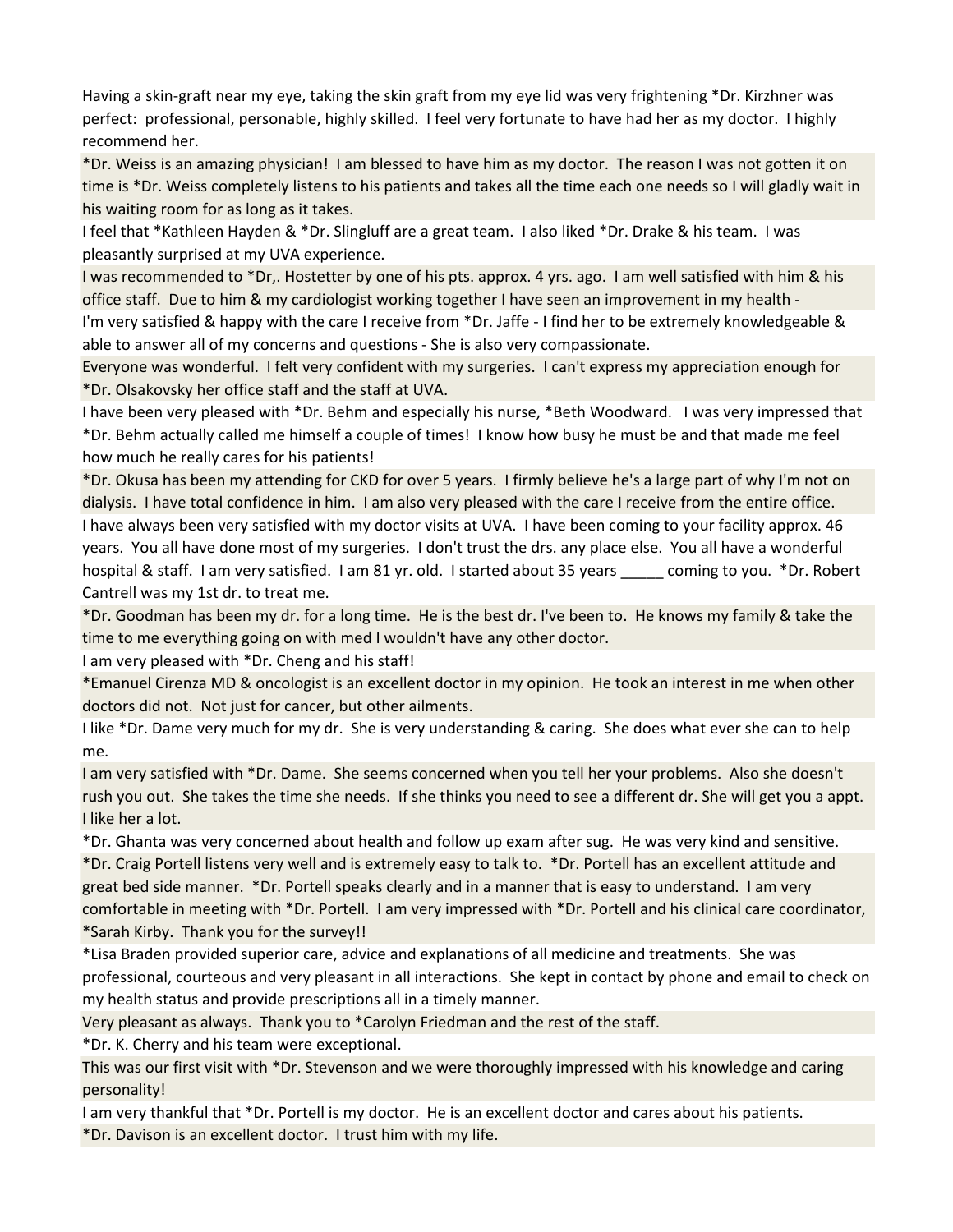Having a skin-graft near my eye, taking the skin graft from my eye lid was very frightening *Dr. Kirzhner was perfect: professional, personable, highly skilled. I feel very fortunate to have had her as my doctor. I highly recommend her.

*Dr. Weiss is an amazing physician! I am blessed to have him as my doctor. The reason I was not gotten it on time is *Dr. Weiss completely listens to his patients and takes all the time each one needs so I will gladly wait in his waiting room for as long as it takes.

I feel that *Kathleen Hayden & *Dr. Slingluff are a great team. I also liked *Dr. Drake & his team. I was pleasantly surprised at my UVA experience.

I was recommended to *Dr,. Hostetter by one of his pts. approx. 4 yrs. ago. I am well satisfied with him & his office staff. Due to him & my cardiologist working together I have seen an improvement in my health -

I'm very satisfied & happy with the care I receive from *Dr. Jaffe - I find her to be extremely knowledgeable & able to answer all of my concerns and questions - She is also very compassionate.

Everyone was wonderful. I felt very confident with my surgeries. I can't express my appreciation enough for *Dr. Olsakovsky her office staff and the staff at UVA.

I have been very pleased with *Dr. Behm and especially his nurse, *Beth Woodward. I was very impressed that *Dr. Behm actually called me himself a couple of times! I know how busy he must be and that made me feel how much he really cares for his patients!

*Dr. Okusa has been my attending for CKD for over 5 years. I firmly believe he's a large part of why I'm not on dialysis. I have total confidence in him. I am also very pleased with the care I receive from the entire office.

I have always been very satisfied with my doctor visits at UVA. I have been coming to your facility approx. 46 years. You all have done most of my surgeries. I don't trust the drs. any place else. You all have a wonderful hospital & staff. I am very satisfied. I am 81 yr. old. I started about 35 years _____ coming to you. *Dr. Robert Cantrell was my 1st dr. to treat me.

*Dr. Goodman has been my dr. for a long time. He is the best dr. I've been to. He knows my family & take the time to me everything going on with med I wouldn't have any other doctor.

I am very pleased with *Dr. Cheng and his staff!

*Emanuel Cirenza MD & oncologist is an excellent doctor in my opinion. He took an interest in me when other doctors did not. Not just for cancer, but other ailments.

I like *Dr. Dame very much for my dr. She is very understanding & caring. She does what ever she can to help me.

I am very satisfied with *Dr. Dame. She seems concerned when you tell her your problems. Also she doesn't rush you out. She takes the time she needs. If she thinks you need to see a different dr. She will get you a appt. I like her a lot.

*Dr. Ghanta was very concerned about health and follow up exam after sug. He was very kind and sensitive.

*Dr. Craig Portell listens very well and is extremely easy to talk to. *Dr. Portell has an excellent attitude and great bed side manner. *Dr. Portell speaks clearly and in a manner that is easy to understand. I am very comfortable in meeting with *Dr. Portell. I am very impressed with *Dr. Portell and his clinical care coordinator, *Sarah Kirby. Thank you for the survey!!

*Lisa Braden provided superior care, advice and explanations of all medicine and treatments. She was professional, courteous and very pleasant in all interactions. She kept in contact by phone and email to check on my health status and provide prescriptions all in a timely manner.

Very pleasant as always. Thank you to *Carolyn Friedman and the rest of the staff.

*Dr. K. Cherry and his team were exceptional.

This was our first visit with *Dr. Stevenson and we were thoroughly impressed with his knowledge and caring personality!

I am very thankful that *Dr. Portell is my doctor. He is an excellent doctor and cares about his patients.

*Dr. Davison is an excellent doctor. I trust him with my life.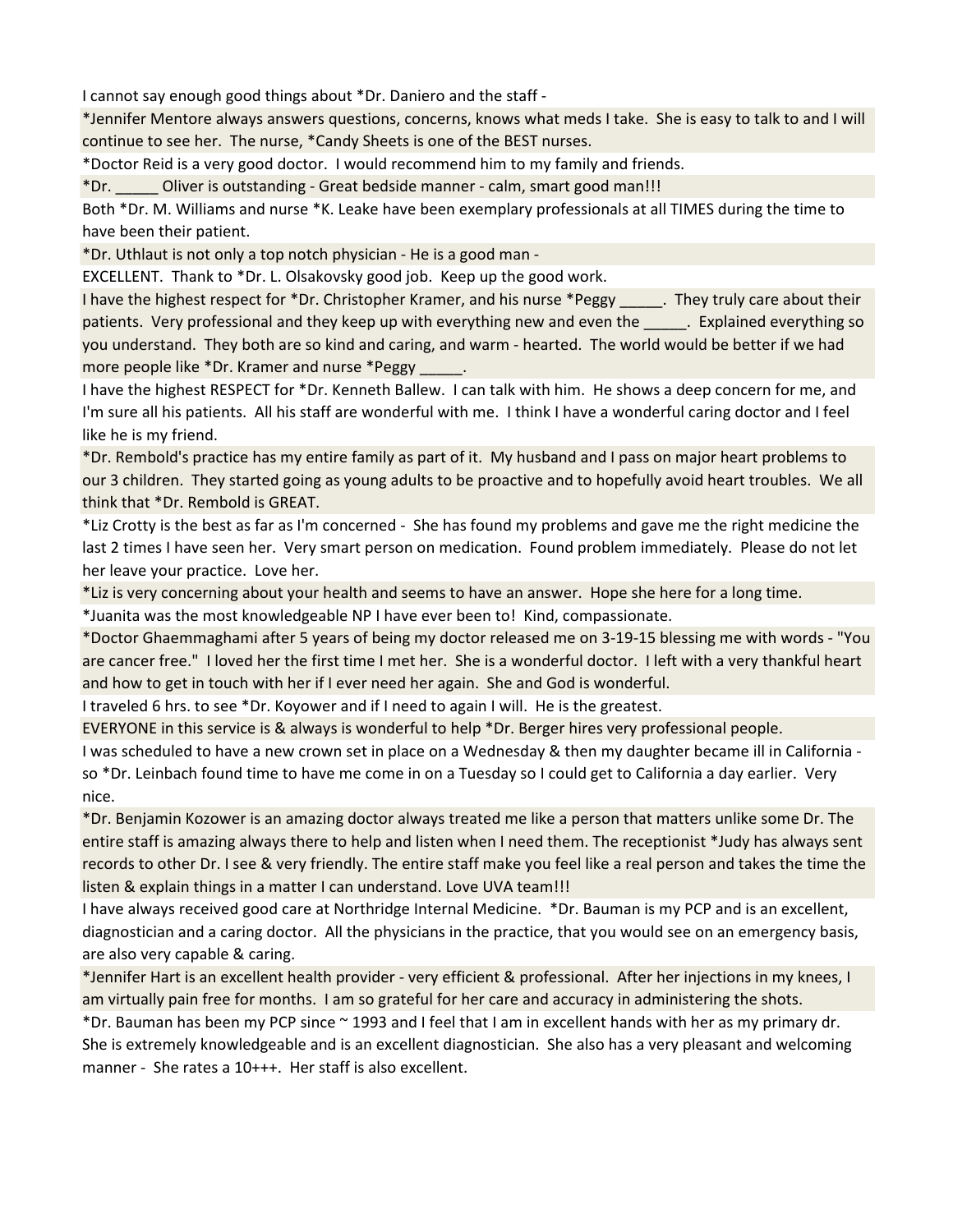I cannot say enough good things about *Dr. Daniero and the staff -

*Jennifer Mentore always answers questions, concerns, knows what meds I take. She is easy to talk to and I will continue to see her. The nurse, *Candy Sheets is one of the BEST nurses.

*Doctor Reid is a very good doctor. I would recommend him to my family and friends.

*Dr. _____ Oliver is outstanding - Great bedside manner - calm, smart good man!!!

Both *Dr. M. Williams and nurse *K. Leake have been exemplary professionals at all TIMES during the time to have been their patient.

*Dr. Uthlaut is not only a top notch physician - He is a good man -

EXCELLENT. Thank to *Dr. L. Olsakovsky good job. Keep up the good work.

I have the highest respect for *Dr. Christopher Kramer, and his nurse *Peggy _____. They truly care about their patients. Very professional and they keep up with everything new and even the _____. Explained everything so you understand. They both are so kind and caring, and warm - hearted. The world would be better if we had more people like *Dr. Kramer and nurse *Peggy _____.

I have the highest RESPECT for *Dr. Kenneth Ballew. I can talk with him. He shows a deep concern for me, and I'm sure all his patients. All his staff are wonderful with me. I think I have a wonderful caring doctor and I feel like he is my friend.

*Dr. Rembold's practice has my entire family as part of it. My husband and I pass on major heart problems to our 3 children. They started going as young adults to be proactive and to hopefully avoid heart troubles. We all think that *Dr. Rembold is GREAT.

*Liz Crotty is the best as far as I'm concerned - She has found my problems and gave me the right medicine the last 2 times I have seen her. Very smart person on medication. Found problem immediately. Please do not let her leave your practice. Love her.

*Liz is very concerning about your health and seems to have an answer. Hope she here for a long time.

*Juanita was the most knowledgeable NP I have ever been to! Kind, compassionate.

*Doctor Ghaemmaghami after 5 years of being my doctor released me on 3-19-15 blessing me with words - "You are cancer free." I loved her the first time I met her. She is a wonderful doctor. I left with a very thankful heart and how to get in touch with her if I ever need her again. She and God is wonderful.

I traveled 6 hrs. to see *Dr. Koyower and if I need to again I will. He is the greatest.

EVERYONE in this service is & always is wonderful to help *Dr. Berger hires very professional people.

I was scheduled to have a new crown set in place on a Wednesday & then my daughter became ill in California - so *Dr. Leinbach found time to have me come in on a Tuesday so I could get to California a day earlier. Very nice.

*Dr. Benjamin Kozower is an amazing doctor always treated me like a person that matters unlike some Dr. The entire staff is amazing always there to help and listen when I need them. The receptionist *Judy has always sent records to other Dr. I see & very friendly. The entire staff make you feel like a real person and takes the time the listen & explain things in a matter I can understand. Love UVA team!!!

I have always received good care at Northridge Internal Medicine. *Dr. Bauman is my PCP and is an excellent, diagnostician and a caring doctor. All the physicians in the practice, that you would see on an emergency basis, are also very capable & caring.

*Jennifer Hart is an excellent health provider - very efficient & professional. After her injections in my knees, I am virtually pain free for months. I am so grateful for her care and accuracy in administering the shots.

*Dr. Bauman has been my PCP since ~ 1993 and I feel that I am in excellent hands with her as my primary dr. She is extremely knowledgeable and is an excellent diagnostician. She also has a very pleasant and welcoming manner - She rates a 10+++. Her staff is also excellent.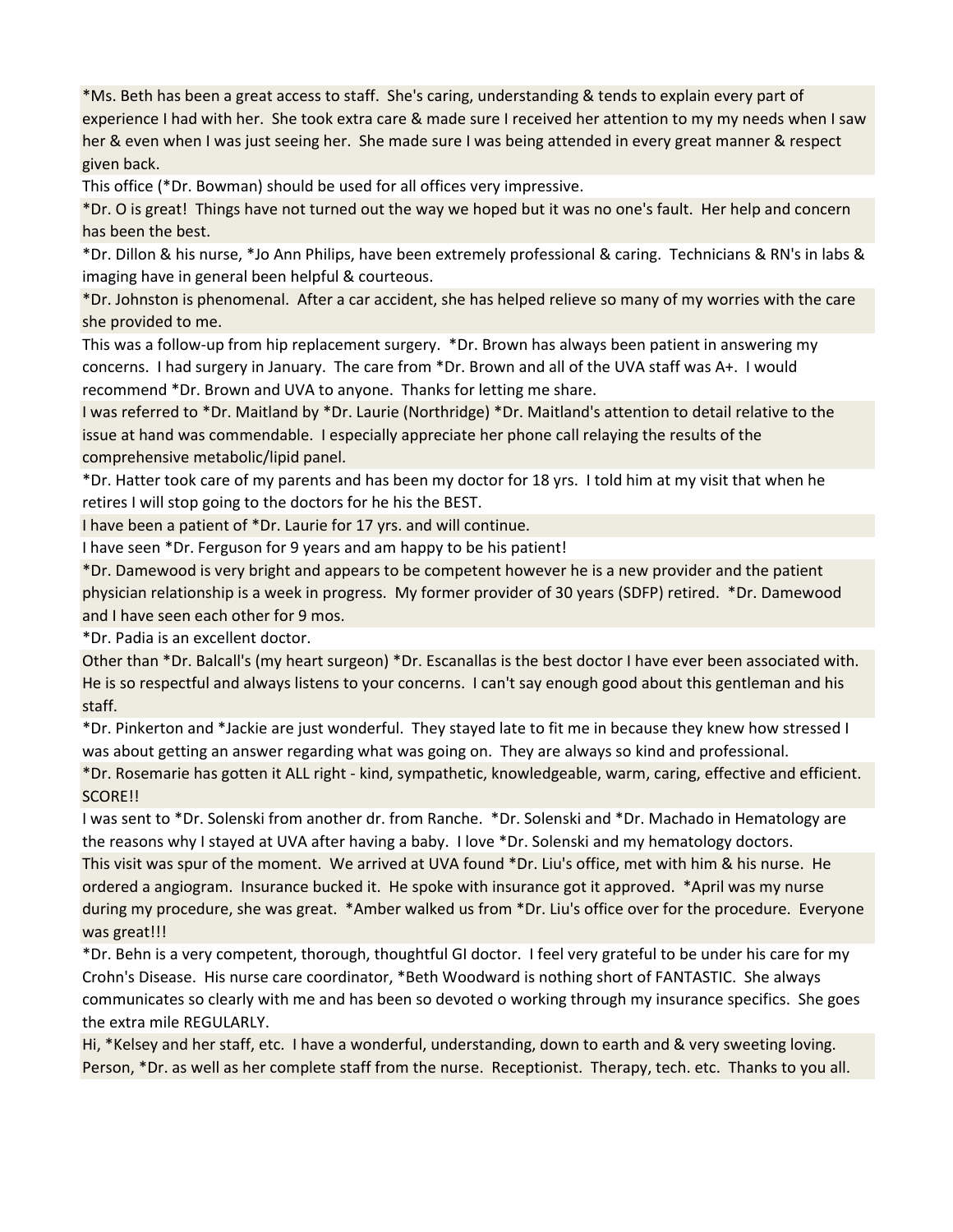*Ms. Beth has been a great access to staff. She's caring, understanding & tends to explain every part of experience I had with her. She took extra care & made sure I received her attention to my my needs when I saw her & even when I was just seeing her. She made sure I was being attended in every great manner & respect given back.

This office (*Dr. Bowman) should be used for all offices very impressive.

*Dr. O is great! Things have not turned out the way we hoped but it was no one's fault. Her help and concern has been the best.

*Dr. Dillon & his nurse, *Jo Ann Philips, have been extremely professional & caring. Technicians & RN's in labs & imaging have in general been helpful & courteous.

*Dr. Johnston is phenomenal. After a car accident, she has helped relieve so many of my worries with the care she provided to me.

This was a follow-up from hip replacement surgery. *Dr. Brown has always been patient in answering my concerns. I had surgery in January. The care from *Dr. Brown and all of the UVA staff was A+. I would recommend *Dr. Brown and UVA to anyone. Thanks for letting me share.

I was referred to *Dr. Maitland by *Dr. Laurie (Northridge) *Dr. Maitland's attention to detail relative to the issue at hand was commendable. I especially appreciate her phone call relaying the results of the comprehensive metabolic/lipid panel.

*Dr. Hatter took care of my parents and has been my doctor for 18 yrs. I told him at my visit that when he retires I will stop going to the doctors for he his the BEST.

I have been a patient of *Dr. Laurie for 17 yrs. and will continue.

I have seen *Dr. Ferguson for 9 years and am happy to be his patient!

*Dr. Damewood is very bright and appears to be competent however he is a new provider and the patient physician relationship is a week in progress. My former provider of 30 years (SDFP) retired. *Dr. Damewood and I have seen each other for 9 mos.

*Dr. Padia is an excellent doctor.

Other than *Dr. Balcall's (my heart surgeon) *Dr. Escanallas is the best doctor I have ever been associated with. He is so respectful and always listens to your concerns. I can't say enough good about this gentleman and his staff.

*Dr. Pinkerton and *Jackie are just wonderful. They stayed late to fit me in because they knew how stressed I was about getting an answer regarding what was going on. They are always so kind and professional.

*Dr. Rosemarie has gotten it ALL right - kind, sympathetic, knowledgeable, warm, caring, effective and efficient. SCORE!!

I was sent to *Dr. Solenski from another dr. from Ranche. *Dr. Solenski and *Dr. Machado in Hematology are the reasons why I stayed at UVA after having a baby. I love *Dr. Solenski and my hematology doctors.

This visit was spur of the moment. We arrived at UVA found *Dr. Liu's office, met with him & his nurse. He ordered a angiogram. Insurance bucked it. He spoke with insurance got it approved. *April was my nurse during my procedure, she was great. *Amber walked us from *Dr. Liu's office over for the procedure. Everyone was great!!!

*Dr. Behn is a very competent, thorough, thoughtful GI doctor. I feel very grateful to be under his care for my Crohn's Disease. His nurse care coordinator, *Beth Woodward is nothing short of FANTASTIC. She always communicates so clearly with me and has been so devoted o working through my insurance specifics. She goes the extra mile REGULARLY.

Hi, *Kelsey and her staff, etc. I have a wonderful, understanding, down to earth and & very sweeting loving. Person, *Dr. as well as her complete staff from the nurse. Receptionist. Therapy, tech. etc. Thanks to you all.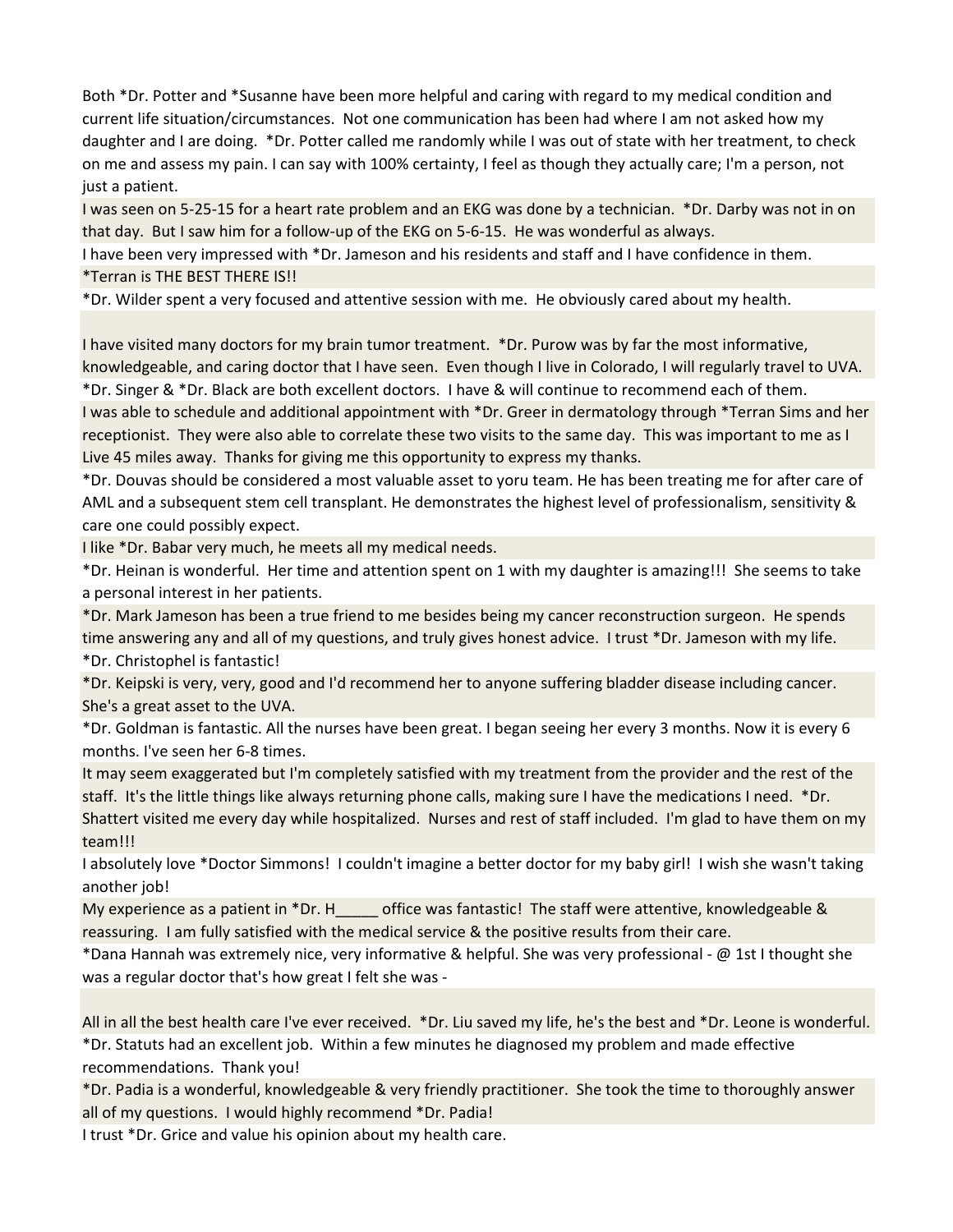Both *Dr. Potter and *Susanne have been more helpful and caring with regard to my medical condition and current life situation/circumstances. Not one communication has been had where I am not asked how my daughter and I are doing. *Dr. Potter called me randomly while I was out of state with her treatment, to check on me and assess my pain. I can say with 100% certainty, I feel as though they actually care; I'm a person, not just a patient.

I was seen on 5-25-15 for a heart rate problem and an EKG was done by a technician. *Dr. Darby was not in on that day. But I saw him for a follow-up of the EKG on 5-6-15. He was wonderful as always.

I have been very impressed with *Dr. Jameson and his residents and staff and I have confidence in them.

*Terran is THE BEST THERE IS!!

*Dr. Wilder spent a very focused and attentive session with me. He obviously cared about my health.

I have visited many doctors for my brain tumor treatment. *Dr. Purow was by far the most informative, knowledgeable, and caring doctor that I have seen. Even though I live in Colorado, I will regularly travel to UVA.

*Dr. Singer & *Dr. Black are both excellent doctors. I have & will continue to recommend each of them.

I was able to schedule and additional appointment with *Dr. Greer in dermatology through *Terran Sims and her receptionist. They were also able to correlate these two visits to the same day. This was important to me as I Live 45 miles away. Thanks for giving me this opportunity to express my thanks.

*Dr. Douvas should be considered a most valuable asset to yoru team. He has been treating me for after care of AML and a subsequent stem cell transplant. He demonstrates the highest level of professionalism, sensitivity & care one could possibly expect.

I like *Dr. Babar very much, he meets all my medical needs.

*Dr. Heinan is wonderful. Her time and attention spent on 1 with my daughter is amazing!!! She seems to take a personal interest in her patients.

*Dr. Mark Jameson has been a true friend to me besides being my cancer reconstruction surgeon. He spends time answering any and all of my questions, and truly gives honest advice. I trust *Dr. Jameson with my life.

*Dr. Christophel is fantastic!

*Dr. Keipski is very, very, good and I'd recommend her to anyone suffering bladder disease including cancer. She's a great asset to the UVA.

*Dr. Goldman is fantastic. All the nurses have been great. I began seeing her every 3 months. Now it is every 6 months. I've seen her 6-8 times.

It may seem exaggerated but I'm completely satisfied with my treatment from the provider and the rest of the staff. It's the little things like always returning phone calls, making sure I have the medications I need. *Dr. Shattert visited me every day while hospitalized. Nurses and rest of staff included. I'm glad to have them on my team!!!

I absolutely love *Doctor Simmons! I couldn't imagine a better doctor for my baby girl! I wish she wasn't taking another job!

My experience as a patient in *Dr. H_____ office was fantastic! The staff were attentive, knowledgeable & reassuring. I am fully satisfied with the medical service & the positive results from their care.

*Dana Hannah was extremely nice, very informative & helpful. She was very professional - @ 1st I thought she was a regular doctor that's how great I felt she was -

All in all the best health care I've ever received. *Dr. Liu saved my life, he's the best and *Dr. Leone is wonderful.

*Dr. Statuts had an excellent job. Within a few minutes he diagnosed my problem and made effective recommendations. Thank you!

*Dr. Padia is a wonderful, knowledgeable & very friendly practitioner. She took the time to thoroughly answer all of my questions. I would highly recommend *Dr. Padia!

I trust *Dr. Grice and value his opinion about my health care.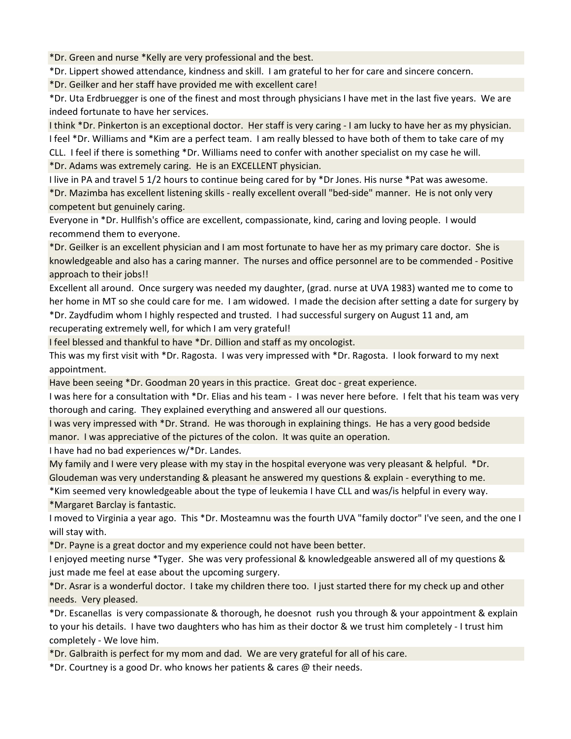*Dr. Green and nurse *Kelly are very professional and the best.

*Dr. Lippert showed attendance, kindness and skill. I am grateful to her for care and sincere concern.

*Dr. Geilker and her staff have provided me with excellent care!

*Dr. Uta Erdbruegger is one of the finest and most through physicians I have met in the last five years. We are indeed fortunate to have her services.

I think *Dr. Pinkerton is an exceptional doctor. Her staff is very caring - I am lucky to have her as my physician.

I feel *Dr. Williams and *Kim are a perfect team. I am really blessed to have both of them to take care of my CLL. I feel if there is something *Dr. Williams need to confer with another specialist on my case he will.

*Dr. Adams was extremely caring. He is an EXCELLENT physician.

I live in PA and travel 5 1/2 hours to continue being cared for by *Dr Jones. His nurse *Pat was awesome.

*Dr. Mazimba has excellent listening skills - really excellent overall "bed-side" manner. He is not only very competent but genuinely caring.

Everyone in *Dr. Hullfish's office are excellent, compassionate, kind, caring and loving people. I would recommend them to everyone.

*Dr. Geilker is an excellent physician and I am most fortunate to have her as my primary care doctor. She is knowledgeable and also has a caring manner. The nurses and office personnel are to be commended - Positive approach to their jobs!!

Excellent all around. Once surgery was needed my daughter, (grad. nurse at UVA 1983) wanted me to come to her home in MT so she could care for me. I am widowed. I made the decision after setting a date for surgery by *Dr. Zaydfudim whom I highly respected and trusted. I had successful surgery on August 11 and, am recuperating extremely well, for which I am very grateful!

I feel blessed and thankful to have *Dr. Dillion and staff as my oncologist.

This was my first visit with *Dr. Ragosta. I was very impressed with *Dr. Ragosta. I look forward to my next appointment.

Have been seeing *Dr. Goodman 20 years in this practice. Great doc - great experience.

I was here for a consultation with *Dr. Elias and his team - I was never here before. I felt that his team was very thorough and caring. They explained everything and answered all our questions.

I was very impressed with *Dr. Strand. He was thorough in explaining things. He has a very good bedside manor. I was appreciative of the pictures of the colon. It was quite an operation.

I have had no bad experiences w/*Dr. Landes.

My family and I were very please with my stay in the hospital everyone was very pleasant & helpful. *Dr. Gloudeman was very understanding & pleasant he answered my questions & explain - everything to me.

*Kim seemed very knowledgeable about the type of leukemia I have CLL and was/is helpful in every way.

*Margaret Barclay is fantastic.

I moved to Virginia a year ago. This *Dr. Mosteamnu was the fourth UVA "family doctor" I've seen, and the one I will stay with.

*Dr. Payne is a great doctor and my experience could not have been better.

I enjoyed meeting nurse *Tyger. She was very professional & knowledgeable answered all of my questions & just made me feel at ease about the upcoming surgery.

*Dr. Asrar is a wonderful doctor. I take my children there too. I just started there for my check up and other needs. Very pleased.

*Dr. Escanellas is very compassionate & thorough, he doesnot rush you through & your appointment & explain to your his details. I have two daughters who has him as their doctor & we trust him completely - I trust him completely - We love him.

*Dr. Galbraith is perfect for my mom and dad. We are very grateful for all of his care.

*Dr. Courtney is a good Dr. who knows her patients & cares @ their needs.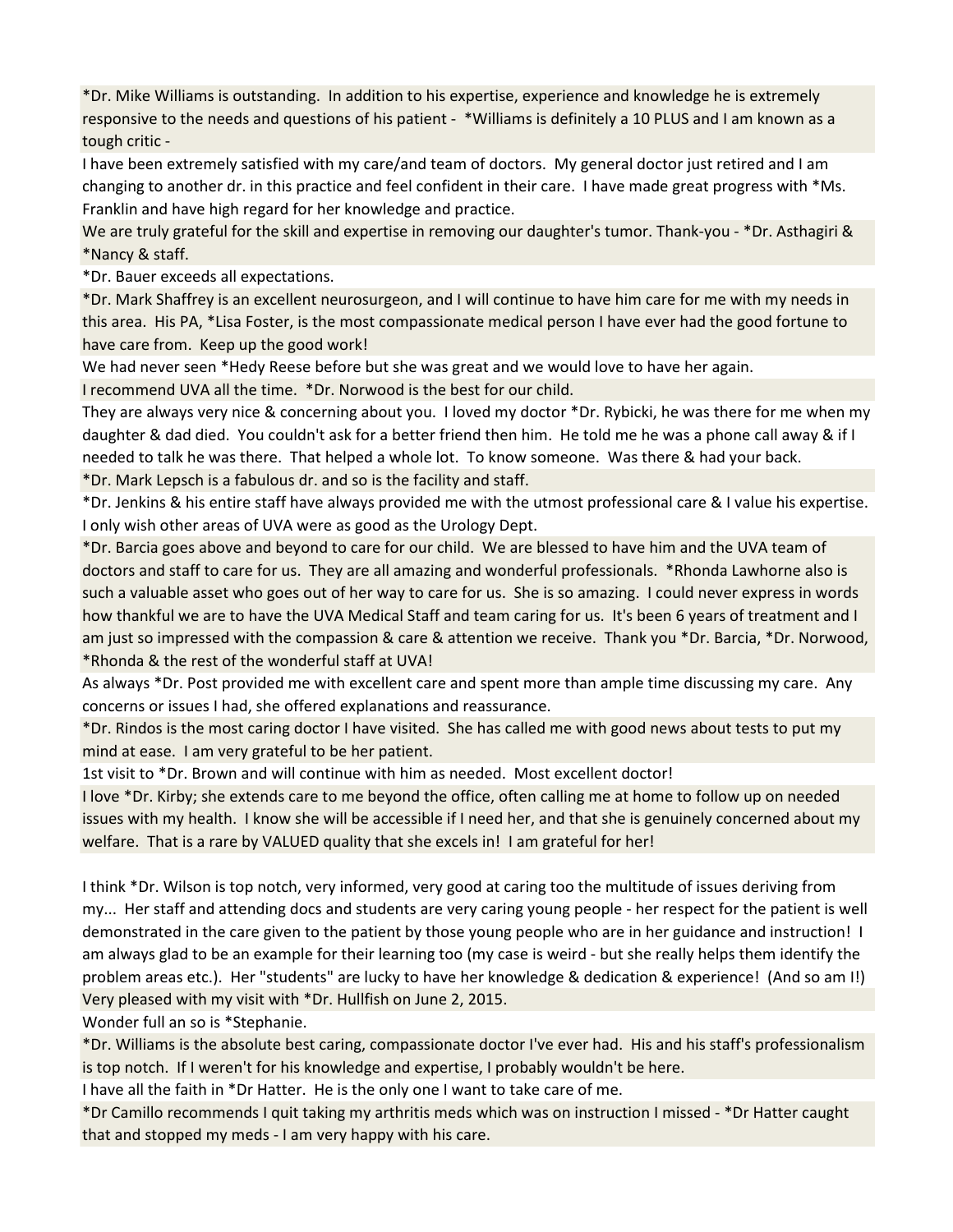*Dr. Mike Williams is outstanding. In addition to his expertise, experience and knowledge he is extremely responsive to the needs and questions of his patient - *Williams is definitely a 10 PLUS and I am known as a tough critic -

I have been extremely satisfied with my care/and team of doctors. My general doctor just retired and I am changing to another dr. in this practice and feel confident in their care. I have made great progress with *Ms. Franklin and have high regard for her knowledge and practice.

We are truly grateful for the skill and expertise in removing our daughter's tumor. Thank-you - *Dr. Asthagiri & *Nancy & staff.

*Dr. Bauer exceeds all expectations.

*Dr. Mark Shaffrey is an excellent neurosurgeon, and I will continue to have him care for me with my needs in this area. His PA, *Lisa Foster, is the most compassionate medical person I have ever had the good fortune to have care from. Keep up the good work!

We had never seen *Hedy Reese before but she was great and we would love to have her again.

I recommend UVA all the time. *Dr. Norwood is the best for our child.

They are always very nice & concerning about you. I loved my doctor *Dr. Rybicki, he was there for me when my daughter & dad died. You couldn't ask for a better friend then him. He told me he was a phone call away & if I needed to talk he was there. That helped a whole lot. To know someone. Was there & had your back.

*Dr. Mark Lepsch is a fabulous dr. and so is the facility and staff.

*Dr. Jenkins & his entire staff have always provided me with the utmost professional care & I value his expertise. I only wish other areas of UVA were as good as the Urology Dept.

*Dr. Barcia goes above and beyond to care for our child. We are blessed to have him and the UVA team of doctors and staff to care for us. They are all amazing and wonderful professionals. *Rhonda Lawhorne also is such a valuable asset who goes out of her way to care for us. She is so amazing. I could never express in words how thankful we are to have the UVA Medical Staff and team caring for us. It's been 6 years of treatment and I am just so impressed with the compassion & care & attention we receive. Thank you *Dr. Barcia, *Dr. Norwood, *Rhonda & the rest of the wonderful staff at UVA!

As always *Dr. Post provided me with excellent care and spent more than ample time discussing my care. Any concerns or issues I had, she offered explanations and reassurance.

*Dr. Rindos is the most caring doctor I have visited. She has called me with good news about tests to put my mind at ease. I am very grateful to be her patient.

1st visit to *Dr. Brown and will continue with him as needed. Most excellent doctor!

I love *Dr. Kirby; she extends care to me beyond the office, often calling me at home to follow up on needed issues with my health. I know she will be accessible if I need her, and that she is genuinely concerned about my welfare. That is a rare by VALUED quality that she excels in! I am grateful for her!

I think *Dr. Wilson is top notch, very informed, very good at caring too the multitude of issues deriving from my... Her staff and attending docs and students are very caring young people - her respect for the patient is well demonstrated in the care given to the patient by those young people who are in her guidance and instruction! I am always glad to be an example for their learning too (my case is weird - but she really helps them identify the problem areas etc.). Her "students" are lucky to have her knowledge & dedication & experience! (And so am I!)

Very pleased with my visit with *Dr. Hullfish on June 2, 2015.

Wonder full an so is *Stephanie.

*Dr. Williams is the absolute best caring, compassionate doctor I've ever had. His and his staff's professionalism is top notch. If I weren't for his knowledge and expertise, I probably wouldn't be here.

I have all the faith in *Dr Hatter. He is the only one I want to take care of me.

*Dr Camillo recommends I quit taking my arthritis meds which was on instruction I missed - *Dr Hatter caught that and stopped my meds - I am very happy with his care.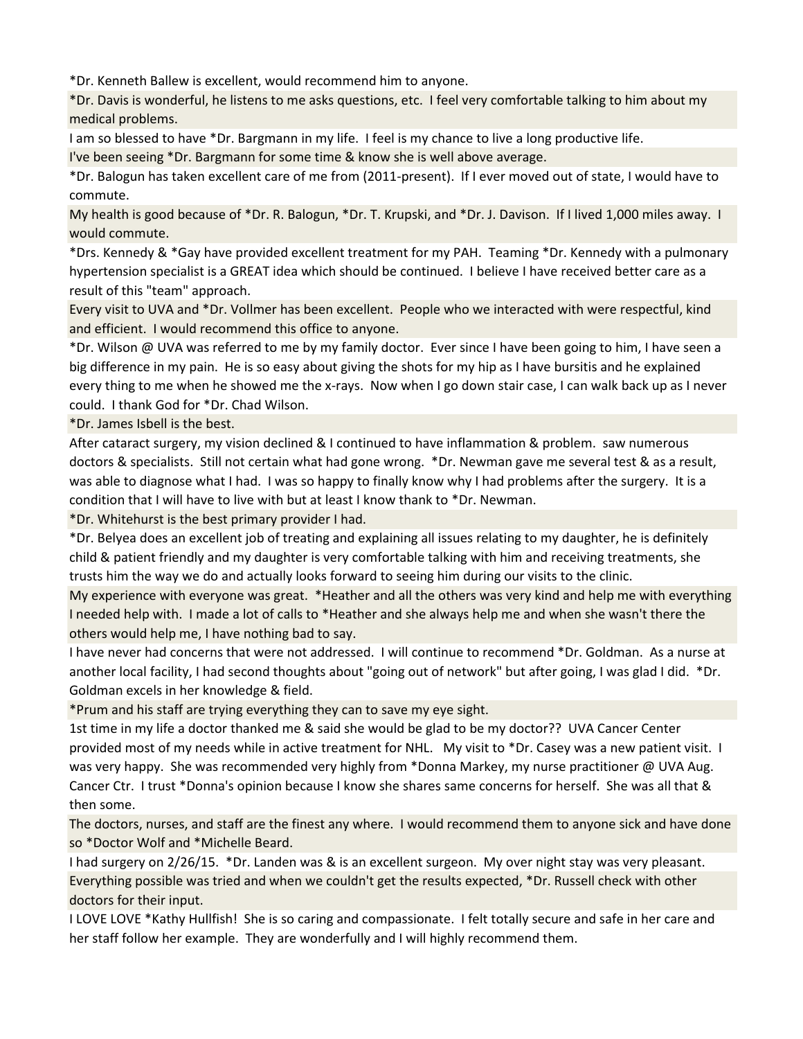*Dr. Kenneth Ballew is excellent, would recommend him to anyone.

*Dr. Davis is wonderful, he listens to me asks questions, etc. I feel very comfortable talking to him about my medical problems.

I am so blessed to have *Dr. Bargmann in my life. I feel is my chance to live a long productive life.

I've been seeing *Dr. Bargmann for some time & know she is well above average.

*Dr. Balogun has taken excellent care of me from (2011-present). If I ever moved out of state, I would have to commute.

My health is good because of *Dr. R. Balogun, *Dr. T. Krupski, and *Dr. J. Davison. If I lived 1,000 miles away. I would commute.

*Drs. Kennedy & *Gay have provided excellent treatment for my PAH. Teaming *Dr. Kennedy with a pulmonary hypertension specialist is a GREAT idea which should be continued. I believe I have received better care as a result of this "team" approach.

Every visit to UVA and *Dr. Vollmer has been excellent. People who we interacted with were respectful, kind and efficient. I would recommend this office to anyone.

*Dr. Wilson @ UVA was referred to me by my family doctor. Ever since I have been going to him, I have seen a big difference in my pain. He is so easy about giving the shots for my hip as I have bursitis and he explained every thing to me when he showed me the x-rays. Now when I go down stair case, I can walk back up as I never could. I thank God for *Dr. Chad Wilson.

*Dr. James Isbell is the best.

After cataract surgery, my vision declined & I continued to have inflammation & problem. saw numerous doctors & specialists. Still not certain what had gone wrong. *Dr. Newman gave me several test & as a result, was able to diagnose what I had. I was so happy to finally know why I had problems after the surgery. It is a condition that I will have to live with but at least I know thank to *Dr. Newman.

*Dr. Whitehurst is the best primary provider I had.

*Dr. Belyea does an excellent job of treating and explaining all issues relating to my daughter, he is definitely child & patient friendly and my daughter is very comfortable talking with him and receiving treatments, she trusts him the way we do and actually looks forward to seeing him during our visits to the clinic.

My experience with everyone was great. *Heather and all the others was very kind and help me with everything I needed help with. I made a lot of calls to *Heather and she always help me and when she wasn't there the others would help me, I have nothing bad to say.

I have never had concerns that were not addressed. I will continue to recommend *Dr. Goldman. As a nurse at another local facility, I had second thoughts about "going out of network" but after going, I was glad I did. *Dr. Goldman excels in her knowledge & field.

*Prum and his staff are trying everything they can to save my eye sight.

1st time in my life a doctor thanked me & said she would be glad to be my doctor?? UVA Cancer Center provided most of my needs while in active treatment for NHL. My visit to *Dr. Casey was a new patient visit. I was very happy. She was recommended very highly from *Donna Markey, my nurse practitioner @ UVA Aug. Cancer Ctr. I trust *Donna's opinion because I know she shares same concerns for herself. She was all that & then some.

The doctors, nurses, and staff are the finest any where. I would recommend them to anyone sick and have done so *Doctor Wolf and *Michelle Beard.

I had surgery on 2/26/15. *Dr. Landen was & is an excellent surgeon. My over night stay was very pleasant.

Everything possible was tried and when we couldn't get the results expected, *Dr. Russell check with other doctors for their input.

I LOVE LOVE *Kathy Hullfish! She is so caring and compassionate. I felt totally secure and safe in her care and her staff follow her example. They are wonderfully and I will highly recommend them.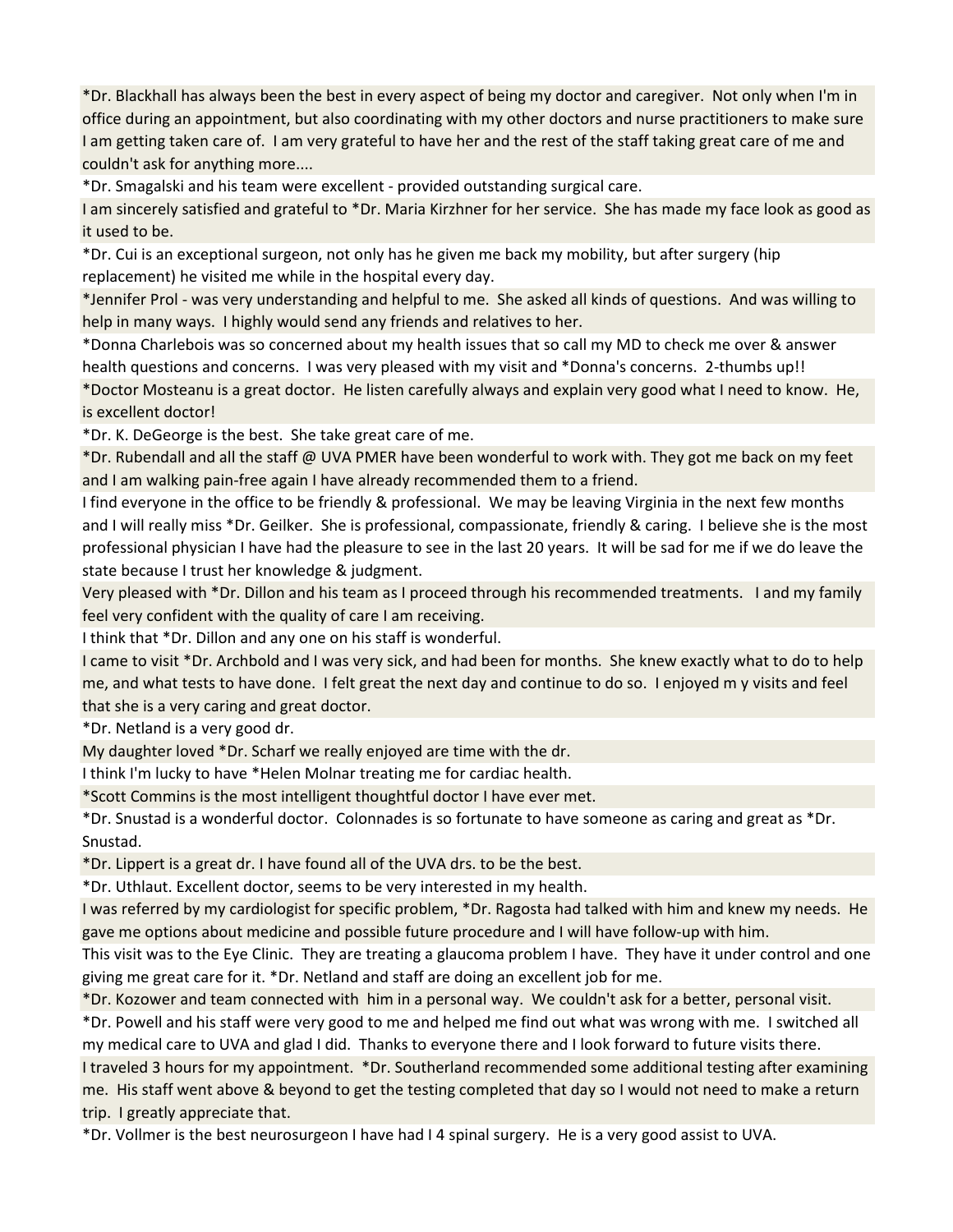*Dr. Blackhall has always been the best in every aspect of being my doctor and caregiver. Not only when I'm in office during an appointment, but also coordinating with my other doctors and nurse practitioners to make sure I am getting taken care of. I am very grateful to have her and the rest of the staff taking great care of me and couldn't ask for anything more....

*Dr. Smagalski and his team were excellent - provided outstanding surgical care.

I am sincerely satisfied and grateful to *Dr. Maria Kirzhner for her service. She has made my face look as good as it used to be.

*Dr. Cui is an exceptional surgeon, not only has he given me back my mobility, but after surgery (hip replacement) he visited me while in the hospital every day.

*Jennifer Prol - was very understanding and helpful to me. She asked all kinds of questions. And was willing to help in many ways. I highly would send any friends and relatives to her.

*Donna Charlebois was so concerned about my health issues that so call my MD to check me over & answer health questions and concerns. I was very pleased with my visit and *Donna's concerns. 2-thumbs up!!

*Doctor Mosteanu is a great doctor. He listen carefully always and explain very good what I need to know. He, is excellent doctor!

*Dr. K. DeGeorge is the best. She take great care of me.

*Dr. Rubendall and all the staff @ UVA PMER have been wonderful to work with. They got me back on my feet and I am walking pain-free again I have already recommended them to a friend.

I find everyone in the office to be friendly & professional. We may be leaving Virginia in the next few months and I will really miss *Dr. Geilker. She is professional, compassionate, friendly & caring. I believe she is the most professional physician I have had the pleasure to see in the last 20 years. It will be sad for me if we do leave the state because I trust her knowledge & judgment.

Very pleased with *Dr. Dillon and his team as I proceed through his recommended treatments. I and my family feel very confident with the quality of care I am receiving.

I think that *Dr. Dillon and any one on his staff is wonderful.

I came to visit *Dr. Archbold and I was very sick, and had been for months. She knew exactly what to do to help me, and what tests to have done. I felt great the next day and continue to do so. I enjoyed m y visits and feel that she is a very caring and great doctor.

*Dr. Netland is a very good dr.

My daughter loved *Dr. Scharf we really enjoyed are time with the dr.

I think I'm lucky to have *Helen Molnar treating me for cardiac health.

*Scott Commins is the most intelligent thoughtful doctor I have ever met.

*Dr. Snustad is a wonderful doctor. Colonnades is so fortunate to have someone as caring and great as *Dr. Snustad.

*Dr. Lippert is a great dr. I have found all of the UVA drs. to be the best.

*Dr. Uthlaut. Excellent doctor, seems to be very interested in my health.

I was referred by my cardiologist for specific problem, *Dr. Ragosta had talked with him and knew my needs. He gave me options about medicine and possible future procedure and I will have follow-up with him.

This visit was to the Eye Clinic. They are treating a glaucoma problem I have. They have it under control and one giving me great care for it. *Dr. Netland and staff are doing an excellent job for me.

*Dr. Kozower and team connected with him in a personal way. We couldn't ask for a better, personal visit.

*Dr. Powell and his staff were very good to me and helped me find out what was wrong with me. I switched all my medical care to UVA and glad I did. Thanks to everyone there and I look forward to future visits there.

I traveled 3 hours for my appointment. *Dr. Southerland recommended some additional testing after examining me. His staff went above & beyond to get the testing completed that day so I would not need to make a return trip. I greatly appreciate that.

*Dr. Vollmer is the best neurosurgeon I have had I 4 spinal surgery. He is a very good assist to UVA.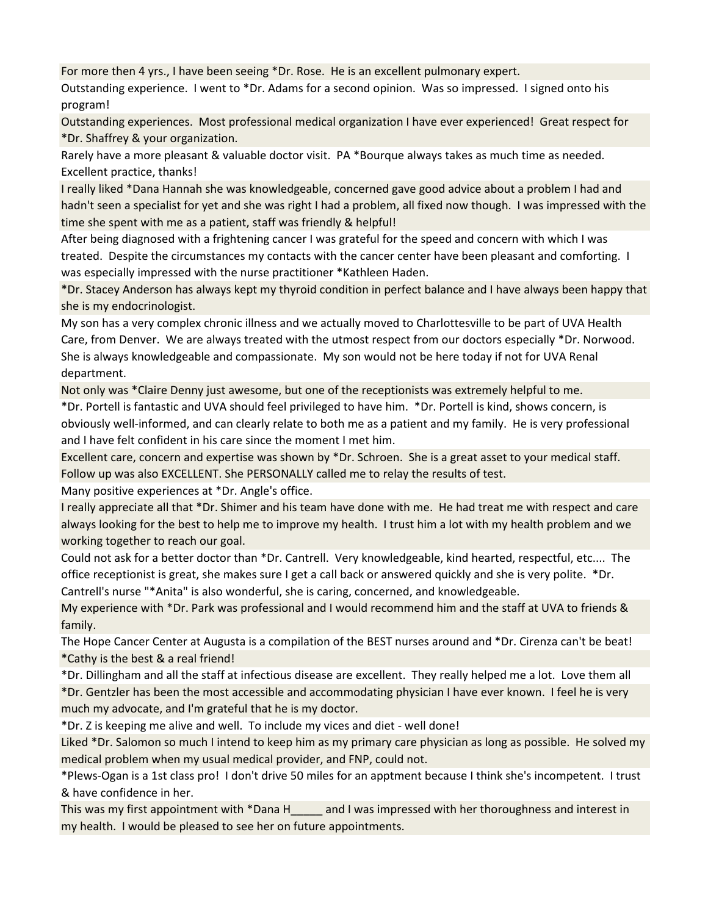For more then 4 yrs., I have been seeing *Dr. Rose. He is an excellent pulmonary expert.

Outstanding experience. I went to *Dr. Adams for a second opinion. Was so impressed. I signed onto his program!

Outstanding experiences. Most professional medical organization I have ever experienced! Great respect for *Dr. Shaffrey & your organization.

Rarely have a more pleasant & valuable doctor visit. PA *Bourque always takes as much time as needed. Excellent practice, thanks!

I really liked *Dana Hannah she was knowledgeable, concerned gave good advice about a problem I had and hadn't seen a specialist for yet and she was right I had a problem, all fixed now though. I was impressed with the time she spent with me as a patient, staff was friendly & helpful!

After being diagnosed with a frightening cancer I was grateful for the speed and concern with which I was treated. Despite the circumstances my contacts with the cancer center have been pleasant and comforting. I was especially impressed with the nurse practitioner *Kathleen Haden.

*Dr. Stacey Anderson has always kept my thyroid condition in perfect balance and I have always been happy that she is my endocrinologist.

My son has a very complex chronic illness and we actually moved to Charlottesville to be part of UVA Health Care, from Denver. We are always treated with the utmost respect from our doctors especially *Dr. Norwood. She is always knowledgeable and compassionate. My son would not be here today if not for UVA Renal department.

Not only was *Claire Denny just awesome, but one of the receptionists was extremely helpful to me.

*Dr. Portell is fantastic and UVA should feel privileged to have him. *Dr. Portell is kind, shows concern, is obviously well-informed, and can clearly relate to both me as a patient and my family. He is very professional and I have felt confident in his care since the moment I met him.

Excellent care, concern and expertise was shown by *Dr. Schroen. She is a great asset to your medical staff. Follow up was also EXCELLENT. She PERSONALLY called me to relay the results of test.

Many positive experiences at *Dr. Angle's office.

I really appreciate all that *Dr. Shimer and his team have done with me. He had treat me with respect and care always looking for the best to help me to improve my health. I trust him a lot with my health problem and we working together to reach our goal.

Could not ask for a better doctor than *Dr. Cantrell. Very knowledgeable, kind hearted, respectful, etc.... The office receptionist is great, she makes sure I get a call back or answered quickly and she is very polite. *Dr. Cantrell's nurse "*Anita" is also wonderful, she is caring, concerned, and knowledgeable.

My experience with *Dr. Park was professional and I would recommend him and the staff at UVA to friends & family.

The Hope Cancer Center at Augusta is a compilation of the BEST nurses around and *Dr. Cirenza can't be beat!

*Cathy is the best & a real friend!

*Dr. Dillingham and all the staff at infectious disease are excellent. They really helped me a lot. Love them all

*Dr. Gentzler has been the most accessible and accommodating physician I have ever known. I feel he is very much my advocate, and I'm grateful that he is my doctor.

*Dr. Z is keeping me alive and well. To include my vices and diet - well done!

Liked *Dr. Salomon so much I intend to keep him as my primary care physician as long as possible. He solved my medical problem when my usual medical provider, and FNP, could not.

*Plews-Ogan is a 1st class pro! I don't drive 50 miles for an apptment because I think she's incompetent. I trust & have confidence in her.

This was my first appointment with *Dana H_____ and I was impressed with her thoroughness and interest in my health. I would be pleased to see her on future appointments.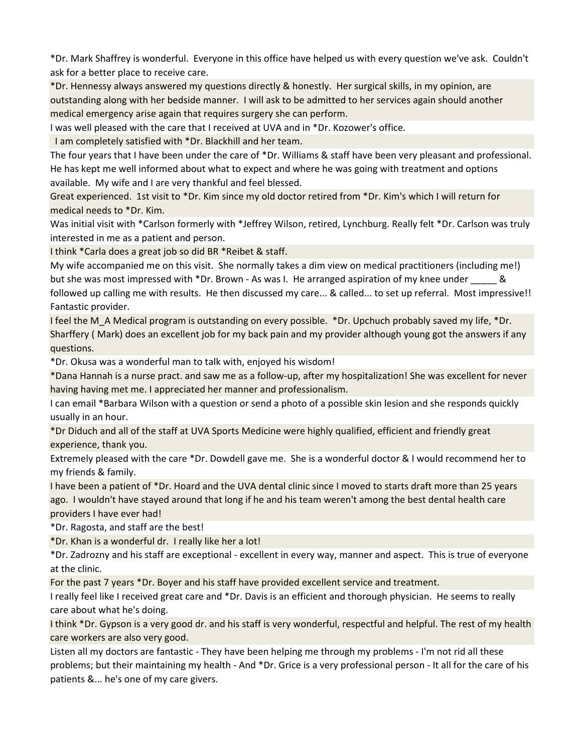*Dr. Mark Shaffrey is wonderful.  Everyone in this office have helped us with every question we've ask.  Couldn't ask for a better place to receive care.

*Dr. Hennessy always answered my questions directly & honestly.  Her surgical skills, in my opinion, are outstanding along with her bedside manner.  I will ask to be admitted to her services again should another medical emergency arise again that requires surgery she can perform.

I was well pleased with the care that I received at UVA and in *Dr. Kozower's office.

I am completely satisfied with *Dr. Blackhill and her team.

The four years that I have been under the care of *Dr. Williams & staff have been very pleasant and professional.  He has kept me well informed about what to expect and where he was going with treatment and options available.  My wife and I are very thankful and feel blessed.

Great experienced.  1st visit to *Dr. Kim since my old doctor retired from *Dr. Kim's which I will return for medical needs to *Dr. Kim.

Was initial visit with *Carlson formerly with *Jeffrey Wilson, retired, Lynchburg. Really felt *Dr. Carlson was truly interested in me as a patient and person.

I think *Carla does a great job so did BR *Reibet & staff.

My wife accompanied me on this visit.  She normally takes a dim view on medical practitioners (including me!) but she was most impressed with *Dr. Brown - As was I.  He arranged aspiration of my knee under _____ & followed up calling me with results.  He then discussed my care... & called... to set up referral.  Most impressive!! Fantastic provider.

I feel the M_A Medical program is outstanding on every possible.  *Dr. Upchuch probably saved my life, *Dr. Sharffery ( Mark) does an excellent job for my back pain and my provider although young got the answers if any questions.

*Dr. Okusa was a wonderful man to talk with, enjoyed his wisdom!

*Dana Hannah is a nurse pract. and saw me as a follow-up, after my hospitalization! She was excellent for never having having met me. I appreciated her manner and professionalism.

I can email *Barbara Wilson with a question or send a photo of a possible skin lesion and she responds quickly usually in an hour.

*Dr Diduch and all of the staff at UVA Sports Medicine were highly qualified, efficient and friendly great experience, thank you.

Extremely pleased with the care *Dr. Dowdell gave me.  She is a wonderful doctor & I would recommend her to my friends & family.

I have been a patient of *Dr. Hoard and the UVA dental clinic since I moved to starts draft more than 25 years ago.  I wouldn't have stayed around that long if he and his team weren't among the best dental health care providers I have ever had!

*Dr. Ragosta, and staff are the best!

*Dr. Khan is a wonderful dr.  I really like her a lot!

*Dr. Zadrozny and his staff are exceptional - excellent in every way, manner and aspect.  This is true of everyone at the clinic.

For the past 7 years *Dr. Boyer and his staff have provided excellent service and treatment.

I really feel like I received great care and *Dr. Davis is an efficient and thorough physician.  He seems to really care about what he's doing.

I think *Dr. Gypson is a very good dr. and his staff is very wonderful, respectful and helpful. The rest of my health care workers are also very good.

Listen all my doctors are fantastic - They have been helping me through my problems - I'm not rid all these problems; but their maintaining my health - And *Dr. Grice is a very professional person - It all for the care of his patients &... he's one of my care givers.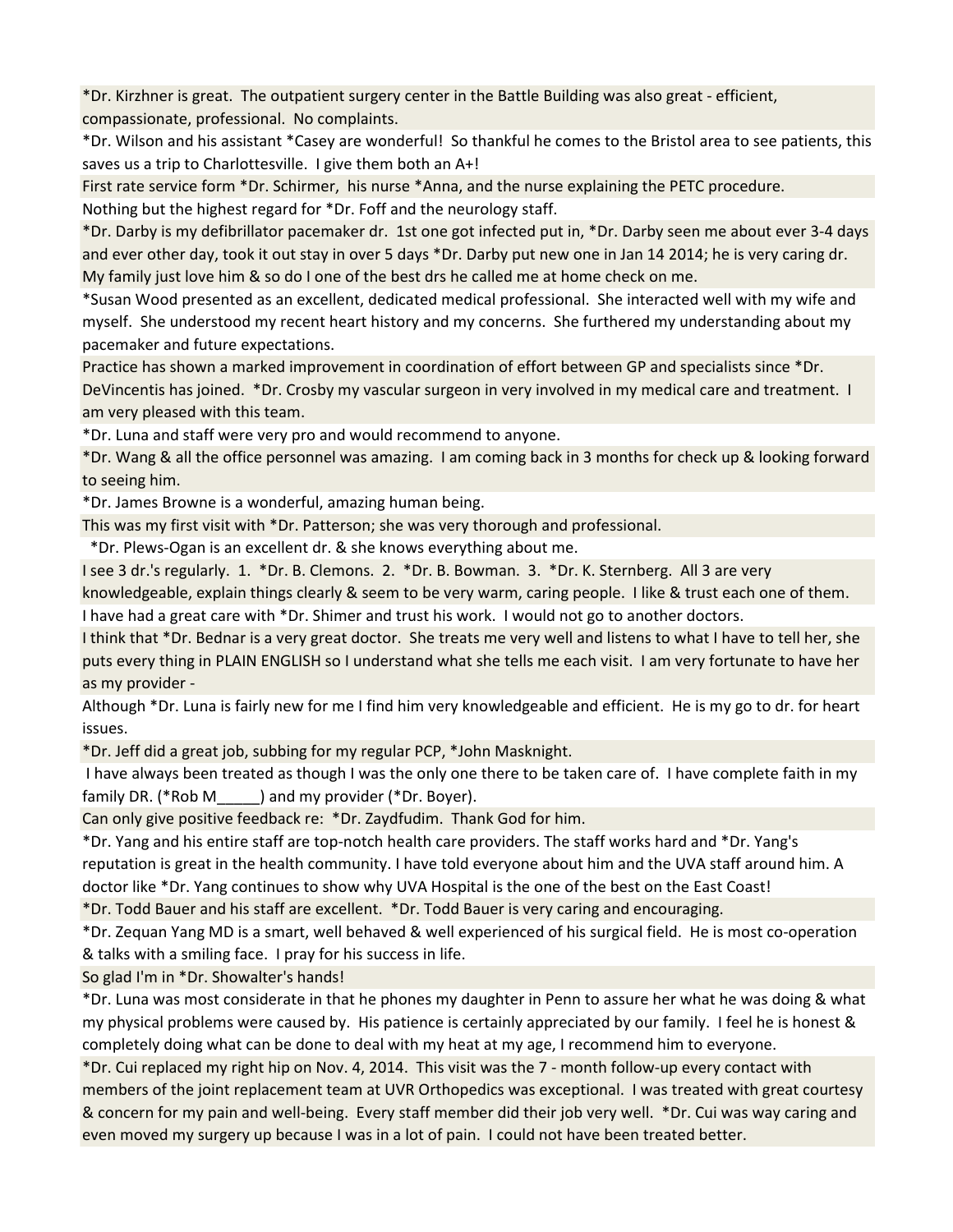*Dr. Kirzhner is great. The outpatient surgery center in the Battle Building was also great - efficient, compassionate, professional. No complaints.

*Dr. Wilson and his assistant *Casey are wonderful! So thankful he comes to the Bristol area to see patients, this saves us a trip to Charlottesville. I give them both an A+!

First rate service form *Dr. Schirmer, his nurse *Anna, and the nurse explaining the PETC procedure.

Nothing but the highest regard for *Dr. Foff and the neurology staff.

*Dr. Darby is my defibrillator pacemaker dr. 1st one got infected put in, *Dr. Darby seen me about ever 3-4 days and ever other day, took it out stay in over 5 days *Dr. Darby put new one in Jan 14 2014; he is very caring dr. My family just love him & so do I one of the best drs he called me at home check on me.

*Susan Wood presented as an excellent, dedicated medical professional. She interacted well with my wife and myself. She understood my recent heart history and my concerns. She furthered my understanding about my pacemaker and future expectations.

Practice has shown a marked improvement in coordination of effort between GP and specialists since *Dr. DeVincentis has joined. *Dr. Crosby my vascular surgeon in very involved in my medical care and treatment. I am very pleased with this team.

*Dr. Luna and staff were very pro and would recommend to anyone.

*Dr. Wang & all the office personnel was amazing. I am coming back in 3 months for check up & looking forward to seeing him.

*Dr. James Browne is a wonderful, amazing human being.

This was my first visit with *Dr. Patterson; she was very thorough and professional.

*Dr. Plews-Ogan is an excellent dr. & she knows everything about me.

I see 3 dr.'s regularly. 1. *Dr. B. Clemons. 2. *Dr. B. Bowman. 3. *Dr. K. Sternberg. All 3 are very knowledgeable, explain things clearly & seem to be very warm, caring people. I like & trust each one of them.

I have had a great care with *Dr. Shimer and trust his work. I would not go to another doctors.

I think that *Dr. Bednar is a very great doctor. She treats me very well and listens to what I have to tell her, she puts every thing in PLAIN ENGLISH so I understand what she tells me each visit. I am very fortunate to have her as my provider -

Although *Dr. Luna is fairly new for me I find him very knowledgeable and efficient. He is my go to dr. for heart issues.

*Dr. Jeff did a great job, subbing for my regular PCP, *John Masknight.

I have always been treated as though I was the only one there to be taken care of. I have complete faith in my family DR. (*Rob M_____) and my provider (*Dr. Boyer).

Can only give positive feedback re: *Dr. Zaydfudim. Thank God for him.

*Dr. Yang and his entire staff are top-notch health care providers. The staff works hard and *Dr. Yang's reputation is great in the health community. I have told everyone about him and the UVA staff around him. A doctor like *Dr. Yang continues to show why UVA Hospital is the one of the best on the East Coast!

*Dr. Todd Bauer and his staff are excellent. *Dr. Todd Bauer is very caring and encouraging.

*Dr. Zequan Yang MD is a smart, well behaved & well experienced of his surgical field. He is most co-operation & talks with a smiling face. I pray for his success in life.

So glad I'm in *Dr. Showalter's hands!

*Dr. Luna was most considerate in that he phones my daughter in Penn to assure her what he was doing & what my physical problems were caused by. His patience is certainly appreciated by our family. I feel he is honest & completely doing what can be done to deal with my heat at my age, I recommend him to everyone.

*Dr. Cui replaced my right hip on Nov. 4, 2014. This visit was the 7 - month follow-up every contact with members of the joint replacement team at UVR Orthopedics was exceptional. I was treated with great courtesy & concern for my pain and well-being. Every staff member did their job very well. *Dr. Cui was way caring and even moved my surgery up because I was in a lot of pain. I could not have been treated better.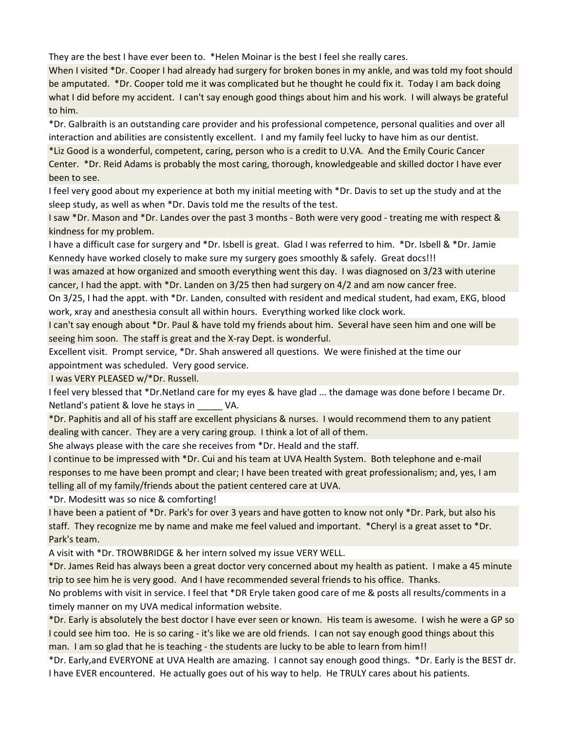They are the best I have ever been to. *Helen Moinar is the best I feel she really cares.

When I visited *Dr. Cooper I had already had surgery for broken bones in my ankle, and was told my foot should be amputated. *Dr. Cooper told me it was complicated but he thought he could fix it. Today I am back doing what I did before my accident. I can't say enough good things about him and his work. I will always be grateful to him.

*Dr. Galbraith is an outstanding care provider and his professional competence, personal qualities and over all interaction and abilities are consistently excellent. I and my family feel lucky to have him as our dentist.

*Liz Good is a wonderful, competent, caring, person who is a credit to U.VA. And the Emily Couric Cancer Center. *Dr. Reid Adams is probably the most caring, thorough, knowledgeable and skilled doctor I have ever been to see.

I feel very good about my experience at both my initial meeting with *Dr. Davis to set up the study and at the sleep study, as well as when *Dr. Davis told me the results of the test.

I saw *Dr. Mason and *Dr. Landes over the past 3 months - Both were very good - treating me with respect & kindness for my problem.

I have a difficult case for surgery and *Dr. Isbell is great. Glad I was referred to him. *Dr. Isbell & *Dr. Jamie Kennedy have worked closely to make sure my surgery goes smoothly & safely. Great docs!!!

I was amazed at how organized and smooth everything went this day. I was diagnosed on 3/23 with uterine cancer, I had the appt. with *Dr. Landen on 3/25 then had surgery on 4/2 and am now cancer free.

On 3/25, I had the appt. with *Dr. Landen, consulted with resident and medical student, had exam, EKG, blood work, xray and anesthesia consult all within hours. Everything worked like clock work.

I can't say enough about *Dr. Paul & have told my friends about him. Several have seen him and one will be seeing him soon. The staff is great and the X-ray Dept. is wonderful.

Excellent visit. Prompt service, *Dr. Shah answered all questions. We were finished at the time our appointment was scheduled. Very good service.

I was VERY PLEASED w/*Dr. Russell.

I feel very blessed that *Dr.Netland care for my eyes & have glad ... the damage was done before I became Dr. Netland's patient & love he stays in _____ VA.

*Dr. Paphitis and all of his staff are excellent physicians & nurses. I would recommend them to any patient dealing with cancer. They are a very caring group. I think a lot of all of them.

She always please with the care she receives from *Dr. Heald and the staff.

I continue to be impressed with *Dr. Cui and his team at UVA Health System. Both telephone and e-mail responses to me have been prompt and clear; I have been treated with great professionalism; and, yes, I am telling all of my family/friends about the patient centered care at UVA.

*Dr. Modesitt was so nice & comforting!

I have been a patient of *Dr. Park's for over 3 years and have gotten to know not only *Dr. Park, but also his staff. They recognize me by name and make me feel valued and important. *Cheryl is a great asset to *Dr. Park's team.

A visit with *Dr. TROWBRIDGE & her intern solved my issue VERY WELL.

*Dr. James Reid has always been a great doctor very concerned about my health as patient. I make a 45 minute trip to see him he is very good. And I have recommended several friends to his office. Thanks.

No problems with visit in service. I feel that *DR Eryle taken good care of me & posts all results/comments in a timely manner on my UVA medical information website.

*Dr. Early is absolutely the best doctor I have ever seen or known. His team is awesome. I wish he were a GP so I could see him too. He is so caring - it's like we are old friends. I can not say enough good things about this man. I am so glad that he is teaching - the students are lucky to be able to learn from him!!

*Dr. Early,and EVERYONE at UVA Health are amazing. I cannot say enough good things. *Dr. Early is the BEST dr. I have EVER encountered. He actually goes out of his way to help. He TRULY cares about his patients.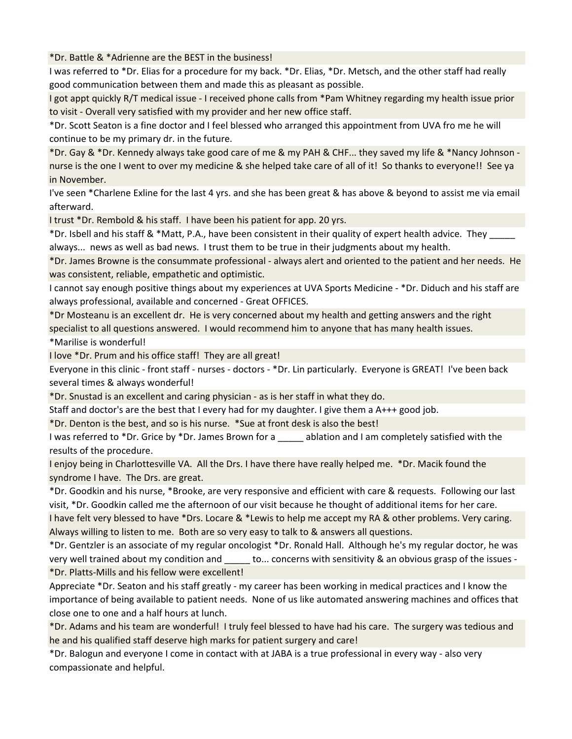*Dr. Battle & *Adrienne are the BEST in the business!

I was referred to *Dr. Elias for a procedure for my back. *Dr. Elias, *Dr. Metsch, and the other staff had really good communication between them and made this as pleasant as possible.

I got appt quickly R/T medical issue - I received phone calls from *Pam Whitney regarding my health issue prior to visit - Overall very satisfied with my provider and her new office staff.

*Dr. Scott Seaton is a fine doctor and I feel blessed who arranged this appointment from UVA fro me he will continue to be my primary dr. in the future.

*Dr. Gay & *Dr. Kennedy always take good care of me & my PAH & CHF... they saved my life & *Nancy Johnson - nurse is the one I went to over my medicine & she helped take care of all of it! So thanks to everyone!! See ya in November.

I've seen *Charlene Exline for the last 4 yrs. and she has been great & has above & beyond to assist me via email afterward.

I trust *Dr. Rembold & his staff. I have been his patient for app. 20 yrs.

*Dr. Isbell and his staff & *Matt, P.A., have been consistent in their quality of expert health advice. They _____ always... news as well as bad news. I trust them to be true in their judgments about my health.

*Dr. James Browne is the consummate professional - always alert and oriented to the patient and her needs. He was consistent, reliable, empathetic and optimistic.

I cannot say enough positive things about my experiences at UVA Sports Medicine - *Dr. Diduch and his staff are always professional, available and concerned - Great OFFICES.

*Dr Mosteanu is an excellent dr. He is very concerned about my health and getting answers and the right specialist to all questions answered. I would recommend him to anyone that has many health issues.

*Marilise is wonderful!

I love *Dr. Prum and his office staff! They are all great!

Everyone in this clinic - front staff - nurses - doctors - *Dr. Lin particularly. Everyone is GREAT! I've been back several times & always wonderful!

*Dr. Snustad is an excellent and caring physician - as is her staff in what they do.

Staff and doctor's are the best that I every had for my daughter. I give them a A+++ good job.

*Dr. Denton is the best, and so is his nurse. *Sue at front desk is also the best!

I was referred to *Dr. Grice by *Dr. James Brown for a _____ ablation and I am completely satisfied with the results of the procedure.

I enjoy being in Charlottesville VA. All the Drs. I have there have really helped me. *Dr. Macik found the syndrome I have. The Drs. are great.

*Dr. Goodkin and his nurse, *Brooke, are very responsive and efficient with care & requests. Following our last visit, *Dr. Goodkin called me the afternoon of our visit because he thought of additional items for her care.

I have felt very blessed to have *Drs. Locare & *Lewis to help me accept my RA & other problems. Very caring. Always willing to listen to me. Both are so very easy to talk to & answers all questions.

*Dr. Gentzler is an associate of my regular oncologist *Dr. Ronald Hall. Although he's my regular doctor, he was very well trained about my condition and _____ to... concerns with sensitivity & an obvious grasp of the issues -

*Dr. Platts-Mills and his fellow were excellent!

Appreciate *Dr. Seaton and his staff greatly - my career has been working in medical practices and I know the importance of being available to patient needs. None of us like automated answering machines and offices that close one to one and a half hours at lunch.

*Dr. Adams and his team are wonderful! I truly feel blessed to have had his care. The surgery was tedious and he and his qualified staff deserve high marks for patient surgery and care!

*Dr. Balogun and everyone I come in contact with at JABA is a true professional in every way - also very compassionate and helpful.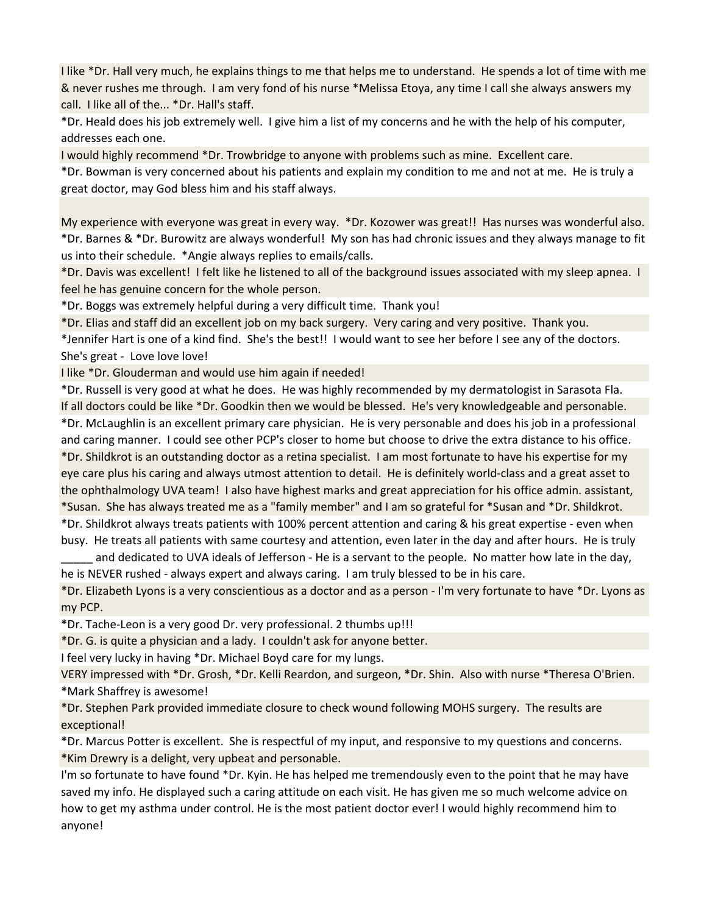I like *Dr. Hall very much, he explains things to me that helps me to understand. He spends a lot of time with me & never rushes me through. I am very fond of his nurse *Melissa Etoya, any time I call she always answers my call. I like all of the... *Dr. Hall's staff.

*Dr. Heald does his job extremely well. I give him a list of my concerns and he with the help of his computer, addresses each one.

I would highly recommend *Dr. Trowbridge to anyone with problems such as mine. Excellent care.

*Dr. Bowman is very concerned about his patients and explain my condition to me and not at me. He is truly a great doctor, may God bless him and his staff always.

My experience with everyone was great in every way. *Dr. Kozower was great!! Has nurses was wonderful also.

*Dr. Barnes & *Dr. Burowitz are always wonderful! My son has had chronic issues and they always manage to fit us into their schedule. *Angie always replies to emails/calls.

*Dr. Davis was excellent! I felt like he listened to all of the background issues associated with my sleep apnea. I feel he has genuine concern for the whole person.

*Dr. Boggs was extremely helpful during a very difficult time. Thank you!

*Dr. Elias and staff did an excellent job on my back surgery. Very caring and very positive. Thank you.

*Jennifer Hart is one of a kind find. She's the best!! I would want to see her before I see any of the doctors. She's great - Love love love!

I like *Dr. Glouderman and would use him again if needed!

*Dr. Russell is very good at what he does. He was highly recommended by my dermatologist in Sarasota Fla.

If all doctors could be like *Dr. Goodkin then we would be blessed. He's very knowledgeable and personable.

*Dr. McLaughlin is an excellent primary care physician. He is very personable and does his job in a professional and caring manner. I could see other PCP's closer to home but choose to drive the extra distance to his office.

*Dr. Shildkrot is an outstanding doctor as a retina specialist. I am most fortunate to have his expertise for my eye care plus his caring and always utmost attention to detail. He is definitely world-class and a great asset to the ophthalmology UVA team! I also have highest marks and great appreciation for his office admin. assistant, *Susan. She has always treated me as a "family member" and I am so grateful for *Susan and *Dr. Shildkrot.

*Dr. Shildkrot always treats patients with 100% percent attention and caring & his great expertise - even when busy. He treats all patients with same courtesy and attention, even later in the day and after hours. He is truly _____ and dedicated to UVA ideals of Jefferson - He is a servant to the people. No matter how late in the day, he is NEVER rushed - always expert and always caring. I am truly blessed to be in his care.

*Dr. Elizabeth Lyons is a very conscientious as a doctor and as a person - I'm very fortunate to have *Dr. Lyons as my PCP.

*Dr. Tache-Leon is a very good Dr. very professional. 2 thumbs up!!!

*Dr. G. is quite a physician and a lady. I couldn't ask for anyone better.

I feel very lucky in having *Dr. Michael Boyd care for my lungs.

VERY impressed with *Dr. Grosh, *Dr. Kelli Reardon, and surgeon, *Dr. Shin. Also with nurse *Theresa O'Brien.

*Mark Shaffrey is awesome!

*Dr. Stephen Park provided immediate closure to check wound following MOHS surgery. The results are exceptional!

*Dr. Marcus Potter is excellent. She is respectful of my input, and responsive to my questions and concerns.

*Kim Drewry is a delight, very upbeat and personable.

I'm so fortunate to have found *Dr. Kyin. He has helped me tremendously even to the point that he may have saved my info. He displayed such a caring attitude on each visit. He has given me so much welcome advice on how to get my asthma under control. He is the most patient doctor ever! I would highly recommend him to anyone!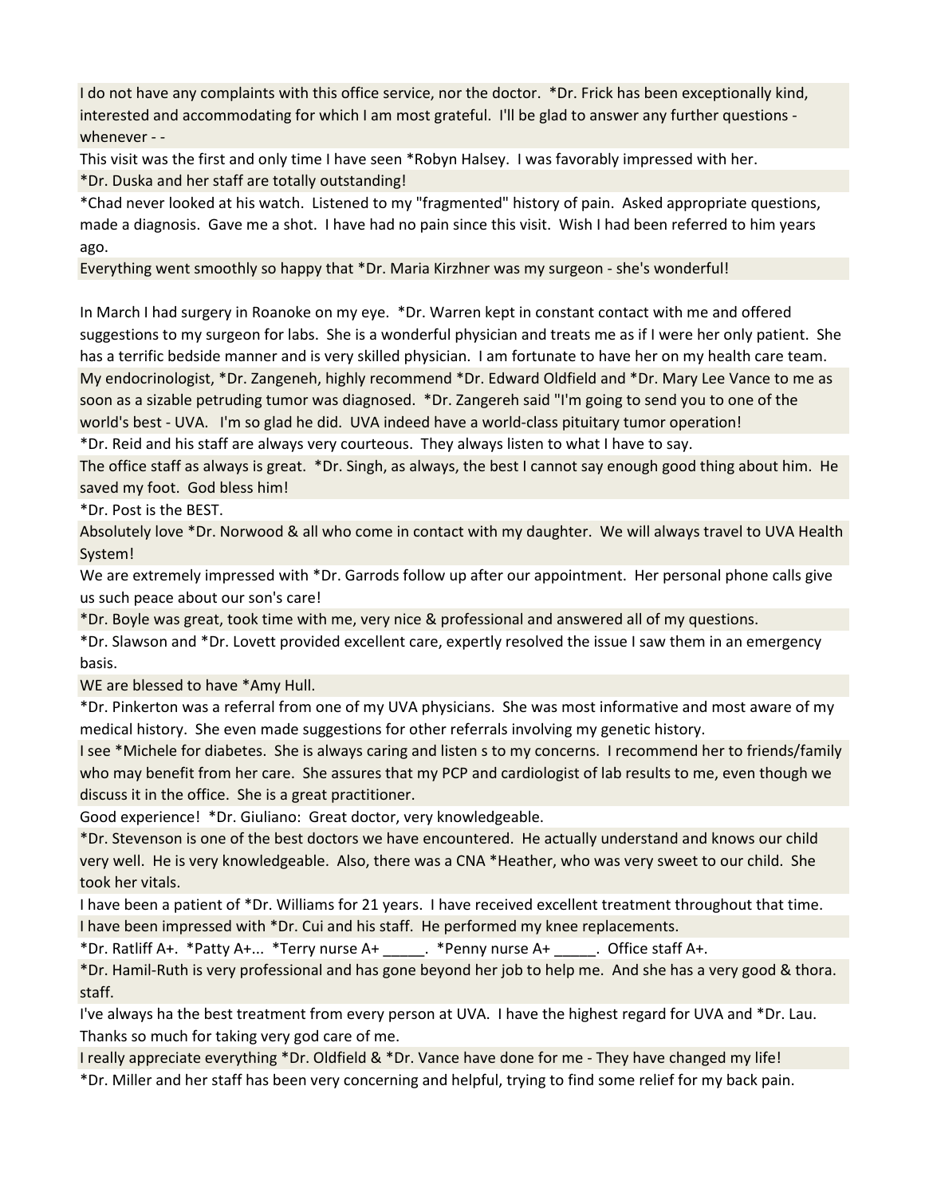I do not have any complaints with this office service, nor the doctor. *Dr. Frick has been exceptionally kind, interested and accommodating for which I am most grateful. I'll be glad to answer any further questions - whenever - -

This visit was the first and only time I have seen *Robyn Halsey. I was favorably impressed with her.

*Dr. Duska and her staff are totally outstanding!

*Chad never looked at his watch. Listened to my "fragmented" history of pain. Asked appropriate questions, made a diagnosis. Gave me a shot. I have had no pain since this visit. Wish I had been referred to him years ago.

Everything went smoothly so happy that *Dr. Maria Kirzhner was my surgeon - she's wonderful!

In March I had surgery in Roanoke on my eye. *Dr. Warren kept in constant contact with me and offered suggestions to my surgeon for labs. She is a wonderful physician and treats me as if I were her only patient. She has a terrific bedside manner and is very skilled physician. I am fortunate to have her on my health care team.

My endocrinologist, *Dr. Zangeneh, highly recommend *Dr. Edward Oldfield and *Dr. Mary Lee Vance to me as soon as a sizable petruding tumor was diagnosed. *Dr. Zangereh said "I'm going to send you to one of the world's best - UVA. I'm so glad he did. UVA indeed have a world-class pituitary tumor operation!

*Dr. Reid and his staff are always very courteous. They always listen to what I have to say.

The office staff as always is great. *Dr. Singh, as always, the best I cannot say enough good thing about him. He saved my foot. God bless him!

*Dr. Post is the BEST.

Absolutely love *Dr. Norwood & all who come in contact with my daughter. We will always travel to UVA Health System!

We are extremely impressed with *Dr. Garrods follow up after our appointment. Her personal phone calls give us such peace about our son's care!

*Dr. Boyle was great, took time with me, very nice & professional and answered all of my questions.

*Dr. Slawson and *Dr. Lovett provided excellent care, expertly resolved the issue I saw them in an emergency basis.

WE are blessed to have *Amy Hull.

*Dr. Pinkerton was a referral from one of my UVA physicians. She was most informative and most aware of my medical history. She even made suggestions for other referrals involving my genetic history.

I see *Michele for diabetes. She is always caring and listen s to my concerns. I recommend her to friends/family who may benefit from her care. She assures that my PCP and cardiologist of lab results to me, even though we discuss it in the office. She is a great practitioner.

Good experience! *Dr. Giuliano: Great doctor, very knowledgeable.

*Dr. Stevenson is one of the best doctors we have encountered. He actually understand and knows our child very well. He is very knowledgeable. Also, there was a CNA *Heather, who was very sweet to our child. She took her vitals.

I have been a patient of *Dr. Williams for 21 years. I have received excellent treatment throughout that time.

I have been impressed with *Dr. Cui and his staff. He performed my knee replacements.

*Dr. Ratliff A+. *Patty A+... *Terry nurse A+ _____. *Penny nurse A+ _____. Office staff A+.

*Dr. Hamil-Ruth is very professional and has gone beyond her job to help me. And she has a very good & thora. staff.

I've always ha the best treatment from every person at UVA. I have the highest regard for UVA and *Dr. Lau. Thanks so much for taking very god care of me.

I really appreciate everything *Dr. Oldfield & *Dr. Vance have done for me - They have changed my life!

*Dr. Miller and her staff has been very concerning and helpful, trying to find some relief for my back pain.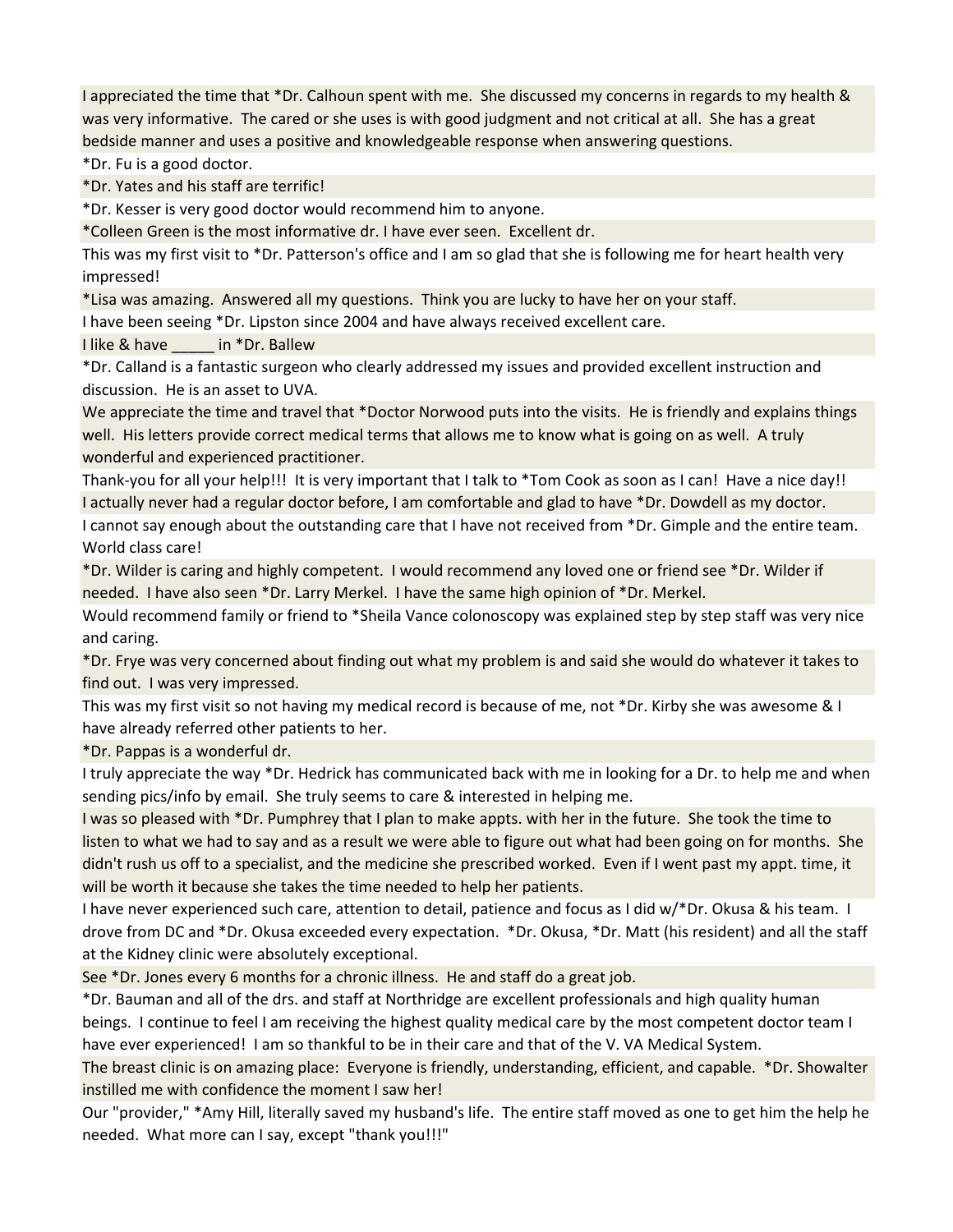I appreciated the time that *Dr. Calhoun spent with me. She discussed my concerns in regards to my health & was very informative. The cared or she uses is with good judgment and not critical at all. She has a great bedside manner and uses a positive and knowledgeable response when answering questions.

*Dr. Fu is a good doctor.

*Dr. Yates and his staff are terrific!

*Dr. Kesser is very good doctor would recommend him to anyone.

*Colleen Green is the most informative dr. I have ever seen. Excellent dr.

This was my first visit to *Dr. Patterson's office and I am so glad that she is following me for heart health very impressed!

*Lisa was amazing. Answered all my questions. Think you are lucky to have her on your staff.

I have been seeing *Dr. Lipston since 2004 and have always received excellent care.

I like & have _____ in *Dr. Ballew

*Dr. Calland is a fantastic surgeon who clearly addressed my issues and provided excellent instruction and discussion. He is an asset to UVA.

We appreciate the time and travel that *Doctor Norwood puts into the visits. He is friendly and explains things well. His letters provide correct medical terms that allows me to know what is going on as well. A truly wonderful and experienced practitioner.

Thank-you for all your help!!! It is very important that I talk to *Tom Cook as soon as I can! Have a nice day!!

I actually never had a regular doctor before, I am comfortable and glad to have *Dr. Dowdell as my doctor.

I cannot say enough about the outstanding care that I have not received from *Dr. Gimple and the entire team. World class care!

*Dr. Wilder is caring and highly competent. I would recommend any loved one or friend see *Dr. Wilder if needed. I have also seen *Dr. Larry Merkel. I have the same high opinion of *Dr. Merkel.

Would recommend family or friend to *Sheila Vance colonoscopy was explained step by step staff was very nice and caring.

*Dr. Frye was very concerned about finding out what my problem is and said she would do whatever it takes to find out. I was very impressed.

This was my first visit so not having my medical record is because of me, not *Dr. Kirby she was awesome & I have already referred other patients to her.

*Dr. Pappas is a wonderful dr.

I truly appreciate the way *Dr. Hedrick has communicated back with me in looking for a Dr. to help me and when sending pics/info by email. She truly seems to care & interested in helping me.

I was so pleased with *Dr. Pumphrey that I plan to make appts. with her in the future. She took the time to listen to what we had to say and as a result we were able to figure out what had been going on for months. She didn't rush us off to a specialist, and the medicine she prescribed worked. Even if I went past my appt. time, it will be worth it because she takes the time needed to help her patients.

I have never experienced such care, attention to detail, patience and focus as I did w/*Dr. Okusa & his team. I drove from DC and *Dr. Okusa exceeded every expectation. *Dr. Okusa, *Dr. Matt (his resident) and all the staff at the Kidney clinic were absolutely exceptional.

See *Dr. Jones every 6 months for a chronic illness. He and staff do a great job.

*Dr. Bauman and all of the drs. and staff at Northridge are excellent professionals and high quality human beings. I continue to feel I am receiving the highest quality medical care by the most competent doctor team I have ever experienced! I am so thankful to be in their care and that of the V. VA Medical System.

The breast clinic is on amazing place: Everyone is friendly, understanding, efficient, and capable. *Dr. Showalter instilled me with confidence the moment I saw her!

Our "provider," *Amy Hill, literally saved my husband's life. The entire staff moved as one to get him the help he needed. What more can I say, except "thank you!!!"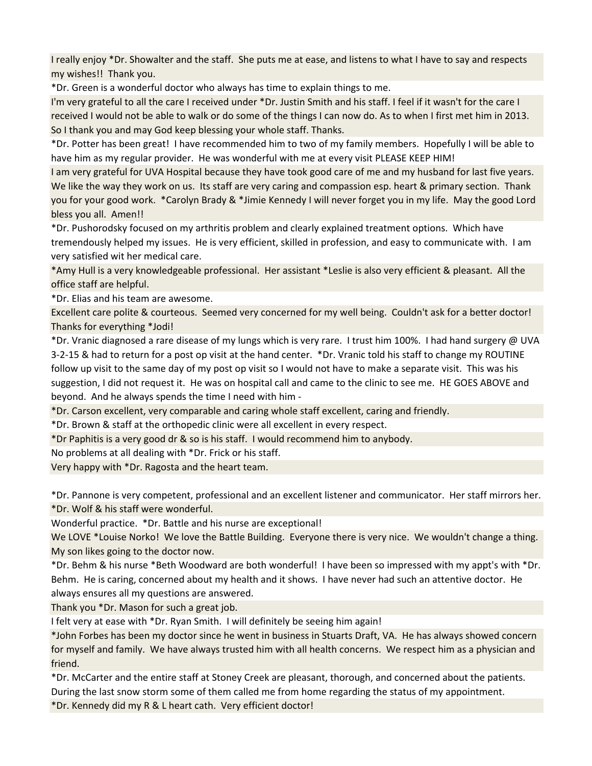I really enjoy *Dr. Showalter and the staff. She puts me at ease, and listens to what I have to say and respects my wishes!! Thank you.

*Dr. Green is a wonderful doctor who always has time to explain things to me.

I'm very grateful to all the care I received under *Dr. Justin Smith and his staff. I feel if it wasn't for the care I received I would not be able to walk or do some of the things I can now do. As to when I first met him in 2013. So I thank you and may God keep blessing your whole staff. Thanks.

*Dr. Potter has been great! I have recommended him to two of my family members. Hopefully I will be able to have him as my regular provider. He was wonderful with me at every visit PLEASE KEEP HIM!

I am very grateful for UVA Hospital because they have took good care of me and my husband for last five years. We like the way they work on us. Its staff are very caring and compassion esp. heart & primary section. Thank you for your good work. *Carolyn Brady & *Jimie Kennedy I will never forget you in my life. May the good Lord bless you all. Amen!!

*Dr. Pushorodsky focused on my arthritis problem and clearly explained treatment options. Which have tremendously helped my issues. He is very efficient, skilled in profession, and easy to communicate with. I am very satisfied wit her medical care.

*Amy Hull is a very knowledgeable professional. Her assistant *Leslie is also very efficient & pleasant. All the office staff are helpful.

*Dr. Elias and his team are awesome.

Excellent care polite & courteous. Seemed very concerned for my well being. Couldn't ask for a better doctor! Thanks for everything *Jodi!

*Dr. Vranic diagnosed a rare disease of my lungs which is very rare. I trust him 100%. I had hand surgery @ UVA 3-2-15 & had to return for a post op visit at the hand center. *Dr. Vranic told his staff to change my ROUTINE follow up visit to the same day of my post op visit so I would not have to make a separate visit. This was his suggestion, I did not request it. He was on hospital call and came to the clinic to see me. HE GOES ABOVE and beyond. And he always spends the time I need with him -

*Dr. Carson excellent, very comparable and caring whole staff excellent, caring and friendly.

*Dr. Brown & staff at the orthopedic clinic were all excellent in every respect.

*Dr Paphitis is a very good dr & so is his staff. I would recommend him to anybody.

No problems at all dealing with *Dr. Frick or his staff.

Very happy with *Dr. Ragosta and the heart team.

*Dr. Pannone is very competent, professional and an excellent listener and communicator. Her staff mirrors her.

*Dr. Wolf & his staff were wonderful.

Wonderful practice. *Dr. Battle and his nurse are exceptional!

We LOVE *Louise Norko! We love the Battle Building. Everyone there is very nice. We wouldn't change a thing. My son likes going to the doctor now.

*Dr. Behm & his nurse *Beth Woodward are both wonderful! I have been so impressed with my appt's with *Dr. Behm. He is caring, concerned about my health and it shows. I have never had such an attentive doctor. He always ensures all my questions are answered.

Thank you *Dr. Mason for such a great job.

I felt very at ease with *Dr. Ryan Smith. I will definitely be seeing him again!

*John Forbes has been my doctor since he went in business in Stuarts Draft, VA. He has always showed concern for myself and family. We have always trusted him with all health concerns. We respect him as a physician and friend.

*Dr. McCarter and the entire staff at Stoney Creek are pleasant, thorough, and concerned about the patients. During the last snow storm some of them called me from home regarding the status of my appointment.

*Dr. Kennedy did my R & L heart cath. Very efficient doctor!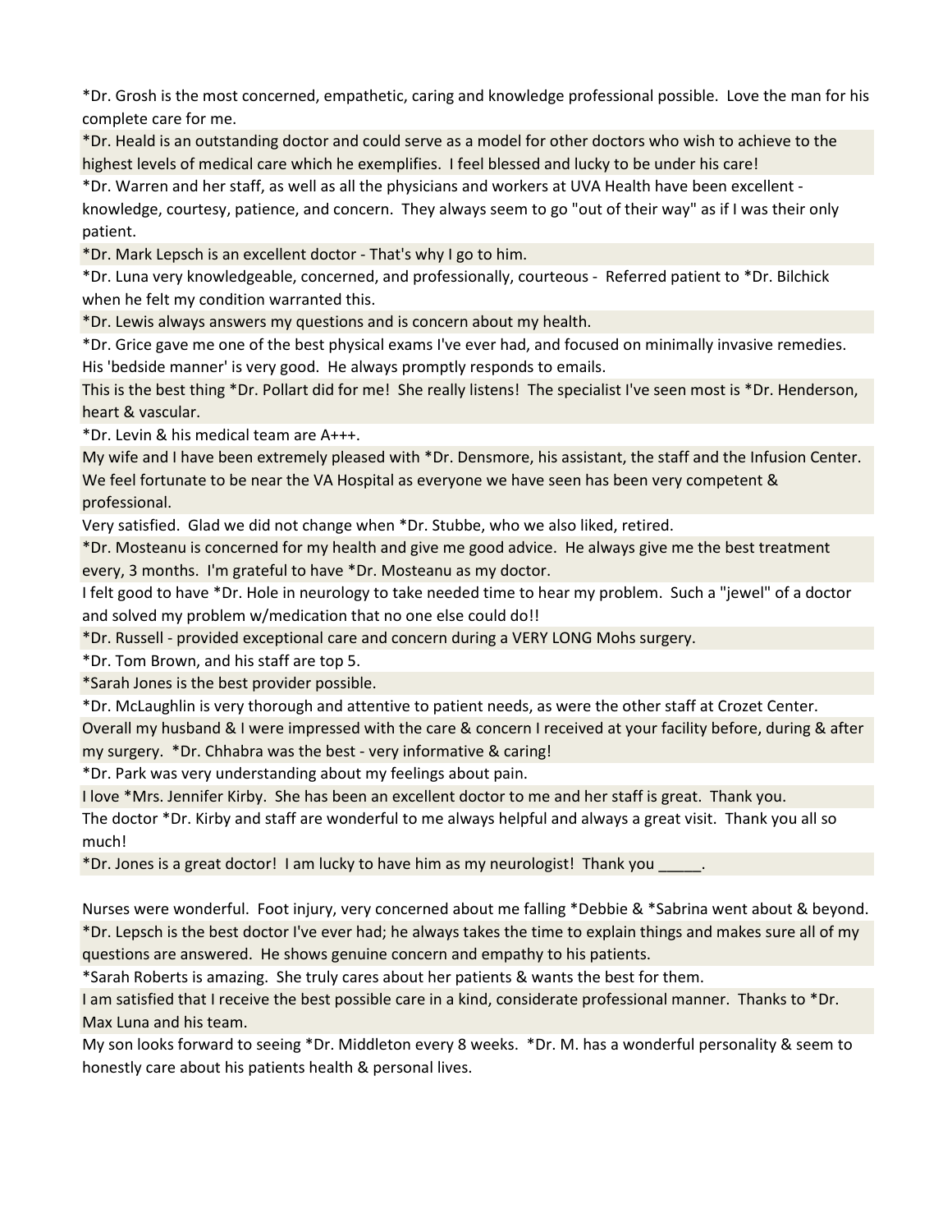*Dr. Grosh is the most concerned, empathetic, caring and knowledge professional possible. Love the man for his complete care for me.

*Dr. Heald is an outstanding doctor and could serve as a model for other doctors who wish to achieve to the highest levels of medical care which he exemplifies. I feel blessed and lucky to be under his care!

*Dr. Warren and her staff, as well as all the physicians and workers at UVA Health have been excellent - knowledge, courtesy, patience, and concern. They always seem to go "out of their way" as if I was their only patient.

*Dr. Mark Lepsch is an excellent doctor - That's why I go to him.

*Dr. Luna very knowledgeable, concerned, and professionally, courteous - Referred patient to *Dr. Bilchick when he felt my condition warranted this.

*Dr. Lewis always answers my questions and is concern about my health.

*Dr. Grice gave me one of the best physical exams I've ever had, and focused on minimally invasive remedies. His 'bedside manner' is very good. He always promptly responds to emails.

This is the best thing *Dr. Pollart did for me! She really listens! The specialist I've seen most is *Dr. Henderson, heart & vascular.

*Dr. Levin & his medical team are A+++.

My wife and I have been extremely pleased with *Dr. Densmore, his assistant, the staff and the Infusion Center. We feel fortunate to be near the VA Hospital as everyone we have seen has been very competent & professional.

Very satisfied. Glad we did not change when *Dr. Stubbe, who we also liked, retired.

*Dr. Mosteanu is concerned for my health and give me good advice. He always give me the best treatment every, 3 months. I'm grateful to have *Dr. Mosteanu as my doctor.

I felt good to have *Dr. Hole in neurology to take needed time to hear my problem. Such a "jewel" of a doctor and solved my problem w/medication that no one else could do!!

*Dr. Russell - provided exceptional care and concern during a VERY LONG Mohs surgery.

*Dr. Tom Brown, and his staff are top 5.

*Sarah Jones is the best provider possible.

*Dr. McLaughlin is very thorough and attentive to patient needs, as were the other staff at Crozet Center.

Overall my husband & I were impressed with the care & concern I received at your facility before, during & after my surgery. *Dr. Chhabra was the best - very informative & caring!

*Dr. Park was very understanding about my feelings about pain.

I love *Mrs. Jennifer Kirby. She has been an excellent doctor to me and her staff is great. Thank you.

The doctor *Dr. Kirby and staff are wonderful to me always helpful and always a great visit. Thank you all so much!

*Dr. Jones is a great doctor! I am lucky to have him as my neurologist! Thank you _____.

Nurses were wonderful. Foot injury, very concerned about me falling *Debbie & *Sabrina went about & beyond.

*Dr. Lepsch is the best doctor I've ever had; he always takes the time to explain things and makes sure all of my questions are answered. He shows genuine concern and empathy to his patients.

*Sarah Roberts is amazing. She truly cares about her patients & wants the best for them.

I am satisfied that I receive the best possible care in a kind, considerate professional manner. Thanks to *Dr. Max Luna and his team.

My son looks forward to seeing *Dr. Middleton every 8 weeks. *Dr. M. has a wonderful personality & seem to honestly care about his patients health & personal lives.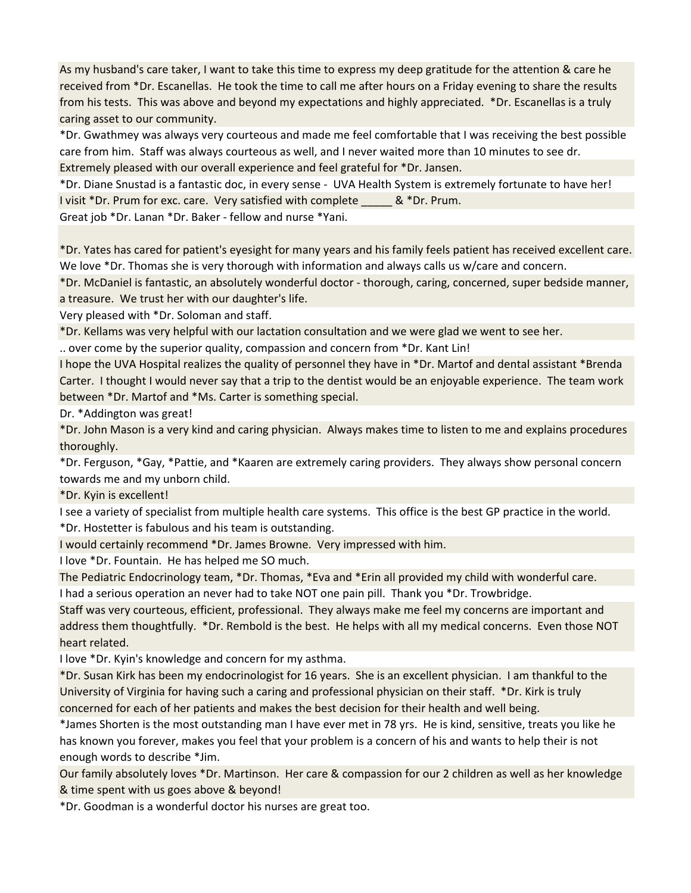As my husband's care taker, I want to take this time to express my deep gratitude for the attention & care he received from *Dr. Escanellas. He took the time to call me after hours on a Friday evening to share the results from his tests. This was above and beyond my expectations and highly appreciated. *Dr. Escanellas is a truly caring asset to our community.

*Dr. Gwathmey was always very courteous and made me feel comfortable that I was receiving the best possible care from him. Staff was always courteous as well, and I never waited more than 10 minutes to see dr.

Extremely pleased with our overall experience and feel grateful for *Dr. Jansen.

*Dr. Diane Snustad is a fantastic doc, in every sense - UVA Health System is extremely fortunate to have her!

I visit *Dr. Prum for exc. care. Very satisfied with complete _____ & *Dr. Prum.

Great job *Dr. Lanan *Dr. Baker - fellow and nurse *Yani.

*Dr. Yates has cared for patient's eyesight for many years and his family feels patient has received excellent care.

We love *Dr. Thomas she is very thorough with information and always calls us w/care and concern.

*Dr. McDaniel is fantastic, an absolutely wonderful doctor - thorough, caring, concerned, super bedside manner, a treasure. We trust her with our daughter's life.

Very pleased with *Dr. Soloman and staff.

*Dr. Kellams was very helpful with our lactation consultation and we were glad we went to see her.

.. over come by the superior quality, compassion and concern from *Dr. Kant Lin!

I hope the UVA Hospital realizes the quality of personnel they have in *Dr. Martof and dental assistant *Brenda Carter. I thought I would never say that a trip to the dentist would be an enjoyable experience. The team work between *Dr. Martof and *Ms. Carter is something special.

Dr. *Addington was great!

*Dr. John Mason is a very kind and caring physician. Always makes time to listen to me and explains procedures thoroughly.

*Dr. Ferguson, *Gay, *Pattie, and *Kaaren are extremely caring providers. They always show personal concern towards me and my unborn child.

*Dr. Kyin is excellent!

I see a variety of specialist from multiple health care systems. This office is the best GP practice in the world. *Dr. Hostetter is fabulous and his team is outstanding.

I would certainly recommend *Dr. James Browne. Very impressed with him.

I love *Dr. Fountain. He has helped me SO much.

The Pediatric Endocrinology team, *Dr. Thomas, *Eva and *Erin all provided my child with wonderful care.

I had a serious operation an never had to take NOT one pain pill. Thank you *Dr. Trowbridge.

Staff was very courteous, efficient, professional. They always make me feel my concerns are important and address them thoughtfully. *Dr. Rembold is the best. He helps with all my medical concerns. Even those NOT heart related.

I love *Dr. Kyin's knowledge and concern for my asthma.

*Dr. Susan Kirk has been my endocrinologist for 16 years. She is an excellent physician. I am thankful to the University of Virginia for having such a caring and professional physician on their staff. *Dr. Kirk is truly concerned for each of her patients and makes the best decision for their health and well being.

*James Shorten is the most outstanding man I have ever met in 78 yrs. He is kind, sensitive, treats you like he has known you forever, makes you feel that your problem is a concern of his and wants to help their is not enough words to describe *Jim.

Our family absolutely loves *Dr. Martinson. Her care & compassion for our 2 children as well as her knowledge & time spent with us goes above & beyond!

*Dr. Goodman is a wonderful doctor his nurses are great too.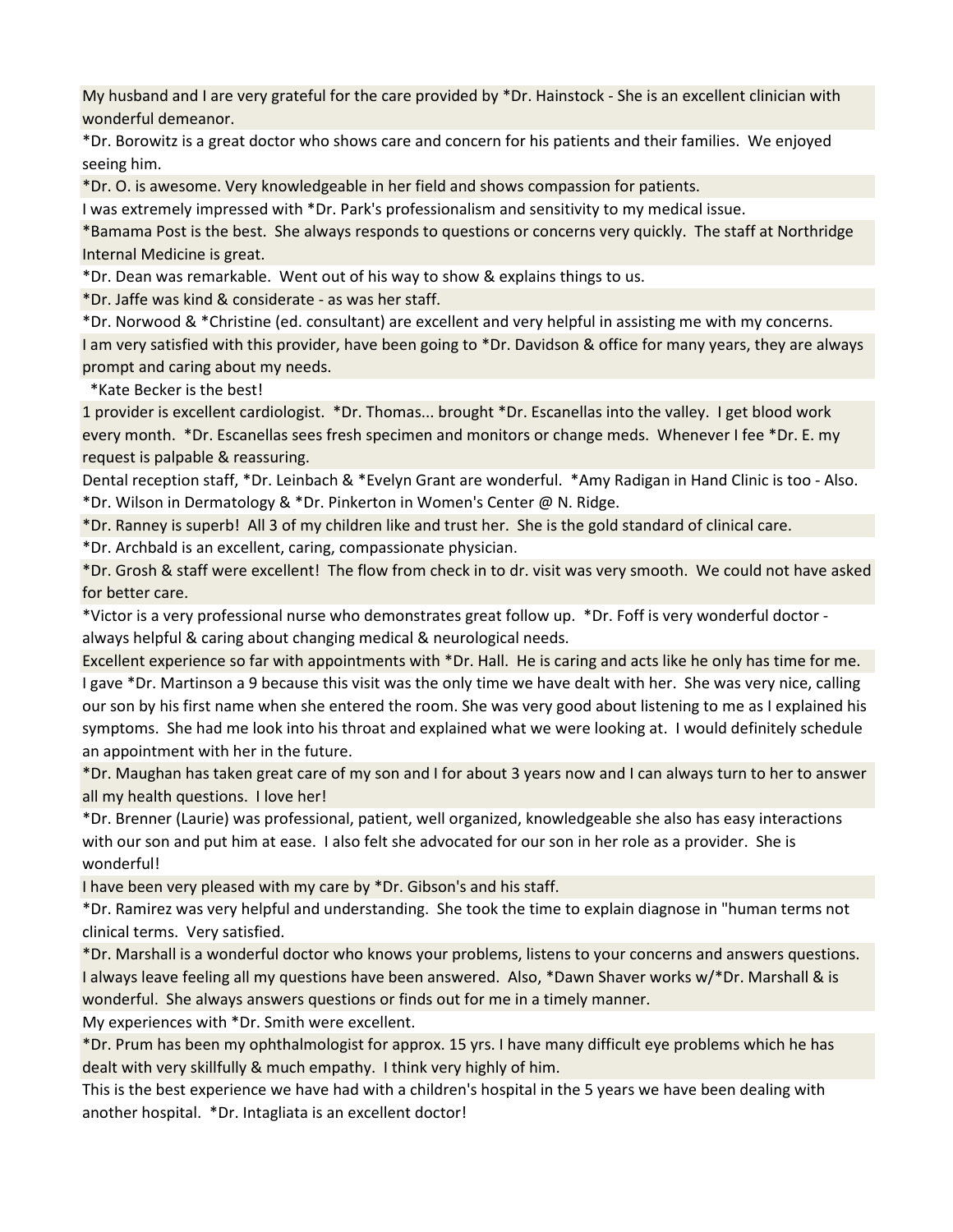My husband and I are very grateful for the care provided by *Dr. Hainstock - She is an excellent clinician with wonderful demeanor.

*Dr. Borowitz is a great doctor who shows care and concern for his patients and their families. We enjoyed seeing him.

*Dr. O. is awesome. Very knowledgeable in her field and shows compassion for patients.

I was extremely impressed with *Dr. Park's professionalism and sensitivity to my medical issue.

*Bamama Post is the best. She always responds to questions or concerns very quickly. The staff at Northridge Internal Medicine is great.

*Dr. Dean was remarkable. Went out of his way to show & explains things to us.

*Dr. Jaffe was kind & considerate - as was her staff.

*Dr. Norwood & *Christine (ed. consultant) are excellent and very helpful in assisting me with my concerns.

I am very satisfied with this provider, have been going to *Dr. Davidson & office for many years, they are always prompt and caring about my needs.

*Kate Becker is the best!

1 provider is excellent cardiologist. *Dr. Thomas... brought *Dr. Escanellas into the valley. I get blood work every month. *Dr. Escanellas sees fresh specimen and monitors or change meds. Whenever I fee *Dr. E. my request is palpable & reassuring.

Dental reception staff, *Dr. Leinbach & *Evelyn Grant are wonderful. *Amy Radigan in Hand Clinic is too - Also. *Dr. Wilson in Dermatology & *Dr. Pinkerton in Women's Center @ N. Ridge.

*Dr. Ranney is superb! All 3 of my children like and trust her. She is the gold standard of clinical care.

*Dr. Archbald is an excellent, caring, compassionate physician.

*Dr. Grosh & staff were excellent! The flow from check in to dr. visit was very smooth. We could not have asked for better care.

*Victor is a very professional nurse who demonstrates great follow up. *Dr. Foff is very wonderful doctor - always helpful & caring about changing medical & neurological needs.

Excellent experience so far with appointments with *Dr. Hall. He is caring and acts like he only has time for me.

I gave *Dr. Martinson a 9 because this visit was the only time we have dealt with her. She was very nice, calling our son by his first name when she entered the room. She was very good about listening to me as I explained his symptoms. She had me look into his throat and explained what we were looking at. I would definitely schedule an appointment with her in the future.

*Dr. Maughan has taken great care of my son and I for about 3 years now and I can always turn to her to answer all my health questions. I love her!

*Dr. Brenner (Laurie) was professional, patient, well organized, knowledgeable she also has easy interactions with our son and put him at ease. I also felt she advocated for our son in her role as a provider. She is wonderful!

I have been very pleased with my care by *Dr. Gibson's and his staff.

*Dr. Ramirez was very helpful and understanding. She took the time to explain diagnose in "human terms not clinical terms. Very satisfied.

*Dr. Marshall is a wonderful doctor who knows your problems, listens to your concerns and answers questions. I always leave feeling all my questions have been answered. Also, *Dawn Shaver works w/*Dr. Marshall & is wonderful. She always answers questions or finds out for me in a timely manner.

My experiences with *Dr. Smith were excellent.

*Dr. Prum has been my ophthalmologist for approx. 15 yrs. I have many difficult eye problems which he has dealt with very skillfully & much empathy. I think very highly of him.

This is the best experience we have had with a children's hospital in the 5 years we have been dealing with another hospital. *Dr. Intagliata is an excellent doctor!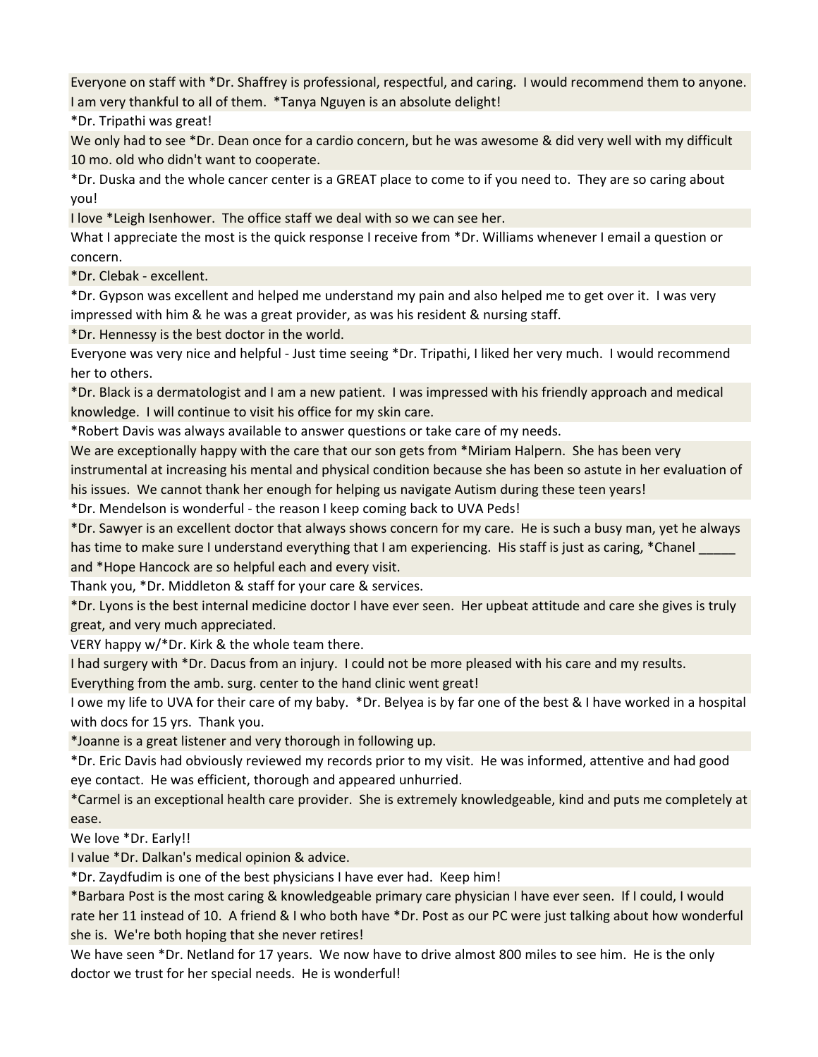Everyone on staff with *Dr. Shaffrey is professional, respectful, and caring. I would recommend them to anyone. I am very thankful to all of them. *Tanya Nguyen is an absolute delight!

*Dr. Tripathi was great!

We only had to see *Dr. Dean once for a cardio concern, but he was awesome & did very well with my difficult 10 mo. old who didn't want to cooperate.

*Dr. Duska and the whole cancer center is a GREAT place to come to if you need to. They are so caring about you!

I love *Leigh Isenhower. The office staff we deal with so we can see her.

What I appreciate the most is the quick response I receive from *Dr. Williams whenever I email a question or concern.

*Dr. Clebak - excellent.

*Dr. Gypson was excellent and helped me understand my pain and also helped me to get over it. I was very impressed with him & he was a great provider, as was his resident & nursing staff.

*Dr. Hennessy is the best doctor in the world.

Everyone was very nice and helpful - Just time seeing *Dr. Tripathi, I liked her very much. I would recommend her to others.

*Dr. Black is a dermatologist and I am a new patient. I was impressed with his friendly approach and medical knowledge. I will continue to visit his office for my skin care.

*Robert Davis was always available to answer questions or take care of my needs.

We are exceptionally happy with the care that our son gets from *Miriam Halpern. She has been very instrumental at increasing his mental and physical condition because she has been so astute in her evaluation of his issues. We cannot thank her enough for helping us navigate Autism during these teen years!

*Dr. Mendelson is wonderful - the reason I keep coming back to UVA Peds!

*Dr. Sawyer is an excellent doctor that always shows concern for my care. He is such a busy man, yet he always has time to make sure I understand everything that I am experiencing. His staff is just as caring, *Chanel _____ and *Hope Hancock are so helpful each and every visit.

Thank you, *Dr. Middleton & staff for your care & services.

*Dr. Lyons is the best internal medicine doctor I have ever seen. Her upbeat attitude and care she gives is truly great, and very much appreciated.

VERY happy w/*Dr. Kirk & the whole team there.

I had surgery with *Dr. Dacus from an injury. I could not be more pleased with his care and my results. Everything from the amb. surg. center to the hand clinic went great!

I owe my life to UVA for their care of my baby. *Dr. Belyea is by far one of the best & I have worked in a hospital with docs for 15 yrs. Thank you.

*Joanne is a great listener and very thorough in following up.

*Dr. Eric Davis had obviously reviewed my records prior to my visit. He was informed, attentive and had good eye contact. He was efficient, thorough and appeared unhurried.

*Carmel is an exceptional health care provider. She is extremely knowledgeable, kind and puts me completely at ease.

We love *Dr. Early!!

I value *Dr. Dalkan's medical opinion & advice.

*Dr. Zaydfudim is one of the best physicians I have ever had. Keep him!

*Barbara Post is the most caring & knowledgeable primary care physician I have ever seen. If I could, I would rate her 11 instead of 10. A friend & I who both have *Dr. Post as our PC were just talking about how wonderful she is. We're both hoping that she never retires!

We have seen *Dr. Netland for 17 years. We now have to drive almost 800 miles to see him. He is the only doctor we trust for her special needs. He is wonderful!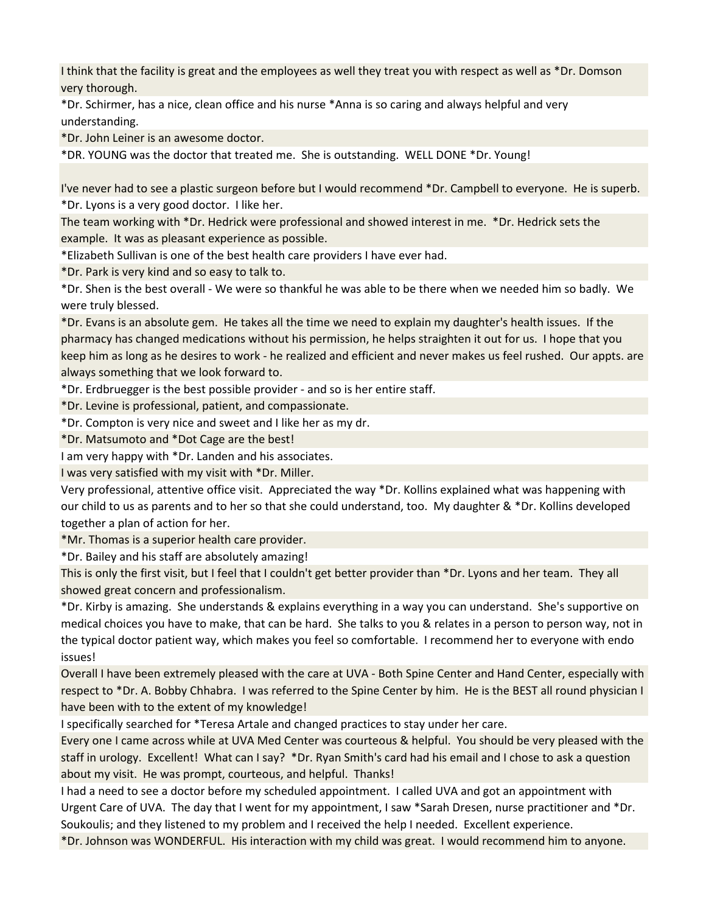I think that the facility is great and the employees as well they treat you with respect as well as *Dr. Domson very thorough.

*Dr. Schirmer, has a nice, clean office and his nurse *Anna is so caring and always helpful and very understanding.

*Dr. John Leiner is an awesome doctor.

*DR. YOUNG was the doctor that treated me. She is outstanding. WELL DONE *Dr. Young!

I've never had to see a plastic surgeon before but I would recommend *Dr. Campbell to everyone. He is superb.

*Dr. Lyons is a very good doctor. I like her.

The team working with *Dr. Hedrick were professional and showed interest in me. *Dr. Hedrick sets the example. It was as pleasant experience as possible.

*Elizabeth Sullivan is one of the best health care providers I have ever had.

*Dr. Park is very kind and so easy to talk to.

*Dr. Shen is the best overall - We were so thankful he was able to be there when we needed him so badly. We were truly blessed.

*Dr. Evans is an absolute gem. He takes all the time we need to explain my daughter's health issues. If the pharmacy has changed medications without his permission, he helps straighten it out for us. I hope that you keep him as long as he desires to work - he realized and efficient and never makes us feel rushed. Our appts. are always something that we look forward to.

*Dr. Erdbruegger is the best possible provider - and so is her entire staff.

*Dr. Levine is professional, patient, and compassionate.

*Dr. Compton is very nice and sweet and I like her as my dr.

*Dr. Matsumoto and *Dot Cage are the best!

I am very happy with *Dr. Landen and his associates.

I was very satisfied with my visit with *Dr. Miller.

Very professional, attentive office visit. Appreciated the way *Dr. Kollins explained what was happening with our child to us as parents and to her so that she could understand, too. My daughter & *Dr. Kollins developed together a plan of action for her.

*Mr. Thomas is a superior health care provider.

*Dr. Bailey and his staff are absolutely amazing!

This is only the first visit, but I feel that I couldn't get better provider than *Dr. Lyons and her team. They all showed great concern and professionalism.

*Dr. Kirby is amazing. She understands & explains everything in a way you can understand. She's supportive on medical choices you have to make, that can be hard. She talks to you & relates in a person to person way, not in the typical doctor patient way, which makes you feel so comfortable. I recommend her to everyone with endo issues!

Overall I have been extremely pleased with the care at UVA - Both Spine Center and Hand Center, especially with respect to *Dr. A. Bobby Chhabra. I was referred to the Spine Center by him. He is the BEST all round physician I have been with to the extent of my knowledge!

I specifically searched for *Teresa Artale and changed practices to stay under her care.

Every one I came across while at UVA Med Center was courteous & helpful. You should be very pleased with the staff in urology. Excellent! What can I say? *Dr. Ryan Smith's card had his email and I chose to ask a question about my visit. He was prompt, courteous, and helpful. Thanks!

I had a need to see a doctor before my scheduled appointment. I called UVA and got an appointment with Urgent Care of UVA. The day that I went for my appointment, I saw *Sarah Dresen, nurse practitioner and *Dr. Soukoulis; and they listened to my problem and I received the help I needed. Excellent experience.

*Dr. Johnson was WONDERFUL. His interaction with my child was great. I would recommend him to anyone.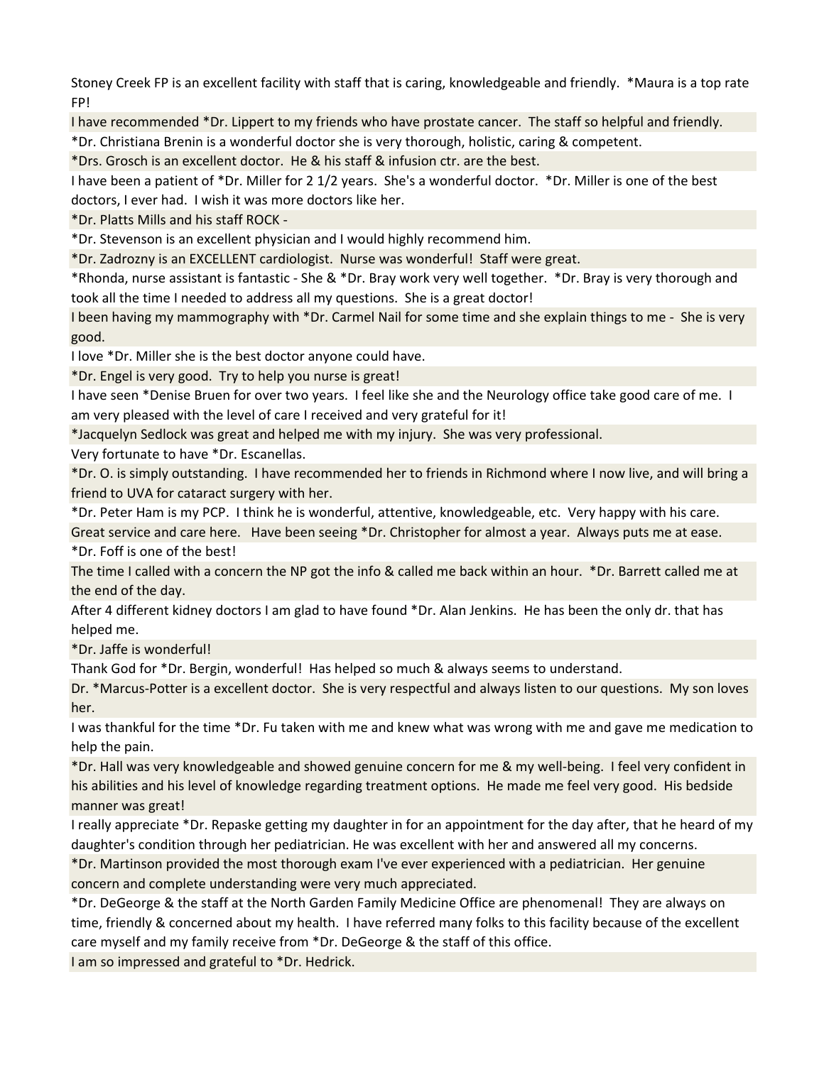Stoney Creek FP is an excellent facility with staff that is caring, knowledgeable and friendly.  *Maura is a top rate FP!

I have recommended *Dr. Lippert to my friends who have prostate cancer.  The staff so helpful and friendly.

*Dr. Christiana Brenin is a wonderful doctor she is very thorough, holistic, caring & competent.

*Drs. Grosch is an excellent doctor.  He & his staff & infusion ctr. are the best.

I have been a patient of *Dr. Miller for 2 1/2 years.  She's a wonderful doctor.  *Dr. Miller is one of the best doctors, I ever had.  I wish it was more doctors like her.

*Dr. Platts Mills and his staff ROCK -

*Dr. Stevenson is an excellent physician and I would highly recommend him.

*Dr. Zadrozny is an EXCELLENT cardiologist.  Nurse was wonderful!  Staff were great.

*Rhonda, nurse assistant is fantastic - She & *Dr. Bray work very well together.  *Dr. Bray is very thorough and took all the time I needed to address all my questions.  She is a great doctor!

I been having my mammography with *Dr. Carmel Nail for some time and she explain things to me -  She is very good.

I love *Dr. Miller she is the best doctor anyone could have.

*Dr. Engel is very good.  Try to help you nurse is great!

I have seen *Denise Bruen for over two years.  I feel like she and the Neurology office take good care of me.  I am very pleased with the level of care I received and very grateful for it!

*Jacquelyn Sedlock was great and helped me with my injury.  She was very professional.

Very fortunate to have *Dr. Escanellas.

*Dr. O. is simply outstanding.  I have recommended her to friends in Richmond where I now live, and will bring a friend to UVA for cataract surgery with her.

*Dr. Peter Ham is my PCP.  I think he is wonderful, attentive, knowledgeable, etc.  Very happy with his care.

Great service and care here.   Have been seeing *Dr. Christopher for almost a year.  Always puts me at ease.

*Dr. Foff is one of the best!

The time I called with a concern the NP got the info & called me back within an hour.  *Dr. Barrett called me at the end of the day.

After 4 different kidney doctors I am glad to have found *Dr. Alan Jenkins.  He has been the only dr. that has helped me.

*Dr. Jaffe is wonderful!

Thank God for *Dr. Bergin, wonderful!  Has helped so much & always seems to understand.

Dr. *Marcus-Potter is a excellent doctor.  She is very respectful and always listen to our questions.  My son loves her.

I was thankful for the time *Dr. Fu taken with me and knew what was wrong with me and gave me medication to help the pain.

*Dr. Hall was very knowledgeable and showed genuine concern for me & my well-being.  I feel very confident in his abilities and his level of knowledge regarding treatment options.  He made me feel very good.  His bedside manner was great!

I really appreciate *Dr. Repaske getting my daughter in for an appointment for the day after, that he heard of my daughter's condition through her pediatrician. He was excellent with her and answered all my concerns.

*Dr. Martinson provided the most thorough exam I've ever experienced with a pediatrician.  Her genuine concern and complete understanding were very much appreciated.

*Dr. DeGeorge & the staff at the North Garden Family Medicine Office are phenomenal!  They are always on time, friendly & concerned about my health.  I have referred many folks to this facility because of the excellent care myself and my family receive from *Dr. DeGeorge & the staff of this office.

I am so impressed and grateful to *Dr. Hedrick.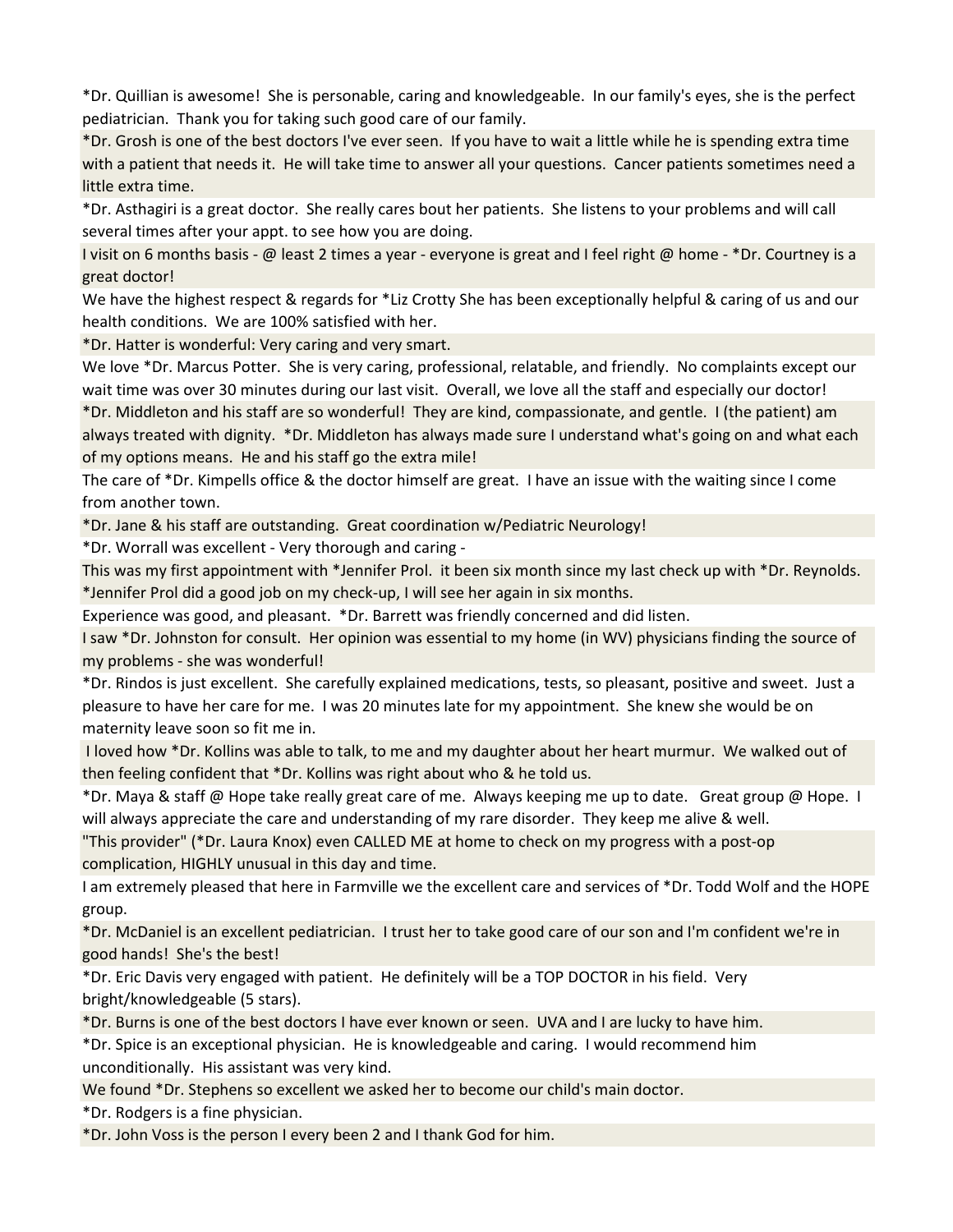*Dr. Quillian is awesome! She is personable, caring and knowledgeable. In our family's eyes, she is the perfect pediatrician. Thank you for taking such good care of our family.

*Dr. Grosh is one of the best doctors I've ever seen. If you have to wait a little while he is spending extra time with a patient that needs it. He will take time to answer all your questions. Cancer patients sometimes need a little extra time.

*Dr. Asthagiri is a great doctor. She really cares bout her patients. She listens to your problems and will call several times after your appt. to see how you are doing.

I visit on 6 months basis - @ least 2 times a year - everyone is great and I feel right @ home - *Dr. Courtney is a great doctor!

We have the highest respect & regards for *Liz Crotty She has been exceptionally helpful & caring of us and our health conditions. We are 100% satisfied with her.

*Dr. Hatter is wonderful: Very caring and very smart.

We love *Dr. Marcus Potter. She is very caring, professional, relatable, and friendly. No complaints except our wait time was over 30 minutes during our last visit. Overall, we love all the staff and especially our doctor!

*Dr. Middleton and his staff are so wonderful! They are kind, compassionate, and gentle. I (the patient) am always treated with dignity. *Dr. Middleton has always made sure I understand what's going on and what each of my options means. He and his staff go the extra mile!

The care of *Dr. Kimpells office & the doctor himself are great. I have an issue with the waiting since I come from another town.

*Dr. Jane & his staff are outstanding. Great coordination w/Pediatric Neurology!

*Dr. Worrall was excellent - Very thorough and caring -

This was my first appointment with *Jennifer Prol. it been six month since my last check up with *Dr. Reynolds. *Jennifer Prol did a good job on my check-up, I will see her again in six months.

Experience was good, and pleasant. *Dr. Barrett was friendly concerned and did listen.

I saw *Dr. Johnston for consult. Her opinion was essential to my home (in WV) physicians finding the source of my problems - she was wonderful!

*Dr. Rindos is just excellent. She carefully explained medications, tests, so pleasant, positive and sweet. Just a pleasure to have her care for me. I was 20 minutes late for my appointment. She knew she would be on maternity leave soon so fit me in.

I loved how *Dr. Kollins was able to talk, to me and my daughter about her heart murmur. We walked out of then feeling confident that *Dr. Kollins was right about who & he told us.

*Dr. Maya & staff @ Hope take really great care of me. Always keeping me up to date. Great group @ Hope. I will always appreciate the care and understanding of my rare disorder. They keep me alive & well.

"This provider" (*Dr. Laura Knox) even CALLED ME at home to check on my progress with a post-op complication, HIGHLY unusual in this day and time.

I am extremely pleased that here in Farmville we the excellent care and services of *Dr. Todd Wolf and the HOPE group.

*Dr. McDaniel is an excellent pediatrician. I trust her to take good care of our son and I'm confident we're in good hands! She's the best!

*Dr. Eric Davis very engaged with patient. He definitely will be a TOP DOCTOR in his field. Very bright/knowledgeable (5 stars).

*Dr. Burns is one of the best doctors I have ever known or seen. UVA and I are lucky to have him.

*Dr. Spice is an exceptional physician. He is knowledgeable and caring. I would recommend him unconditionally. His assistant was very kind.

We found *Dr. Stephens so excellent we asked her to become our child's main doctor.

*Dr. Rodgers is a fine physician.

*Dr. John Voss is the person I every been 2 and I thank God for him.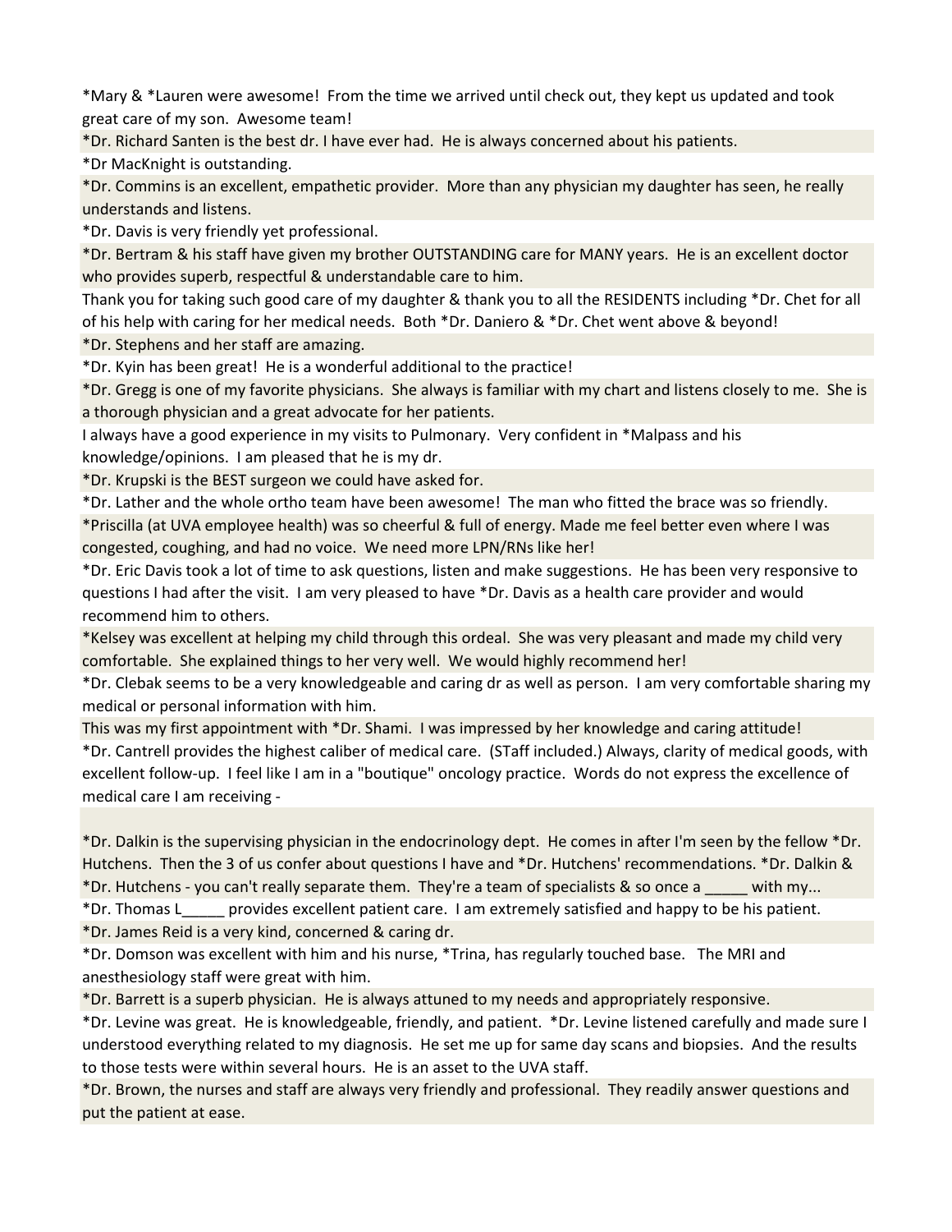*Mary & *Lauren were awesome! From the time we arrived until check out, they kept us updated and took great care of my son. Awesome team!

*Dr. Richard Santen is the best dr. I have ever had. He is always concerned about his patients.

*Dr MacKnight is outstanding.

*Dr. Commins is an excellent, empathetic provider. More than any physician my daughter has seen, he really understands and listens.

*Dr. Davis is very friendly yet professional.

*Dr. Bertram & his staff have given my brother OUTSTANDING care for MANY years. He is an excellent doctor who provides superb, respectful & understandable care to him.

Thank you for taking such good care of my daughter & thank you to all the RESIDENTS including *Dr. Chet for all of his help with caring for her medical needs. Both *Dr. Daniero & *Dr. Chet went above & beyond!

*Dr. Stephens and her staff are amazing.

*Dr. Kyin has been great! He is a wonderful additional to the practice!

*Dr. Gregg is one of my favorite physicians. She always is familiar with my chart and listens closely to me. She is a thorough physician and a great advocate for her patients.

I always have a good experience in my visits to Pulmonary. Very confident in *Malpass and his knowledge/opinions. I am pleased that he is my dr.

*Dr. Krupski is the BEST surgeon we could have asked for.

*Dr. Lather and the whole ortho team have been awesome! The man who fitted the brace was so friendly.

*Priscilla (at UVA employee health) was so cheerful & full of energy. Made me feel better even where I was congested, coughing, and had no voice. We need more LPN/RNs like her!

*Dr. Eric Davis took a lot of time to ask questions, listen and make suggestions. He has been very responsive to questions I had after the visit. I am very pleased to have *Dr. Davis as a health care provider and would recommend him to others.

*Kelsey was excellent at helping my child through this ordeal. She was very pleasant and made my child very comfortable. She explained things to her very well. We would highly recommend her!

*Dr. Clebak seems to be a very knowledgeable and caring dr as well as person. I am very comfortable sharing my medical or personal information with him.

This was my first appointment with *Dr. Shami. I was impressed by her knowledge and caring attitude!

*Dr. Cantrell provides the highest caliber of medical care. (STaff included.) Always, clarity of medical goods, with excellent follow-up. I feel like I am in a "boutique" oncology practice. Words do not express the excellence of medical care I am receiving -

*Dr. Dalkin is the supervising physician in the endocrinology dept. He comes in after I'm seen by the fellow *Dr. Hutchens. Then the 3 of us confer about questions I have and *Dr. Hutchens' recommendations. *Dr. Dalkin & *Dr. Hutchens - you can't really separate them. They're a team of specialists & so once a _____ with my...

*Dr. Thomas L_____ provides excellent patient care. I am extremely satisfied and happy to be his patient.

*Dr. James Reid is a very kind, concerned & caring dr.

*Dr. Domson was excellent with him and his nurse, *Trina, has regularly touched base. The MRI and anesthesiology staff were great with him.

*Dr. Barrett is a superb physician. He is always attuned to my needs and appropriately responsive.

*Dr. Levine was great. He is knowledgeable, friendly, and patient. *Dr. Levine listened carefully and made sure I understood everything related to my diagnosis. He set me up for same day scans and biopsies. And the results to those tests were within several hours. He is an asset to the UVA staff.

*Dr. Brown, the nurses and staff are always very friendly and professional. They readily answer questions and put the patient at ease.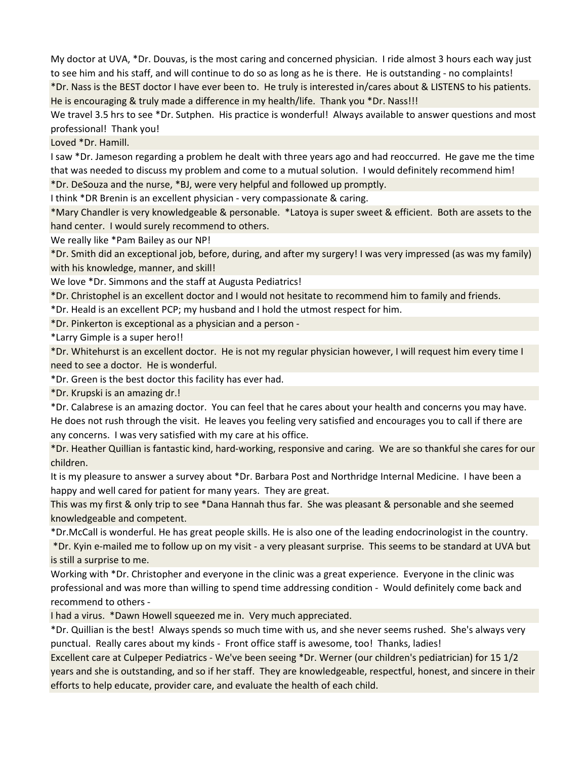My doctor at UVA, *Dr. Douvas, is the most caring and concerned physician. I ride almost 3 hours each way just to see him and his staff, and will continue to do so as long as he is there. He is outstanding - no complaints!

*Dr. Nass is the BEST doctor I have ever been to. He truly is interested in/cares about & LISTENS to his patients. He is encouraging & truly made a difference in my health/life. Thank you *Dr. Nass!!!

We travel 3.5 hrs to see *Dr. Sutphen. His practice is wonderful! Always available to answer questions and most professional! Thank you!

Loved *Dr. Hamill.

I saw *Dr. Jameson regarding a problem he dealt with three years ago and had reoccurred. He gave me the time that was needed to discuss my problem and come to a mutual solution. I would definitely recommend him!

*Dr. DeSouza and the nurse, *BJ, were very helpful and followed up promptly.

I think *DR Brenin is an excellent physician - very compassionate & caring.

*Mary Chandler is very knowledgeable & personable. *Latoya is super sweet & efficient. Both are assets to the hand center. I would surely recommend to others.

We really like *Pam Bailey as our NP!

*Dr. Smith did an exceptional job, before, during, and after my surgery! I was very impressed (as was my family) with his knowledge, manner, and skill!

We love *Dr. Simmons and the staff at Augusta Pediatrics!

*Dr. Christophel is an excellent doctor and I would not hesitate to recommend him to family and friends.

*Dr. Heald is an excellent PCP; my husband and I hold the utmost respect for him.

*Dr. Pinkerton is exceptional as a physician and a person -

*Larry Gimple is a super hero!!

*Dr. Whitehurst is an excellent doctor. He is not my regular physician however, I will request him every time I need to see a doctor. He is wonderful.

*Dr. Green is the best doctor this facility has ever had.

*Dr. Krupski is an amazing dr.!

*Dr. Calabrese is an amazing doctor. You can feel that he cares about your health and concerns you may have. He does not rush through the visit. He leaves you feeling very satisfied and encourages you to call if there are any concerns. I was very satisfied with my care at his office.

*Dr. Heather Quillian is fantastic kind, hard-working, responsive and caring. We are so thankful she cares for our children.

It is my pleasure to answer a survey about *Dr. Barbara Post and Northridge Internal Medicine. I have been a happy and well cared for patient for many years. They are great.

This was my first & only trip to see *Dana Hannah thus far. She was pleasant & personable and she seemed knowledgeable and competent.

*Dr.McCall is wonderful. He has great people skills. He is also one of the leading endocrinologist in the country.

*Dr. Kyin e-mailed me to follow up on my visit - a very pleasant surprise. This seems to be standard at UVA but is still a surprise to me.

Working with *Dr. Christopher and everyone in the clinic was a great experience. Everyone in the clinic was professional and was more than willing to spend time addressing condition - Would definitely come back and recommend to others -

I had a virus. *Dawn Howell squeezed me in. Very much appreciated.

*Dr. Quillian is the best! Always spends so much time with us, and she never seems rushed. She's always very punctual. Really cares about my kinds - Front office staff is awesome, too! Thanks, ladies!

Excellent care at Culpeper Pediatrics - We've been seeing *Dr. Werner (our children's pediatrician) for 15 1/2 years and she is outstanding, and so if her staff. They are knowledgeable, respectful, honest, and sincere in their efforts to help educate, provider care, and evaluate the health of each child.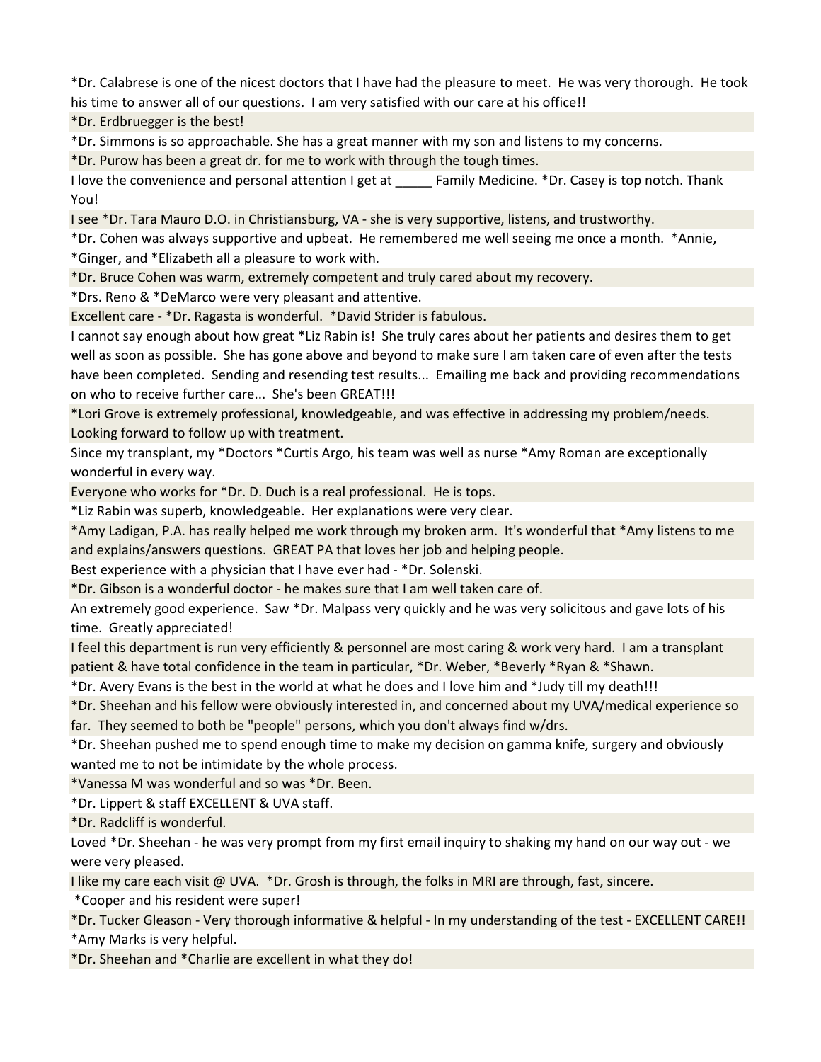*Dr. Calabrese is one of the nicest doctors that I have had the pleasure to meet. He was very thorough. He took his time to answer all of our questions. I am very satisfied with our care at his office!!

*Dr. Erdbruegger is the best!

*Dr. Simmons is so approachable. She has a great manner with my son and listens to my concerns.

*Dr. Purow has been a great dr. for me to work with through the tough times.

I love the convenience and personal attention I get at _____ Family Medicine. *Dr. Casey is top notch. Thank You!

I see *Dr. Tara Mauro D.O. in Christiansburg, VA - she is very supportive, listens, and trustworthy.

*Dr. Cohen was always supportive and upbeat. He remembered me well seeing me once a month. *Annie, *Ginger, and *Elizabeth all a pleasure to work with.

*Dr. Bruce Cohen was warm, extremely competent and truly cared about my recovery.

*Drs. Reno & *DeMarco were very pleasant and attentive.

Excellent care - *Dr. Ragasta is wonderful. *David Strider is fabulous.

I cannot say enough about how great *Liz Rabin is! She truly cares about her patients and desires them to get well as soon as possible. She has gone above and beyond to make sure I am taken care of even after the tests have been completed. Sending and resending test results... Emailing me back and providing recommendations on who to receive further care... She's been GREAT!!!

*Lori Grove is extremely professional, knowledgeable, and was effective in addressing my problem/needs. Looking forward to follow up with treatment.

Since my transplant, my *Doctors *Curtis Argo, his team was well as nurse *Amy Roman are exceptionally wonderful in every way.

Everyone who works for *Dr. D. Duch is a real professional. He is tops.

*Liz Rabin was superb, knowledgeable. Her explanations were very clear.

*Amy Ladigan, P.A. has really helped me work through my broken arm. It's wonderful that *Amy listens to me and explains/answers questions. GREAT PA that loves her job and helping people.

Best experience with a physician that I have ever had - *Dr. Solenski.

*Dr. Gibson is a wonderful doctor - he makes sure that I am well taken care of.

An extremely good experience. Saw *Dr. Malpass very quickly and he was very solicitous and gave lots of his time. Greatly appreciated!

I feel this department is run very efficiently & personnel are most caring & work very hard. I am a transplant patient & have total confidence in the team in particular, *Dr. Weber, *Beverly *Ryan & *Shawn.

*Dr. Avery Evans is the best in the world at what he does and I love him and *Judy till my death!!!

*Dr. Sheehan and his fellow were obviously interested in, and concerned about my UVA/medical experience so far. They seemed to both be "people" persons, which you don't always find w/drs.

*Dr. Sheehan pushed me to spend enough time to make my decision on gamma knife, surgery and obviously wanted me to not be intimidate by the whole process.

*Vanessa M was wonderful and so was *Dr. Been.

*Dr. Lippert & staff EXCELLENT & UVA staff.

*Dr. Radcliff is wonderful.

Loved *Dr. Sheehan - he was very prompt from my first email inquiry to shaking my hand on our way out - we were very pleased.

I like my care each visit @ UVA. *Dr. Grosh is through, the folks in MRI are through, fast, sincere.

*Cooper and his resident were super!

*Dr. Tucker Gleason - Very thorough informative & helpful - In my understanding of the test - EXCELLENT CARE!!

*Amy Marks is very helpful.

*Dr. Sheehan and *Charlie are excellent in what they do!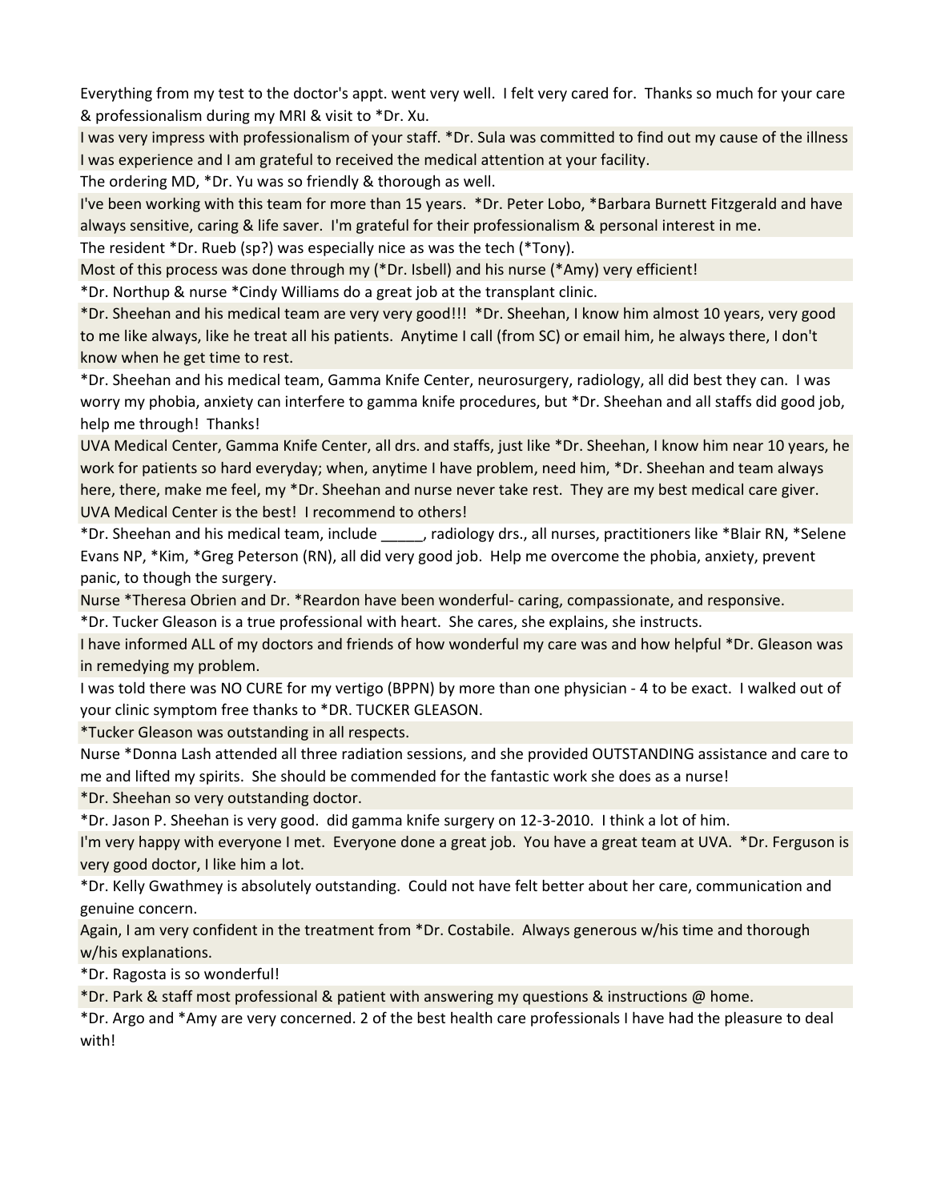Everything from my test to the doctor's appt. went very well. I felt very cared for. Thanks so much for your care & professionalism during my MRI & visit to *Dr. Xu.

I was very impress with professionalism of your staff. *Dr. Sula was committed to find out my cause of the illness I was experience and I am grateful to received the medical attention at your facility.

The ordering MD, *Dr. Yu was so friendly & thorough as well.

I've been working with this team for more than 15 years. *Dr. Peter Lobo, *Barbara Burnett Fitzgerald and have always sensitive, caring & life saver. I'm grateful for their professionalism & personal interest in me.

The resident *Dr. Rueb (sp?) was especially nice as was the tech (*Tony).

Most of this process was done through my (*Dr. Isbell) and his nurse (*Amy) very efficient!

*Dr. Northup & nurse *Cindy Williams do a great job at the transplant clinic.

*Dr. Sheehan and his medical team are very very good!!! *Dr. Sheehan, I know him almost 10 years, very good to me like always, like he treat all his patients. Anytime I call (from SC) or email him, he always there, I don't know when he get time to rest.

*Dr. Sheehan and his medical team, Gamma Knife Center, neurosurgery, radiology, all did best they can. I was worry my phobia, anxiety can interfere to gamma knife procedures, but *Dr. Sheehan and all staffs did good job, help me through! Thanks!

UVA Medical Center, Gamma Knife Center, all drs. and staffs, just like *Dr. Sheehan, I know him near 10 years, he work for patients so hard everyday; when, anytime I have problem, need him, *Dr. Sheehan and team always here, there, make me feel, my *Dr. Sheehan and nurse never take rest. They are my best medical care giver. UVA Medical Center is the best! I recommend to others!

*Dr. Sheehan and his medical team, include _____, radiology drs., all nurses, practitioners like *Blair RN, *Selene Evans NP, *Kim, *Greg Peterson (RN), all did very good job. Help me overcome the phobia, anxiety, prevent panic, to though the surgery.

Nurse *Theresa Obrien and Dr. *Reardon have been wonderful- caring, compassionate, and responsive.

*Dr. Tucker Gleason is a true professional with heart. She cares, she explains, she instructs.

I have informed ALL of my doctors and friends of how wonderful my care was and how helpful *Dr. Gleason was in remedying my problem.

I was told there was NO CURE for my vertigo (BPPN) by more than one physician - 4 to be exact. I walked out of your clinic symptom free thanks to *DR. TUCKER GLEASON.

*Tucker Gleason was outstanding in all respects.

Nurse *Donna Lash attended all three radiation sessions, and she provided OUTSTANDING assistance and care to me and lifted my spirits. She should be commended for the fantastic work she does as a nurse!

*Dr. Sheehan so very outstanding doctor.

*Dr. Jason P. Sheehan is very good. did gamma knife surgery on 12-3-2010. I think a lot of him.

I'm very happy with everyone I met. Everyone done a great job. You have a great team at UVA. *Dr. Ferguson is very good doctor, I like him a lot.

*Dr. Kelly Gwathmey is absolutely outstanding. Could not have felt better about her care, communication and genuine concern.

Again, I am very confident in the treatment from *Dr. Costabile. Always generous w/his time and thorough w/his explanations.

*Dr. Ragosta is so wonderful!

*Dr. Park & staff most professional & patient with answering my questions & instructions @ home.

*Dr. Argo and *Amy are very concerned. 2 of the best health care professionals I have had the pleasure to deal with!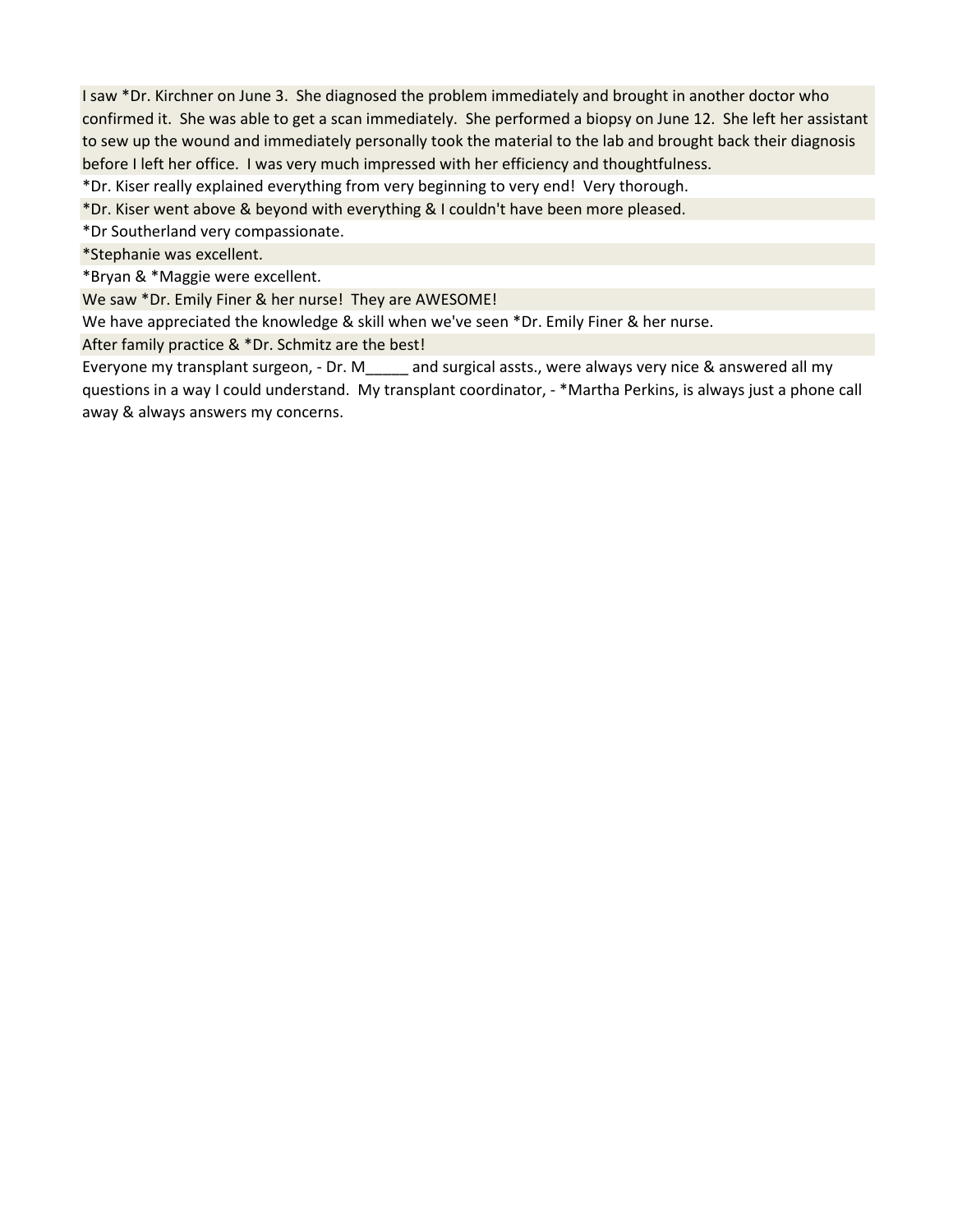I saw *Dr. Kirchner on June 3.  She diagnosed the problem immediately and brought in another doctor who confirmed it.  She was able to get a scan immediately.  She performed a biopsy on June 12.  She left her assistant to sew up the wound and immediately personally took the material to the lab and brought back their diagnosis before I left her office.  I was very much impressed with her efficiency and thoughtfulness.

*Dr. Kiser really explained everything from very beginning to very end!  Very thorough.

*Dr. Kiser went above & beyond with everything & I couldn't have been more pleased.

*Dr Southerland very compassionate.

*Stephanie was excellent.

*Bryan & *Maggie were excellent.

We saw *Dr. Emily Finer & her nurse!  They are AWESOME!

We have appreciated the knowledge & skill when we've seen *Dr. Emily Finer & her nurse.

After family practice & *Dr. Schmitz are the best!

Everyone my transplant surgeon, - Dr. M_____ and surgical assts., were always very nice & answered all my questions in a way I could understand.  My transplant coordinator, - *Martha Perkins, is always just a phone call away & always answers my concerns.